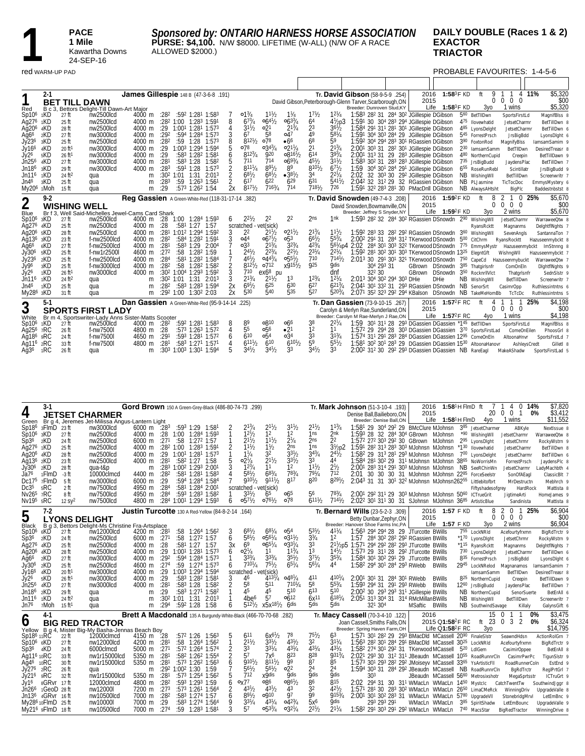# 1

**PACE**
**1 Mile**
Kawartha Downs
24-SEP-16

red WARM-UP PAD

***Sponsored by: ONTARIO HARNESS HORSE ASSOCIATION***
**PURSE: $4,100.** N/W $8000. LIFETIME (W-ALL) (N/W OF A RACE ALLOWED $2000.)

**DAILY DOUBLE (Races 1 & 2)**
**EXACTOR**
**TRIACTOR**

PROBABLE FAVOURITES: 1-4-5-6

---

## 1 — BET TILL DAWN (2-1) — Red

**James Gillespie** 148 B (47-3-6-8 .191)
B c 3, Bettors Delight-Till Dawn-Art Major
**Tr. David Gibson** (58-9-5-9 .254)
David Gibson,Peterborough-Glenn Tarver,Scarborough,ON
Breeder: Dunroven Stud,KY

2016 1:58³F KD ft 9 1 1 4 11% $5,320
2015 0 0 0 0 $00
Life 1:58³F KD 3yo 1 wins $5,320

| Date | Trk | Cond | Class | Dist | 1/4 | 1/2 | 3/4 | Fin | PP | 1/4 | 1/2 | 3/4 | Str | Fin | Time / Splits | Driver | Trainer | Odds | 1st | 2nd | 3rd |
|---|---|---|---|---|---|---|---|---|---|---|---|---|---|---|---|---|---|---|---|---|---|
| Sp10⁶ 1KD | 27 ft | nw2500lcd | 4000 m | :28² | :59² | 1:28¹ | 1:58³ | 7 | o1¾ | 1½ | 1¼ | 1½ | 1¾ | 1:58³ 28² 31 28⁴ 30² JGillespie DGibson | | | 5⁶⁰ | BetTillDwn | SportsFirstLd | MagnifBlss 8 |
| Ag27⁶ 1KD | 25 ft | nw2500lcd | 4000 m | :28² | 1:00 | 1:28³ | 1:59¹ | 8 | 6⁷¾ | o6⁴½ | o6³¾ | 6⁴ | 4½p3 | 1:59¹ 30 30⁴ 28³ 29⁴ JGillespie DGibson | | | 4⁷⁵ | Ilovewhatid | JetsetCharmr | BetTillDwn 8 |
| Ag20⁶ 4KD | 28 ft | nw2500lcd | 4000 m | :29 | 1:00¹ | 1:28¹ | 1:57³ | 4 | 3½ | o2¹ | 2¼ | 2³ | 3⁶½ | 1:58⁴ 29¹ 31¹ 28¹ 30¹ JGillespie DGibson | | | 4⁸⁵ | LyonsDelght | JetsetCharmr | BetTillDwn 6 |
| Ag6⁶ 2KD | 27 ft | nw3000lcd | 4000 m | :29² | :59⁴ | 1:28⁴ | 1:57³ | 3 | 6⁷ | 5⁸ | o4⁷ | 4⁹ | 5⁸¾ | 1:59¹ 30⁴ 30³ 28⁴ 29 JGillespie DGibson | | | 5⁴⁵ | ForrestPrsch | JrsBigBdd | LyonsDlght 6 |
| Jy23⁶ 3KD | 25 ft | nw2500lcd | 4000 m | :28² | :59 | 1:28 | 1:57³ | 8 | 8¹²½ | o7⁸ | •6⁶ | 6⁸ | 5⁹ | 1:59² 30⁴ 29⁴ 28³ 30¹ RGassien DGibson | | | 3⁹⁰ | FoxtonRod | MagnifyBlss | IamsamSamim 9 |
| Jy16⁶ 4KD | 20 ft¹ | nw3000lcd | 4000 m | :29 | 1:00³ | 1:29⁴ | 1:59⁴ | 5 | o7⁸ | o3⁴¾ | o2¹¼ | 2¹ | 2¹¾ | 2:00¹ 30³ 31 28² 30¹ JGillespie DGibson | | | 2³⁰ | IamsamSamm | BetTllDwn | DesiredTreasr 8 |
| Jy2⁶ 5KD | 26 ft¹ | nw3000lcd | 4000 m | :29 | :58³ | 1:28² | 1:58¹ | 6 | 8¹²¾ | 9²⁰ | o8¹⁶½ | 6¹⁴ | 3⁹¾ | 2:00¹ 31³ 31 29 28³ JGillespie DGibson | | | 4⁸⁰ | NorthernCupid | Creepin | BetTillDawn 9 |
| Jn25⁶ 4KD | 27 ft | nw3000lcd | 4000 m | :28¹ | :58³ | 1:28 | 1:58² | 5 | 7¹¹ | 7¹⁴ | o6⁹¾ | 4⁵½ | 3¹½ | 1:58³ 30² 31 28³ 28³ JGillespie DGibson | | | 7³⁵ | JrsBigBudd | JaydensPlac | BetTillDwn 7 |
| Jn18⁶ 3KD | 29 ft | nw3000lcd | 4000 m | :28³ | :59¹ | 1:28 | 1:57³ | 2 | 8¹¹¼ | 8⁹½ | 8⁹ | 8¹⁰½ | 6⁷½ | 1:59 30⁴ 30¹ 28⁴ 29¹ JGillespie DGibson | | | 6⁵⁵ | RoseRunRebl | Scintillatr | JrsBigBudd 9 |
| Jn11⁶ 1KD | 24 ft² | qua | m | :30² | 1:01 | 1:31 | 2:01³ | 2 | 6⁸½ | 6⁸½ | •3⁸½ | 3⁴ | 2²¼ | 2:02 32 30³ 30 29² JGillespie DGibson | | | NB | WishingWll | BetTillDwn | Screenwritr 7 |
| Jn4⁶ 3KD | 25 ft | qua | m | :28³ | :59 | 1:26³ | 1:56¹ | 2 | 6¹⁷ | 6²² | 6²⁹ | 6³¹ | 5⁴¹½ | 2:04² 32 31² 29 32 RGassien DGibson | | | NB | PLJasmine | TicTocDoc | EmmysMystery 6 |
| My20⁶ 1Moh | 15 ft | qua | m | :29 | :57³ | 1:26² | 1:54 | 2x | 8¹⁷½ | 7¹⁶³¼ | 7¹⁴ | 7¹⁸½ | 7²⁶ | 1:59¹ 32² 28³ 28¹ 30 PMacDnll DGibson | | | NB | AlwaysAHtsht | BigPlc | Baddestnbstst 8 |

## 2 — WISHING WELL (9-2) — Blue

**Reg Gassien** A Green-White-Red (118-31-17-14 .382)
Br f 3, Well Said-Michelles Jewel-Cams Card Shark
**Tr. David Snowden** (49-7-4-3 .208)
David Snowden,Bowmanville,ON
Breeder: Jeffrey S Snyder,NY

2016 1:59²F KD ft 8 2 1 0 25% $5,670
2015 0 0 0 0 $00
Life 1:59²F KD 3yo 2 wins $5,670

| Date | Trk | Cond | Class | Dist | 1/4 | 1/2 | 3/4 | Fin | PP | 1/4 | 1/2 | 3/4 | Str | Fin | Time / Splits | Driver | Trainer | Odds | 1st | 2nd | 3rd |
|---|---|---|---|---|---|---|---|---|---|---|---|---|---|---|---|---|---|---|---|---|---|
| Sp10⁶ 3KD | 27 ft | nw2500lcd | 4000 m | :28 | 1:00 | 1:28⁴ | 1:59³ | 6 | 2²½ | 2² | 2² | 2ns | 1nk | 1:59³ 28² 32 28⁴ 30² RGassien DSnowdn | | | 2⁹⁰ | WishingWll | JetsetCharmr | WarraweeQtw 8 |
| Ag27⁶ 4KD | 25 ft | nw2500lcd | 4000 m | :28 | :58¹ | 1:27 | 1:57 | | scratched - vet(sick) | | | | | | | | | RyansRocktt | Magnanms | DelghtflNghts 7 |
| Ag20⁶ 4KD | 28 ft | nw2500lcd | 4000 m | :28¹ | 1:01² | 1:29⁴ | 1:59² | 3 | 2² | 2¹½ | o2¹½ | 2¹¾ | 1½ | 1:59² 28³ 33 28² 29² RGassien DSnowdn | | | 3⁶⁰ | WishingWll | SevenAngls | SantannaTon 7 |
| Ag13⁶ 3KD | 23 ft | f-nw2500lcd | 4000 m | :28² | :58⁴ | 1:28² | 1:59¹ | 3 | o4⁴ | o6⁷½ | o5³ | 6⁶½ | 5⁵¾ | 2:00² 29¹ 31 28⁴ 31² TKerwood DSnowdn | | | 5⁰⁰ | CitChrm | RyansRocktt | Hazuseenmybckt 8 |
| Ag6⁶ 6KD | 27 ft | f-nw2500lcd | 4000 m | :28¹ | :58³ | 1:29 | 2:00⁴ | 7 | o3³ | 2¹¾ | 3²¾ | 4²¾ | 5⁶¼p4 | 2:02 28⁴ 30¹ 30³ 32² TKerwood DSnowdn | | | 7⁷⁵ | EmmysMystr | Hazuseenmybckt | ImStrnng 8 |
| Jy30⁶ 5KD | 25 ft | f-nw1r2500l | 4600 m | :27² | :58 | 1:28² | 1:59 | 1 | 2⁴½ | 2²¾ | 2²½ | 2³¼ | 2²¼ | 1:59² 28¹ 30² 30¹ 30³ TKerwood DSnowdn | | | 13²⁵ | ElegntGft | WishngWll | Hazuseenmybckt 7 |
| Jy23⁶ 2KD | 25 ft | f-nw2500lcd | 4000 m | :28⁴ | :58¹ | 1:28² | 1:58⁴ | 7 | 4⁶½ | o4⁴¾ | o5⁵½ | 7¹⁰ | 7¹⁴½ | 2:01³ 30 29¹ 30¹ 32¹ TKerwood DSnowdn | | | 7⁵⁰ | CapeCd | Hazuseenmybuckt | WarraweeQtw 7 |
| Jy9⁶ 3KD | 25 ft | f-nw3000lcd | 4000 m | :28² | :58 | 1:28² | 1:58² | 2 | 8¹²½ | o7¹² | x9¹⁵½ | 9²⁵ | 9dis | 30⁴ 29³ 31 | GBrown | DSnowdn | 3⁸⁵ | Thatgirlsnfr | ComOnEln | DlghtflNghts 9 |
| Jy2⁶ 1KD | 26 ft¹ | nw3000lcd | 4000 m | :30² | 1:00⁴ | 1:29³ | 1:59² | 3 | 7¹⁰ | ex6⁸ pu | | | dnf | 32³ 30 | GBrown | DSnowdn | 3⁵⁰ | RocknrllVlct | Thatgrlsnfr | SednSlstr 9 |
| Jn11⁶ 1KD | 24 ft² | qua | m | :30² | 1:01 | 1:31 | 2:01³ | 3 | 2¹¾ | 2¹½ | 1³ | 1²¾ | 1²¼ | 2:01³ 30⁴ 30² 29⁴ 30³ DHie | DHie | | NB | WishingWll | BetTillDwn | Screenwritr 7 |
| Jn4⁶ 1KD | 25 ft | qua | m | :28² | :58³ | 1:28³ | 1:59⁴ | 2x | 6⁹½ | 6²⁵ | 6³⁰ | 6²⁷ | 6²¹¾ | 2:04¹ 30¹ 33² 31 29³ RGassien DSnowdn | | | NB | SenorSrt | CasimrOpp | Ruthlessintntns 6 |
| My28⁶ 3KD | 31 ft | qua | m | :29² | 1:00 | 1:30² | 2:03 | 2x | 5³⁰ | 5⁴⁰ | 5³⁵ | 5²⁷ | 5²⁰¾ | 2:07¹ 35² 32³ 29² 29⁴ KBalson DSnowdn | | | NB | TakeMeHomBb | TcTcDc | Ruthlessintntns 5 |

## 3 — SPORTS FIRST LADY (5-1) — White

**Dan Gassien** A Green-White-Red (95-9-14-14 .225)
Br m 4, Sportswriter-Lady Anns Sister-Matts Scooter
**Tr. Dan Gassien** (73-9-10-15 .267)
Carolyn & Merlyn Rae,Sunderland,ON
Breeder: Carolyn M Rae-Merlyn J Rae,ON

2016 1:57²F RC ft 4 1 1 1 25% $4,198
2015 0 0 0 0 $00
Life 1:57²F RC 4yo 1 wins $4,198

| Date | Trk | Cond | Class | Dist | 1/4 | 1/2 | 3/4 | Fin | PP | 1/4 | 1/2 | 3/4 | Str | Fin | Time / Splits | Driver | Trainer | Odds | 1st | 2nd | 3rd |
|---|---|---|---|---|---|---|---|---|---|---|---|---|---|---|---|---|---|---|---|---|---|
| Sp10⁶ 1KD | 27 ft | nw2500lcd | 4000 m | :28² | :59² | 1:28¹ | 1:58³ | 8 | 8⁹ | o8¹⁰ | o6⁶ | 3⁸ | 2²¼ | 1:59 30¹ 31¹ 28 29³ DGassien DGassien | | | *1⁴⁵ | BetTllDwn | SportsFirstLd | MagnifBlss 8 |
| Ag25⁶ 7RC | 26 ft | f-nw7500l | 4800 m | :28 | :57³ | 1:26³ | 1:57² | 4 | 5⁵ | o5⁶ | •2¹ | 1² | 1¹ | 1:57² 29 29⁴ 28 30³ DGassien DGassien | | | 3⁷⁰ | SportsFirstLad | ComeOnElln | PhoosGrl 8 |
| Ag18⁶ 9RC | 24 ft | f-nw7500l | 4650 m | :29¹ | :59³ | 1:28¹ | 1:57² | 6 | 6¹⁰ | o5⁴ | o3⁴ | 3³ | 3¹¾ | 1:57⁴ 31¹ 29¹ 28³ 28⁴ DGassien DGassien | | | 12⁹⁵ | ComeOnEln | AltoonaHnvr | SportsFrstLd 7 |
| Ag11⁶ 2RC | 33 ft | f-nw7500l | 4800 m | :28¹ | :58³ | 1:27¹ | 1:57¹ | 4 | 6¹¹½ | 6¹⁰ | 6¹⁰½ | 5⁹ | 5⁵½ | 1:58¹ 30² 30¹ 28³ 29 DGassien DGassien | | | 15³⁰ | AltoonaHanovr | AshleysCredt | Gillett 8 |
| Ag3⁶ 1RC | 26 ft | qua | m | :30³ | 1:00³ | 1:30¹ | 1:59⁴ | 5 | 3⁴½ | 3⁴½ | 3³ | 3⁴½ | 3³ | 2:00² 31² 30 29² 29³ DGassien DGassien | | | NB | RareEagl | MakeAShadw | SportsFirstLad 5 |

## 4 — JETSET CHARMER (3-1) — Green

**Gord Brown** 150 A Green-Grey-Black (486-80-74-73 .299)
Br g 4, Jeremes Jet-Milissa Angus-Lantern Light
**Tr. Mark Johnson** (51-3-10-4 .193)
Denise Ball,Bailieboro,ON
Breeder: Denise Ball,ON

2016 1:58¹H FlmD ft 7 1 4 0 14% $7,820
2015 20 0 0 1 0% $3,412
Life 1:58¹H FlmD 4yo 1 wins $11,552

| Date | Trk | Cond | Class | Dist | 1/4 | 1/2 | 3/4 | Fin | PP | 1/4 | 1/2 | 3/4 | Str | Fin | Time / Splits | Driver | Trainer | Odds | 1st | 2nd | 3rd |
|---|---|---|---|---|---|---|---|---|---|---|---|---|---|---|---|---|---|---|---|---|---|
| Sp18⁶ 3FlmD | 23 ft | nw3000lcd | 6000 m | :28³ | :59³ | 1:29 | 1:58¹ | 2 | 2¹¾ | 2¹½ | 3¹½ | 2¹½ | 1¹¾ | 1:58¹ 29 30⁴ 29² 29 BMcClure MJohnsn | | | 3⁸⁵ | JetsetCharmer | ABKyle | NextIssue 8 |
| Sp10⁶ 3KD | 27 ft | nw2500lcd | 4000 m | :28 | 1:00 | 1:28⁴ | 1:59³ | 1 | 1²½ | 1² | 1² | 1ns | 2nk | 1:59³ 28 32 28⁴ 30⁴ GBrown MJohnsn | | | *⁹⁰ | WishingWll | JetsetCharmr | WarraweeQtw 8 |
| Sp3⁶ 2KD | 24 ft | nw2500lcd | 6000 m | :27¹ | :58 | 1:27² | 1:57 | 1 | 2¹½ | 1¹½ | 2¼ | 2ns | 2² | 1:57² 27² 30³ 29² 30 GBrown MJohnsn | | | 2⁹⁵ | LyonsDlght | JetsetCharmr | RockyWstrn 9 |
| Ag27⁶ 1KD | 25 ft | nw2500lcd | 4000 m | :28² | 1:00 | 1:28³ | 1:59¹ | 2 | 1¹½ | 1½ | 2ns | 1ns | 3½p2 | 1:59¹ 28² 31³ 28³ 30³ MJohnsn MJohnsn | | | *1³⁰ | Ilovewhatid | JetsetCharmr | BetTillDwn 8 |
| Ag20⁶ 4KD | 28 ft | nw2500lcd | 4000 m | :29 | 1:00¹ | 1:28¹ | 1:57³ | 1 | 1¼ | 3² | 3³½ | 3⁴¾ | 2⁴½ | 1:58² 29 31³ 28¹ 29³ MJohnsn MJohnsn | | | 7⁰⁰ | LyonsDlght | JetsetCharmr | BetTillDwn 6 |
| Ag13⁶ 2KD | 23 ft | nw2500lcd | 4000 m | :28¹ | :58² | 1:27 | 1:58 | 5 | o2¹¼ | 2¹½ | 3³½ | 3³ | 4⁴ | 1:58⁴ 28¹ 30² 29 31¹ MJohnsn MJohnsn | | | 38⁶⁵ | NoWorrisMn | ForrestPrsch | JaydensPlc 8 |
| Jy30⁶ 2KD | 28 ft | qua-t&p | m | :28³ | 1:00² | 1:29³ | 2:00¹ | 3 | 1²¾ | 1¹ | 1² | 1¹½ | 2½ | 2:00¹ 28³ 31⁴ 29¹ 30³ MJohnsn MJohnsn | | | NB | SeeRChinWn | JetsetCharmr | LadyMachbth 4 |
| Ja7⁶ 1FlmD | -3 ft | 10000clmcd | 4400 m | :28² | :58¹ | 1:28¹ | 1:58³ | 4 | 5⁸½ | 6⁸¾ | 7⁸¾ | 7⁹¼ | 7¹² | 2:01 30 30 30 31 MJohnsn MJohnsn | | | 22⁸⁵ | ForceSeelstr | SonOfAEagl | ClassicBlt 7 |
| Dc17⁵ 7FlmD | 5 ft | nw3000lcd | 6000 m | :29 | :59⁴ | 1:28⁴ | 1:58⁴ | 7 | 9¹⁰½ | 9¹¹½ | 8¹⁷ | 8²⁰ | 8²⁹½ | 2:04³ 31 31 30¹ 32² MJohnsn MJohnsn | | | 262⁵⁵ | Littlebitofbrt | MrDestructn | Mebhrch 9 |
| Dc3⁵ 5RC | 2 ft | nw7500lcd | 4950 m | :28⁴ | :58¹ | 1:28⁴ | 2:00¹ | | scratched - vet(sick) | | | | | | | | | Fiftyshadesofgrey | HardRock | Mattista 8 |
| Nv26⁵ 7RC | 8 ft | nw7500lcd | 4950 m | :28⁴ | :59³ | 1:28³ | 1:58² | 7 | 3¹½ | 6⁵ | o6⁵ | 5⁶ | 7⁸¾ | 2:00¹ 29² 31¹ 29 30³ MJohnsn MJohnsn | | | 50⁶⁰ | ICTrueGrit | JigtimeArti | HomeJames 9 |
| Nv19⁵ 5RC | 12 sy² | nw7500lcd | 4800 m | :28⁴ | 1:00¹ | 1:29⁴ | 1:59³ | 6 | o5⁷½ | o7⁶½ | o7⁸ | 6¹¹½ | 7¹⁴½ | 2:02² 30¹ 31¹ 30 31 SJohnsn MJohnsn | | | 36⁸⁵ | ArtisticBlue | Sandinista | Mattista 8 |

## 5 — LYONS DELIGHT (7-2) — Black

**Justin Turcotte** 130 A Red-Yellow (84-8-2-14 .164)
Br g 3, Bettors Delight-Ms Christine Fra-Artsplace
**Tr. Bernard Wills** (23-5-2-3 .309)
Betty Dunbar,Zephyr,ON
Breeder: Hanover Shoe Farms Inc,PA

2016 1:57 F KD ft 8 2 0 1 25% $6,904
2015 0 0 0 0 $00
Life 1:57 F KD 3yo 2 wins $6,904

| Date | Trk | Cond | Class | Dist | 1/4 | 1/2 | 3/4 | Fin | PP | 1/4 | 1/2 | 3/4 | Str | Fin | Time / Splits | Driver | Trainer | Odds | 1st | 2nd | 3rd |
|---|---|---|---|---|---|---|---|---|---|---|---|---|---|---|---|---|---|---|---|---|---|
| Sp10⁶ 6KD | 27 ft | nw12000lcd | 4200 m | :28¹ | :58 | 1:26⁴ | 1:56² | 3 | 6⁸½ | 6⁸¼ | o5⁴ | 5³½ | 4¹¼ | 1:56³ 29⁴ 29⁴ 28 29 JTurcotte BWills | | | 7⁵⁵ | LockNRld | Acefourtyfrxmn | BigRdTrctr 9 |
| Sp3⁶ 2KD | 24 ft | nw2500lcd | 6000 m | :27¹ | :58 | 1:27² | 1:57 | 6 | 5⁸½ | o5⁶¼ | o3¹½ | 3¾ | 1² | 1:57 28⁴ 30² 28² 29² RGassien BWills | | | *1⁷⁰ | LyonsDlght | JetsetCharmr | RockyWstrn 9 |
| Ag27⁶ 4KD | 25 ft | nw2500lcd | 4000 m | :28 | :58¹ | 1:27 | 1:57 | 3x | 6⁹ | o6⁵¼ | o3³¼ | 3³ | 2¹½p5 | 1:57¹ 29⁴ 29² 28² 29³ JTurcotte BWills | | | *1¹⁵ | RyansRcktt | Magnanms | DelghtflNghts 7 |
| Ag20⁶ 4KD | 28 ft | nw2500lcd | 4000 m | :29 | 1:00¹ | 1:28¹ | 1:57³ | 6 | o2¹¼ | 1¹ | 1¹¾ | 1³ | 1⁴½ | 1:57³ 29 31¹ 28 29² JTurcotte BWills | | | 7³⁰ | LyonsDlght | JetsetCharmr | BetTillDwn 6 |
| Ag6⁶ 2KD | 27 ft | nw3000lcd | 4000 m | :29² | :59⁴ | 1:28⁴ | 1:57³ | 1 | 3³¾ | 3³¾ | 3⁵½ | 3⁷½ | 3⁵¾ | 1:58⁴ 30¹ 30² 29¹ 29 JTurcotte BWills | | | 8³⁵ | ForrestPrsch | JrsBigBdd | LyonsDlght 6 |
| Jy30⁸ 2KD | 25 ft | nw2500lcd | 4600 m | :27⁴ | :59 | 1:27⁴ | 1:57³ | 6 | 7¹⁰¼ | 7⁵½ | 6⁵¼ | 5⁶¼ | 4⁴ | 1:58² 29⁴ 30¹ 28⁴ 29³ RWebb BWills | | | 29⁴⁵ | LockNReld | Magnanamos | IamsamSamim 7 |
| Jy16⁶ 4KD | 20 ft¹ | nw3000lcd | 4000 m | :29 | 1:00³ | 1:29⁴ | 1:59⁴ | | scratched - vet(sick) | | | | | | | | | IamsamSam | BetTllDwn | DesiredTreasr 8 |
| Jy2⁶ 5KD | 26 ft¹ | nw3000lcd | 4000 m | :29 | :58³ | 1:28² | 1:58¹ | 3 | 4⁶ | 4¹³¼ | o4⁸¼ | 4¹¹ | 4¹⁰¼ | 2:00¹ 30¹ 31 28⁴ 30¹ RWebb BWills | | | 8²⁵ | NorthernCupid | Creepin | BetTillDawn 9 |
| Jn25⁶ 4KD | 27 ft | nw3000lcd | 4000 m | :28¹ | :58³ | 1:28 | 1:58² | 2 | 5⁸ | 5¹¹ | 7¹⁰¼ | 5⁸ | 5⁵¾ | 1:59³ 29⁴ 31 29² 29³ RWebb BWills | | | 12⁶⁰ | JrsBigBudd | JaydensPlac | BetTillDwn 7 |
| Jn18⁶ 2KD | 29 ft | qua | m | :29 | :58³ | 1:27¹ | 1:58² | 1 | 4⁵ | 4⁵ | 5¹⁰ | 6¹³ | 5¹⁰ | 2:00² 30 29³ 29³ 31¹ JGillespie BWills | | | NB | NorthernCupid | SenorSuerte | BetErAll 6 |
| Jn11⁶ 1KD | 24 ft² | qua | m | :30² | 1:01 | 1:31 | 2:01³ | 1 | 4be⁶ | 5⁷ | o6¹² | 6x¹¹ | 6¹⁸¼ | 2:05¹ 31³ 30⁴ 31 31⁴ RMcMillanBWills | | | NB | WishingWll | BetTillDwn | Screenwritr 7 |
| Jn7⁶ 7Moh | 15 ft¹ | qua | m | :29⁴ | :59² | 1:28 | 1:58 | 6 | 5¹²½ | x5x¹⁸½ | 6dis | 5dis | 5dis | 32¹ 30⁴ | MSaffic | BWills | NB | SouthwindSavage | Killaly | GalynsGift 6 |

## 6 — BIG RED TRACTOR (4-1) — Yellow

**Brett A Macdonald** 135 A Burgundy-White-Black (466-70-70-68 .282)
B g 4, Mister Big-My Basha-Jennas Beach Boy
**Tr. Macy Cassell** (70-3-4-10 .122)
Joan Cassell,Smiths Falls,ON
Breeder: Spring Haven Farm,OH

2016 15 0 1 1 0% $3,475
2015 Q1:58²F RC ft 23 0 3 2 0% $6,324
Life Q1:58²F RC 3yo $14,795

| Date | Trk | Cond | Class | Dist | 1/4 | 1/2 | 3/4 | Fin | PP | 1/4 | 1/2 | 3/4 | Str | Fin | Time / Splits | Driver | Trainer | Odds | 1st | 2nd | 3rd |
|---|---|---|---|---|---|---|---|---|---|---|---|---|---|---|---|---|---|---|---|---|---|
| Sp18⁶ 11RC | 22 ft | 12000clmcd | 4150 m | :28 | :57² | 1:26 | 1:56³ | 5 | 6¹¹ | 6x6½ | 7⁸ | 7⁵½ | 6³ | 1:57¹ 30¹ 28² 29 29³ BMacDld MCassell | | | 20⁹⁰ | FinaleSlstr | SeawndHdsn | ActionRolGrn 7 |
| Sp10⁶ 6KD | 27 ft | nw12000lcd | 4200 m | :28¹ | :58 | 1:26⁴ | 1:56² | 1 | 2¹½ | 3³½ | 4³½ | 3² | 3¹¼ | 1:56³ 28² 30¹ 28⁴ 29¹ BMacDld MCassell | | | 30²⁵ | LockNRld | Acefourtyfrxmn | BigRdTrctr 9 |
| Sp3⁶ 4KD | 24 ft | 6000clmcd | 5000 m | :27¹ | :57² | 1:26⁴ | 1:57⁴ | 2 | 3³ | 3³¼ | 4³¼ | 4³¼ | 4³¾ | 1:58² 27⁴ 30¹ 29² 31 TKerwood MCassell | | | 5²⁰ | LdlGem | CasimirOppee | BetErAll 5 |
| Ag11⁶ 10RC | 33 ft | nw1r15000lcd | 5350 m | :28¹ | :58² | 1:26² | 1:55⁴ | 2 | 5⁷ | 7x6 | 8²³ | 8²⁸ | 9³¹¾ | 2:02¹ 29³ 30 31² 31 JBeaudn MCassell | | | 10⁵⁵ | RoadRunnrCln | CasimrPwrPc | TigunSlstr 9 |
| Ag4⁶ 10RC | 30 ft | nw1r15000lcd | 5350 m | :28¹ | :57³ | 1:26² | 1:56³ | 6 | 9¹⁰½ | 8¹¹½ | 9⁹ | 8⁷ | 8⁵ | 1:57³ 30¹ 29³ 28² 29² JMoiseyv MCassell | | | 33⁶⁵ | YsArtisticFll | RoadRunnerCln | EstEnd 9 |
| Jy27⁶ 2RC | 26 ft | qua | m | :29² | 1:00² | 1:30 | 1:59 | 7 | 5⁶½ | 5⁶½ | o2² | 2⁴ | 2⁴ | 1:59⁴ 30³ 31 28⁴ 29² JBeaudn MCassell | | | NB | RoadRunnrCln | BgRdTrctr | RegIPrtGrl 7 |
| Jy21⁶ 9RC | 32 ft | nw1r15000lcd | 5350 m | :28¹ | :57³ | 1:25⁴ | 1:56² | 5 | 7¹² | x9dis | 9dis | 9dis | 9dis | 30³ | JBeaudn | MCassell | 56⁶⁰ | Metrosixshotr | MegaSprtsstr | ICTruGrt 9 |
| Jy1⁶ 8GRvr | 17 ft | 12000clmcd | 4800 m | :28² | :59³ | 1:29³ | 1:59 | 6 | ox7⁷ | o8⁶ | o8⁶½ | 8⁶ | 8¹⁵ | 2:02 29⁴ 31 30 31¹ WMacLn WMacLn | | | 14⁵⁰ | Mystclc | CatchTwentTw | SouthwindJggr 8 |
| Jn26⁶ 1GeoD | 28 ft | nw12000l | 7200 m | :27³ | :57³ | 1:26¹ | 1:56⁴ | 2 | 4³½ | 4³½ | 4³ | 3² | 4²½ | 1:57¹ 28¹ 30 28³ 30² WMacLn WMacLn | | | 26⁵⁰ | LimaCMeRck | WinningDriv | UpgradeValle 8 |
| Jn13⁶ 4GRvr | 16 ft | nw10500lcd | 7000 m | :28² | :58³ | 1:27⁴ | 1:57 | 6 | 8⁹½ | o9¹⁰ | 9⁷ | 9⁹ | 9¹⁵¾ | 2:00¹ 30¹ 30² 28³ 31 WMacLn WMacLn | | | 57⁸⁰ | UpgradeVll | StonebridgMrvl | LetEmBnc 9 |
| My28⁶ 10FlmD | 25 ft | nw10000l | 7000 m | :29 | :58³ | 1:27⁴ | 1:56⁴ | 9 | 3³¼ | 4³¼ | o4²³¼ | 5x6 | 9dis | 29³ 29³ 29¹ | WMacLn | WMacLn | 3⁸⁵ | SpiritShadw | LetEmBounc | UpgradeValle 9 |
| My21⁶ 9FlmD | 18 ft | nw10500lcd | 7000 m | :27⁴ | :59 | 1:28³ | 1:58¹ | 3 | 5⁷ | o5³¾ | o3²¼ | 2²½ | 2¹¼ | 1:58² 29¹ 30³ 29¹ 29² WMacLn WMacLn | | | 7⁴⁰ | MacsStar | BigRedTractor | WinningDrive 8 |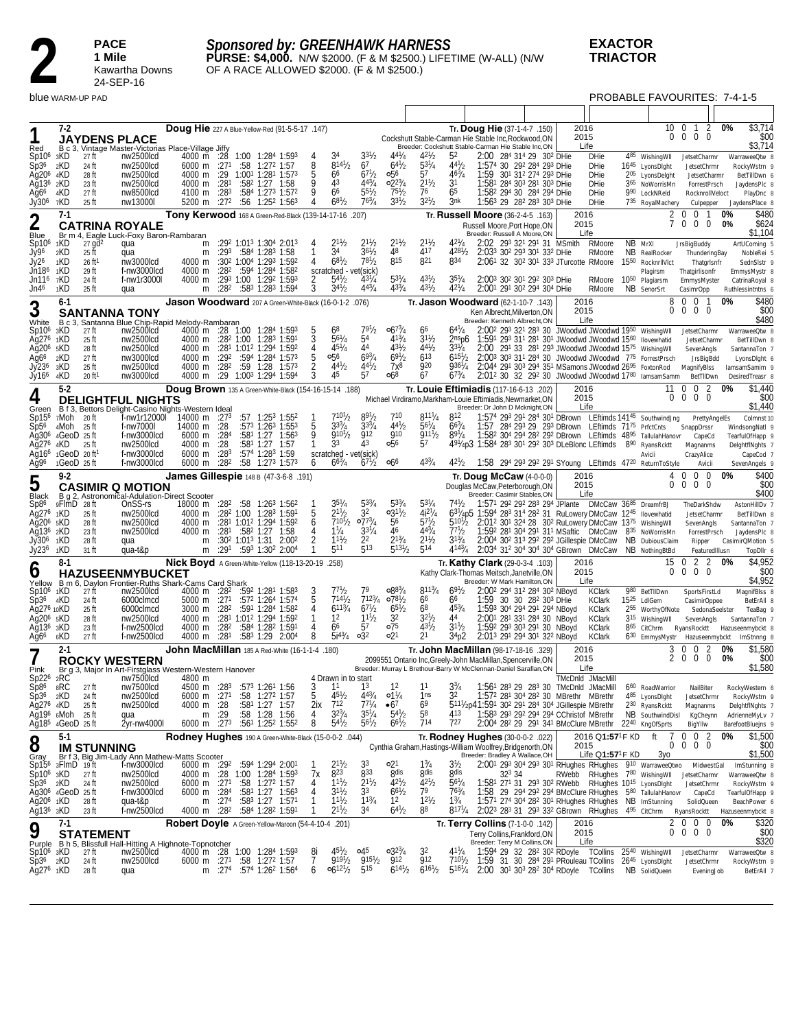# 2

**PACE**
**1 Mile**
Kawartha Downs
24-SEP-16

## *Sponsored by: GREENHAWK HARNESS*

**PURSE: $4,000.** N/W $2000. (F & M $2500.) LIFETIME (W-ALL) (N/W OF A RACE ALLOWED $2000. (F & M $2500.)

**EXACTOR**
**TRIACTOR**

blue WARM-UP PAD

PROBABLE FAVOURITES: 7-4-1-5

---

### 1 — JAYDENS PLACE (7-2) — Red

**Doug Hie** 227 A Blue-Yellow-Red (91-5-5-17 .147)
B c 3, Vintage Master-Victorias Place-Village Jiffy
**Tr. Doug Hie** (37-1-4-7 .150)
Cockshutt Stable-Carman Hie Stable Inc,Rockwood,ON
Breeder: Cockshutt Stable-Carman Hie Stable Inc,ON

| Year | Starts | 1st | 2nd | 3rd | % | Earnings |
|---|---|---|---|---|---|---|
| 2016 | 10 | 0 | 1 | 2 | 0% | $3,714 |
| 2015 | 0 | 0 | 0 | 0 | | $00 |
| Life | | | | | | $3,714 |

```
Sp10⁶ 3KD 27 ft  nw2500lcd 4000 m :28 1:00 1:28⁴ 1:59³ 4 3⁴ 3³½ 4⁴½ 4²½ 5² 2:00 28⁴ 31⁴ 29 30² DHie DHie 4⁸⁵ WishingWll JetsetCharmr WarraweeQtw 8
Sp3⁶  2KD 24 ft  nw2500lcd 6000 m :27¹ :58 1:27² 1:57 8 8¹⁴½ 6⁷ 6⁴½ 5³¼ 4⁴½ 1:57⁴ 30 29² 28⁴ 29³ DHie DHie 16⁴⁵ LyonsDlght JetsetChrmr RockyWstrn 9
Ag20⁶ 4KD 28 ft  nw2500lcd 4000 m :29 1:00¹ 1:28¹ 1:57³ 5 6⁶ 6⁷½ o5⁶ 5⁷ 4⁶¾ 1:59 30¹ 31² 27⁴ 29³ DHie DHie 2⁰⁵ LyonsDelght JetsetCharmr BetTillDwn 6
Ag13⁶ 2KD 23 ft  nw2500lcd 4000 m :28¹ :58² 1:27 1:58 9 4³ 4⁴¾ o2²¾ 2¹½ 3¹ 1:58¹ 28⁴ 30³ 28¹ 30³ DHie DHie 3⁶⁵ NoWorrisMn ForrestPrsch JaydensPlc 8
Ag6⁶  4KD 27 ft  nw8500lcd 4100 m :28³ :58⁴ 1:27³ 1:57² 9 6⁶ 5⁵½ 7⁵½ 7⁶ 6⁵ 1:58² 29⁴ 30 28⁴ 29⁴ DHie DHie 9⁹⁰ LockNReld RocknrollVeloct PlayDnc 8
Jy30⁶ 7KD 25 ft  nw13000l  5200 m :27² :56 1:25² 1:56³ 4 6⁸½ 7⁶¾ 3³½ 3²½ 3nk 1:56³ 29 28² 28³ 30³ DHie DHie 7³⁵ RoyalMachery Culpepper JaydensPlace 8
```

---

### 2 — CATRINA ROYALE (7-1) — Blue

**Tony Kerwood** 168 A Green-Red-Black (139-14-17-16 .207)
Br m 4, Eagle Luck-Foxy Baron-Rambaran
**Tr. Russell Moore** (36-2-4-5 .163)
Russell Moore,Port Hope,ON
Breeder: Russell A Moore,ON

| Year | Starts | 1st | 2nd | 3rd | % | Earnings |
|---|---|---|---|---|---|---|
| 2016 | 2 | 0 | 0 | 1 | 0% | $480 |
| 2015 | 7 | 0 | 0 | 0 | 0% | $624 |
| Life | | | | | | $1,104 |

```
Sp10⁶ 1KD 27 gd² qua           m :29² 1:01³ 1:30⁴ 2:01³ 4 2¹½ 2¹½ 2¹½ 2¹½ 4²¼ 2:02 29³ 32¹ 29¹ 31 MSmith RMoore NB MrXl JrsBigBuddy ArtUComing 5
Jy9⁶  2KD 25 ft  qua           m :29³ :58⁴ 1:28³ 1:58 1 3⁴ 3⁶½ 4⁸ 4¹⁷ 4²⁸½ 2:03³ 30² 29³ 30¹ 33² DHie RMoore NB RealRocker ThunderingBay NobleRei 5
Jy2⁶  1KD 26 ft¹ nw3000lcd 4000 m :30² 1:00⁴ 1:29³ 1:59² 4 6⁸½ 7⁸½ 8¹⁵ 8²¹ 8³⁴ 2:06¹ 32 30² 30¹ 33³ JTurcotte RMoore 15⁵⁰ RocknrllVlct Thatgrlsnfr SednSlstr 9
Jn18⁶ 1KD 29 ft  f-nw3000lcd 4000 m :28² :59⁴ 1:28⁴ 1:58² scratched - vet(sick) Plagirsm Thatgirlisonfr EmmysMystr 8
Jn11⁶ 7KD 24 ft  f-nw1r3000l 4000 m :29³ 1:00 1:29² 1:59³ 2 5⁴½ 4³¼ 5³¼ 4³½ 3⁵½ 2:00³ 30² 30¹ 29² 30³ DHie RMoore 10⁵⁰ Plagiarsm EmmysMyster CatrinaRoyal 8
Jn4⁶  1KD 25 ft  qua           m :28² :58³ 1:28³ 1:59⁴ 3 3⁴½ 4⁴¾ 4³¾ 4³½ 4²¼ 2:00¹ 29³ 30² 29⁴ 30⁴ DHie RMoore NB SenorSrt CasimrOpp Ruthlessintntns 6
```

---

### 3 — SANTANNA TONY (6-1) — White

**Jason Woodward** 207 A Green-White-Black (16-0-1-2 .076)
B c 3, Santanna Blue Chip-Rapid Melody-Rambaran
**Tr. Jason Woodward** (62-1-10-7 .143)
Ken Albrecht,Milverton,ON
Breeder: Kenneth Albrecht,ON

| Year | Starts | 1st | 2nd | 3rd | % | Earnings |
|---|---|---|---|---|---|---|
| 2016 | 8 | 0 | 0 | 1 | 0% | $480 |
| 2015 | 0 | 0 | 0 | 0 | | $00 |
| Life | | | | | | $480 |

```
Sp10⁶ 3KD 27 ft  nw2500lcd 4000 m :28 1:00 1:28⁴ 1:59³ 5 6⁸ 7⁹½ o6⁷¾ 6⁶ 6⁴¼ 2:00² 29³ 32¹ 28³ 30 JWoodwd JWoodwd 19⁵⁰ WishingWll JetsetCharmr WarraweeQtw 8
Ag27⁶ 1KD 25 ft  nw2500lcd 4000 m :28² 1:00 1:28³ 1:59¹ 3 5⁶¼ 5⁴ 4¹¾ 3¹½ 2nsp6 1:59¹ 29³ 31¹ 28¹ 30¹ JWoodwd JWoodwd 15⁶⁰ Ilovewhatid JetsetCharmr BetTillDwn 8
Ag20⁶ 5KD 28 ft  nw2500lcd 4000 m :28¹ 1:01² 1:29⁴ 1:59² 4 4⁵¼ 4⁴ 4³½ 4⁴½ 3³¼ 2:00 29¹ 33 28¹ 29⁴ JWoodwd JWoodwd 15⁷⁵ WishingWll SevenAngls SantannaTon 7
Ag6⁶  2KD 27 ft  nw3000lcd 4000 m :29² :59⁴ 1:28⁴ 1:57³ 5 o5⁶ 6⁹¾ 6⁹½ 6¹³ 6¹⁵½ 2:00³ 30³ 31¹ 28⁴ 30 JWoodwd JWoodwd 7⁷⁵ ForrestPrsch JrsBigBdd LyonsDlght 6
Jy23⁶ 3KD 25 ft  nw2500lcd 4000 m :28² :59 1:28 1:57³ 2 4⁴½ 4⁴½ 7x⁸ 9²⁰ 9³⁶¼ 2:04⁴ 29¹ 30³ 29⁴ 35¹ MSamons JWoodwd 26⁹⁵ FoxtonRod MagnifyBlss IamsamSamim 9
Jy16⁶ 4KD 20 ft¹ nw3000lcd 4000 m :29 1:00³ 1:29⁴ 1:59⁴ 3 4⁵ 5⁷ o6⁸ 6⁷ 6⁷¾ 2:01² 30 32 29² 30 JWoodwd JWoodwd 17⁸⁰ IamsamSamm BetTllDwn DesiredTreasr 8
```

---

### 4 — DELIGHTFUL NIGHTS (5-2) — Green

**Doug Brown** 135 A Green-White-Black (154-16-15-14 .188)
B f 3, Bettors Delight-Casino Nights-Western Ideal
**Tr. Louie Eftimiadis** (117-16-6-13 .202)
Michael Virdiramo,Markham-Louie Eftimiadis,Newmarket,ON
Breeder: Dr John D Mcknight,ON

| Year | Starts | 1st | 2nd | 3rd | % | Earnings |
|---|---|---|---|---|---|---|
| 2016 | 11 | 0 | 0 | 2 | 0% | $1,440 |
| 2015 | 0 | 0 | 0 | 0 | | $00 |
| Life | | | | | | $1,440 |

```
Sp15⁶ 7Moh  20 ft  f-nw1r12000l 14000 m :27³ :57 1:25³ 1:55² 1 7¹⁰½ 8⁹½ 7¹⁰ 8¹¹¼ 8¹² 1:57⁴ 29³ 29¹ 28⁴ 30¹ DBrown LEftimds 141⁴⁵ SouthwindJng PrettyAngelEs ColmnSt 10
Sp5⁶  4Moh  25 ft  f-nw7000l    14000 m :28 :57³ 1:26³ 1:55³ 5 3³¾ 3³¾ 4⁴½ 5⁶¼ 6⁶¾ 1:57 28⁴ 29³ 29 29³ DBrown LEftimds 71⁷⁵ PrfctCnts SnappDrssr WindsongNatl 9
Ag30⁶ 4GeoD 25 ft  f-nw3000lcd  6000 m :28⁴ :58¹ 1:27 1:56³ 9 9¹⁰½ 9¹² 9¹⁰ 9¹¹½ 8⁹¼ 1:58² 30⁴ 29⁴ 28² 29² DBrown LEftimds 48⁹⁵ TallulahHanovr CapeCd TearfulOfHapp 9
Ag27⁶ 4KD   25 ft  nw2500lcd    4000 m :28 :58¹ 1:27 1:57 1 3³ 4³ o5⁶ 5⁷ 4⁹½ap3 1:58⁴ 28³ 30¹ 29² 30³ DLeBlonc LEftimds 8⁹⁰ RyansRcktt Magnanms DelghtflNghts 7
Ag16⁶ 1GeoD 20 ft¹ f-nw3000lcd  6000 m :28³ :57⁴ 1:28³ 1:59 scratched - vet(sick) Avicii CrazyAlice CapeCod 7
Ag9⁶  1GeoD 25 ft  f-nw3000lcd  6000 m :28² :58 1:27³ 1:57³ 6 6⁶¾ 6⁷½ o6⁶ 4³¾ 4²½ 1:58 29⁴ 29³ 29² 29¹ SYoung LEftimds 47²⁰ ReturnToStyle Avicii SevenAngels 9
```

---

### 5 — CASIMIR Q MOTION (9-2) — Black

**James Gillespie** 148 B (47-3-6-8 .191)
B g 2, Astronomical-Adulation-Direct Scooter
**Tr. Doug McCaw** (4-0-0-0)
Douglas McCaw,Peterborough,ON
Breeder: Casimir Stables,ON

| Year | Starts | 1st | 2nd | 3rd | % | Earnings |
|---|---|---|---|---|---|---|
| 2016 | 4 | 0 | 0 | 0 | 0% | $400 |
| 2015 | 0 | 0 | 0 | 0 | | $00 |
| Life | | | | | | $400 |

```
Sp8⁶  9FlmD 28 ft  OnSS-rs   18000 m :28² :58 1:26³ 1:56² 1 3⁵¼ 5³¾ 5³¾ 5³¼ 7⁴½ 1:57¹ 29² 29² 28³ 29⁴ JPlante DMcCaw 36⁸⁵ DreamfrBj TheDarkShdw AstonHillDv 7
Ag27⁶ 1KD   25 ft  nw2500lcd  4000 m :28² 1:00 1:28³ 1:59¹ 5 2¹½ 3² o3¹½ 4i²¼ 6³½ap5 1:59⁴ 28³ 31⁴ 28² 31 RuLowery DMcCaw 12⁴⁵ Ilovewhatid JetsetCharmr BetTillDwn 8
Ag20⁶ 5KD   28 ft  nw2500lcd  4000 m :28¹ 1:01² 1:29⁴ 1:59² 6 7¹⁰½ o7⁷¾ 5⁶ 5⁷½ 5¹⁰½ 2:01² 30¹ 32⁴ 28 30² RuLowery DMcCaw 13⁷⁵ WishingWll SevenAngls SantannaTon 7
Ag13⁶ 2KD   23 ft  nw2500lcd  4000 m :28¹ :58² 1:27 1:58 4 1¼ 3³¼ 4⁶ 4⁴¾ 7⁷½ 1:59² 28¹ 30⁴ 29¹ 31¹ MSaftic DMcCaw 8³⁵ NoWorrisMn ForrestPrsch JaydensPlc 8
Jy30⁶ 1KD   28 ft  qua            m :30² 1:01³ 1:31 2:00² 2 1¹½ 2² 2¹¾ 2¹½ 3¹¾ 2:00⁴ 30² 31³ 29² 29² JGillespie DMcCaw NB DubiousClaim Ripper CasimirQMotion 5
Jy23⁶ 1KD   31 ft  qua-t&p        m :29¹ :59³ 1:30² 2:00⁴ 1 5¹¹ 5¹³ 5¹³½ 5¹⁴ 4¹⁴¾ 2:03⁴ 31² 30⁴ 30⁴ 30⁴ GBrown DMcCaw NB NothingBtBd FeaturedIllusn TopDllr 6
```

---

### 6 — HAZUSEENMYBUCKET (8-1) — Yellow

**Nick Boyd** A Green-White-Yellow (118-13-20-19 .258)
B m 6, Daylon Frontier-Ruths Shark-Cams Card Shark
**Tr. Kathy Clark** (29-0-3-4 .103)
Kathy Clark-Thomas Meitsch,Janetville,ON
Breeder: W Mark Hamilton,ON

| Year | Starts | 1st | 2nd | 3rd | % | Earnings |
|---|---|---|---|---|---|---|
| 2016 | 15 | 0 | 2 | 2 | 0% | $4,952 |
| 2015 | 0 | 0 | 0 | 0 | | $00 |
| Life | | | | | | $4,952 |

```
Sp10⁶  1KD  27 ft  nw2500lcd  4000 m :28² :59² 1:28¹ 1:58³ 3 7⁷½ 7⁹ o8⁸¾ 8¹¹¾ 6⁹½ 2:00² 29⁴ 31² 28⁴ 30² NBoyd KClark 9⁸⁰ BetTllDwn SportsFirstLd MagnifBlss 8
Sp3⁶   4KD  24 ft  6000clmcd  5000 m :27¹ :57² 1:26⁴ 1:57⁴ 5 7¹⁴¹½ 7¹²¾ o7⁸½ 6⁶ 6⁶ 1:59 30 30 28² 30³ DHie KClark 15²⁵ LdlGem CasimirOppee BetErAll 8
Ag27⁶ 10KD 25 ft  6000clmcd  3000 m :28² :59¹ 1:28⁴ 1:58² 4 6¹¹¾ 6⁷½ 6⁵½ 6⁸ 4⁵¾ 1:59³ 30⁴ 29⁴ 29¹ 29⁴ NBoyd KClark 2⁵⁵ WorthyOfNote SedonaSeelster TeaBag 9
Ag20⁶  5KD  28 ft  nw2500lcd  4000 m :28¹ 1:01² 1:29⁴ 1:59² 1 1² 1¹½ 3² 3²½ 4⁴ 2:00¹ 28¹ 33¹ 28⁴ 30 NBoyd KClark 3¹⁵ WishingWll SevenAngls SantannaTon 7
Ag13⁶  3KD  23 ft  f-nw2500lcd 4000 m :28² :58⁴ 1:28² 1:59¹ 4 6⁶ 5⁷ o7⁵ 4³½ 3¹½ 1:59² 29³ 30³ 29¹ 30 NBoyd KClark 8⁶⁵ CltChrm RyansRocktt Hazuseenmybckt 8
Ag6⁶   6KD  27 ft  f-nw2500lcd 4000 m :28¹ :58³ 1:29 2:00⁴ 8 5i⁴¾ o3² o2¹ 2¹ 3⁴p2 2:01³ 29¹ 29⁴ 30¹ 32² NBoyd KClark 6³⁰ EmmysMystr Hazuseenmybckt ImStnnng 8
```

---

### 7 — ROCKY WESTERN (2-1) — Pink

**John MacMillan** 185 A Red-White (16-1-1-4 .180)
Br g 3, Major In Art-Firstglass Western-Western Hanover
**Tr. John MacMillan** (98-17-18-16 .329)
2099551 Ontario Inc,Greely-John MacMillan,Spencerville,ON
Breeder: Murray L Brethour-Barry W McClennan-Daniel Sarafian,ON

| Year | Starts | 1st | 2nd | 3rd | % | Earnings |
|---|---|---|---|---|---|---|
| 2016 | 3 | 0 | 0 | 2 | 0% | $1,580 |
| 2015 | 2 | 0 | 0 | 0 | 0% | $00 |
| Life | | | | | | $1,580 |

```
Sp22⁶ 2RC        nw7500lcd  4800 m  4 Drawn in to start TMcDnld JMacMill
Sp8⁶  8RC  27 ft nw7500lcd  4500 m :28³ :57³ 1:26¹ 1:56 3 1¹ 1³ 1² 1¹ 3¾ 1:56¹ 28³ 29 28³ 30 TMcDnld JMacMill 6⁶⁰ RoadWarrior NailBiter RockyWestern 6
Sp3⁶  2KD  24 ft nw2500lcd  6000 m :27¹ :58 1:27² 1:57 5 4⁵½ 4⁴¾ o1¼ 1ns 3² 1:57² 28¹ 30⁴ 28² 30 MBrethr MBrethr 4⁸⁵ LyonsDlght JetsetChrmr RockyWstrn 9
Ag27⁶ 4KD  25 ft nw2500lcd  4000 m :28 :58¹ 1:27 1:57 2ix 7¹² 7⁷¼ •6⁷ 6⁹ 5¹¹½p4 1:59¹ 30² 29¹ 28⁴ 30⁴ JGillespie MBrethr 2³⁰ RyansRcktt Magnanms DelghtflNghts 7
Ag19⁶ 6Moh 25 ft qua             m :29 :58 1:28 1:56 4 3²¾ 3⁵¼ 5⁴½ 5⁸ 4¹³ 1:58³ 29³ 29² 29⁴ 29⁴ CChristof MBrethr NB SouthwindDisl KgCheyn AdrienneMyLv 7
Ag18⁵ 4GeoD 25 ft 2yr-nw4000l 6000 m :27³ :56¹ 1:25² 1:55² 8 5⁴½ 5⁶½ 6⁶½ 7¹⁴ 7²⁷ 2:00⁴ 28² 29 29¹ 34¹ BMcClure MBrethr 22⁴⁰ KngOfSprts BigYllw BarefootBluejns 9
```

---

### 8 — IM STUNNING (5-1) — Gray

**Rodney Hughes** 190 A Green-White-Black (15-0-0-2 .044)
Br f 3, Big Jim-Lady Ann Mathew-Matts Scooter
**Tr. Rodney Hughes** (30-0-0-2 .022)
Cynthia Graham,Hastings-William Woolfrey,Bridgenorth,ON
Breeder: Bradley A Wallace,OH

| Year | Starts | 1st | 2nd | 3rd | % | Earnings |
|---|---|---|---|---|---|---|
| 2016 Q1:57¹F KD ft | 7 | 0 | 0 | 2 | 0% | $1,500 |
| 2015 | 0 | 0 | 0 | 0 | | $00 |
| Life Q1:57¹F KD 3yo | | | | | | $1,500 |

```
Sp15⁶ 3FlmD 19 ft  f-nw3000lcd 6000 m :29² :59⁴ 1:29⁴ 2:00¹ 1 2¹½ 3³ o2¹ 1¾ 3½ 2:00¹ 29³ 30⁴ 29³ 30¹ RHughes RHughes 9¹⁰ WarraweeQtwo MidwestGal ImStunning 8
Sp10⁶ 3KD   27 ft  nw2500lcd   4000 m :28 1:00 1:28⁴ 1:59³ 7x 8²³ 8³³ 8dis 8dis 8dis 32³ 34 RWebb RHughes 7⁸⁰ WishingWll JetsetCharmr WarraweeQtw 8
Sp3⁶  2KD   24 ft  nw2500lcd   6000 m :27¹ :58 1:27² 1:57 4 1¹½ 2¹½ 4²½ 4²½ 5⁶¼ 1:58¹ 27¹ 31 29³ 30² RWebb RHughes 10¹⁵ LyonsDlght JetsetChrmr RockyWstrn 9
Ag30⁶ 4GeoD 25 ft  f-nw3000lcd 6000 m :28⁴ :58¹ 1:27 1:56³ 4 3¹½ 3³ 6⁶½ 7⁹ 7⁶¾ 1:58 29 29⁴ 29² 29⁴ BMcClure RHughes 5⁸⁰ TallulahHanovr CapeCd TearfulOfHapp 9
Ag20⁶ 1KD   28 ft  qua-t&p        m :27⁴ :58³ 1:27 1:57¹ 1 1¹½ 1¹¾ 1² 1²½ 1¾ 1:57¹ 27⁴ 30⁴ 28³ 30¹ RHughes RHughes NB ImStunning SolidQueen BeachPower 6
Ag13⁶ 3KD   23 ft  f-nw2500lcd 4000 m :28² :58⁴ 1:28² 1:59¹ 1 2¹½ 3⁴ 6⁴½ 8⁸ 8¹⁷¼ 2:02³ 28³ 31 29³ 33² GBrown RHughes 4⁹⁵ CltChrm RyansRocktt Hazuseenmybckt 8
```

---

### 9 — STATEMENT (7-1) — Purple

**Robert Doyle** A Green-Yellow-Maroon (54-4-10-4 .201)
B h 5, Blissfull Hall-Hitting A Highnote-Topnotcher
**Tr. Terry Collins** (7-1-0-0 .142)
Terry Collins,Frankford,ON
Breeder: Terry M Collins,ON

| Year | Starts | 1st | 2nd | 3rd | % | Earnings |
|---|---|---|---|---|---|---|
| 2016 | 2 | 0 | 0 | 0 | 0% | $320 |
| 2015 | 0 | 0 | 0 | 0 | | $00 |
| Life | | | | | | $320 |

```
Sp10⁶ 3KD 27 ft nw2500lcd 4000 m :28 1:00 1:28⁴ 1:59³ 8i 4⁵½ o4⁵ o3²¾ 3² 4¹¼ 1:59⁴ 29 32 28² 30² RDoyle TCollins 25⁴⁰ WishingWll JetsetCharmr WarraweeQtw 8
Sp3⁶  2KD 24 ft nw2500lcd 6000 m :27¹ :58 1:27² 1:57 7 9¹⁹½ 9¹⁵½ 9¹² 9¹² 7¹⁰½ 1:59 31 30 28⁴ 29¹ PRouleau TCollins 26⁴⁵ LyonsDlght JetsetChrmr RockyWstrn 9
Ag27⁶ 1KD 28 ft qua             m :27⁴ :57⁴ 1:26² 1:56⁴ 6 o6¹²½ 5¹⁵ 6¹⁴½ 6¹⁶½ 5¹⁶¼ 2:00 30¹ 30³ 28² 30⁴ RDoyle TCollins NB SolidQueen EveningJob BetErAll 7
```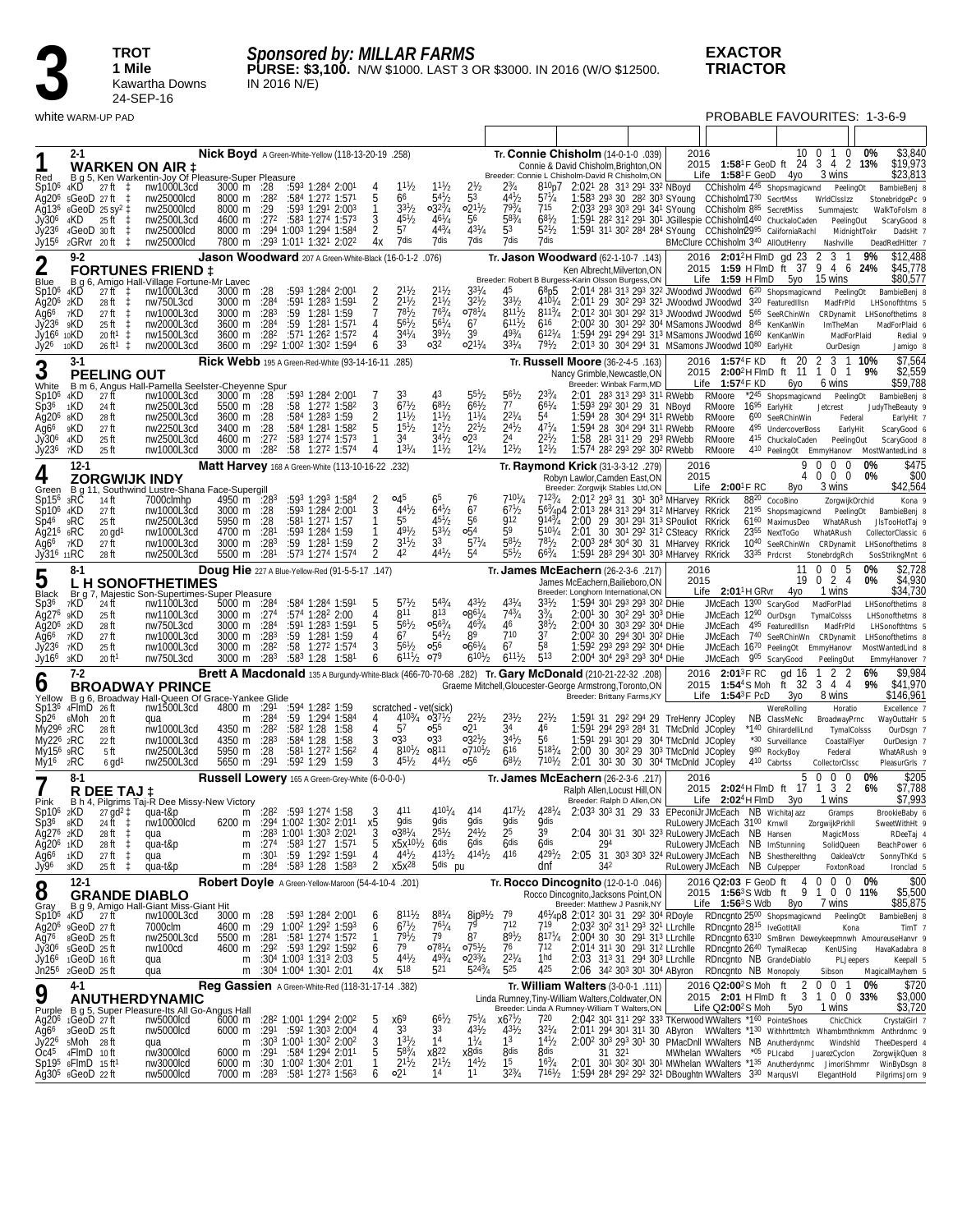# 3

**TROT**
**1 Mile**
Kawartha Downs
24-SEP-16

***Sponsored by: MILLAR FARMS***
**PURSE: $3,100.** N/W $1000. LAST 3 OR $3000. IN 2016 (W/O $12500. IN 2016 N/E)

**EXACTOR**
**TRIACTOR**

white WARM-UP PAD

PROBABLE FAVOURITES: 1-3-6-9

---

## 1 — Red — 2-1 — WARKEN ON AIR ‡

**Nick Boyd** A Green-White-Yellow (118-13-20-19 .258)
**Tr. Connie Chisholm** (14-0-1-0 .039)
B g 5, Ken Warkentin-Joy Of Pleasure-Super Pleasure
Connie & David Chisholm,Brighton,ON
Breeder: Connie L Chisholm-David R Chisholm,ON

2016: 10 0 1 0 0% $3,840
2015: 1:58[1]F GeoD ft 24 3 4 2 13% $19,973
Life: 1:58[1]F GeoD 4yo 3 wins $23,813

| Date | Trk | Cond | Class | Purse | Dist | Fractions | PP | 1/4 | 1/2 | 3/4 | Str | Fin | Time / Last Q | Driver | Trainer | Odds | Order of Finish |
|---|---|---|---|---|---|---|---|---|---|---|---|---|---|---|---|---|---|
| Sp10[6] | 4KD | 27 ft ‡ | nw1000L3cd | 3000 m | :28 | :59[3] 1:28[4] 2:00[1] | 4 | 1[1½] | 1[1½] | 2[½] | 2[¾] | 8[10]p7 | 2:02[1] 28 31[3] 29[1] 33[2] | NBoyd | CChisholm 4[45] | Shopsmagicwnd PeelingOt BambieBenj 8 |
| Ag20[6] | 5GeoD | 27 ft ‡ | nw25000lcd | 8000 m | :28[2] | :58[4] 1:27[2] 1:57[1] | 5 | 6[6] | 5[4½] | 5[3] | 4[4½] | 5[7¼] | 1:58[3] 29[3] 30 28[2] 30[3] | SYoung | CChisholm 17[30] | SecrtMiss WrldClsslzz StonebridgPc 9 |
| Ag13[6] | 6GeoD | 25 sy[2] ‡ | nw25000lcd | 8000 m | :29 | :59[3] 1:29[1] 2:00[3] | 1 | 3[3½] | o3[2¾] | o2[1½] | 7[9¾] | 7[15] | 2:03[3] 29[3] 30[3] 29[1] 34[1] | SYoung | CChisholm 8[85] | SecretMiss Summajestc WalkToFolsm 8 |
| Jy30[6] | 4KD | 25 ft ‡ | nw2500L3cd | 4600 m | :27[2] | :58[3] 1:27[4] 1:57[3] | 3 | 4[5½] | 4[6¼] | 5[6] | 5[8¾] | 6[8½] | 1:59[1] 28[2] 31[2] 29[1] 30[1] | JGillespie | CChisholm 14[60] | ChuckaloCaden PeelingOut ScaryGood 8 |
| Jy23[6] | 4GeoD | 30 ft ‡ | nw25000lcd | 8000 m | :29[4] | 1:00[3] 1:29[4] 1:58[4] | 2 | 5[7] | 4[4¾] | 4[3¼] | 5[3] | 5[2½] | 1:59[1] 31[1] 30[2] 28[4] 28[4] | SYoung | CChisholm 29[95] | CalifornaRachl MidnightTokr DadsHt 7 |
| Jy15[6] | 2GRvr | 20 ft ‡ | nw25000lcd | 7800 m | :29[3] | 1:01[1] 1:32[1] 2:02[2] | 4x | 7dis | 7dis | 7dis | 7dis | 7dis | | BMcClure | CChisholm 3[40] | AllOutHenry Nashville DeadRedHitter 7 |

## 2 — Blue — 9-2 — FORTUNES FRIEND ‡

**Jason Woodward** 207 A Green-White-Black (16-0-1-2 .076)
**Tr. Jason Woodward** (62-1-10-7 .143)
B g 6, Amigo Hall-Village Fortune-Mr Lavec
Ken Albrecht,Milverton,ON
Breeder: Robert B Burgess-Karin Olsson Burgess,ON

2016: 2:01[2]H FlmD gd 23 2 3 1 9% $12,488
2015: 1:59 H FlmD ft 37 9 4 6 24% $45,778
Life: 1:59 H FlmD 5yo 15 wins $80,577

| Date | Trk | Cond | Class | Purse | Dist | Fractions | PP | 1/4 | 1/2 | 3/4 | Str | Fin | Time / Last Q | Driver | Trainer | Odds | Order of Finish |
|---|---|---|---|---|---|---|---|---|---|---|---|---|---|---|---|---|---|
| Sp10[6] | 4KD | 27 ft ‡ | nw1000L3cd | 3000 m | :28 | :59[3] 1:28[4] 2:00[1] | 2 | 2[1½] | 2[1½] | 3[3¼] | 4[5] | 6[8]p5 | 2:01[4] 28[1] 31[3] 29[3] 32[2] | JWoodwd | JWoodwd 6[20] | Shopsmagicwnd PeelingOt BambieBenj 8 |
| Ag20[6] | 2KD | 28 ft ‡ | nw750L3cd | 3000 m | :28[4] | :59[1] 1:28[3] 1:59[1] | 2 | 2[1½] | 2[1½] | 3[2½] | 3[3½] | 4[10¼] | 2:01[1] 29 30[2] 29[3] 32[1] | JWoodwd | JWoodwd 3[20] | FeaturedIllsn MadFrPld LHSonofthtms 5 |
| Ag6[6] | 7KD | 27 ft ‡ | nw1000L3cd | 3000 m | :28[3] | :59 1:28[1] 1:59 | 7 | 7[8½] | 7[6¾] | o7[8¼] | 8[11½] | 8[11¾] | 2:01[2] 30[1] 30[1] 29[2] 31[3] | JWoodwd | JWoodwd 5[65] | SeeRChinWn CRDynamit LHSonofthetims 8 |
| Jy23[6] | 9KD | 25 ft ‡ | nw2000L3cd | 3600 m | :28[4] | :59 1:28[1] 1:57[1] | 4 | 5[6½] | 5[6¼] | 6[7] | 6[11½] | 6[16] | 2:00[2] 30 30[1] 29[2] 30[4] | MSamons | JWoodwd 8[45] | KenKanWin ImTheMan MadForPlaid 6 |
| Jy16[6] | 10KD | 20 ft[1] ‡ | nw1500L3cd | 3600 m | :28[2] | :57[1] 1:26[2] 1:57[2] | 4 | 3[4¼] | 3[9½] | 3[9] | 4[9¾] | 6[12¼] | 1:59[4] 29[1] 29[4] 29[1] 31[3] | MSamons | JWoodwd 16[60] | KenKanWin MadForPlaid Redial 9 |
| Jy2[6] | 10KD | 26 ft[1] ‡ | nw2000L3cd | 3600 m | :29[2] | 1:00[2] 1:30[2] 1:59[4] | 6 | 3[3] | o3[2] | o2[1¼] | 3[3¼] | 7[9½] | 2:01[3] 30 30[4] 29[4] 31 | MSamons | JWoodwd 10[80] | EarlyHit OurDesign Jamigo 8 |

## 3 — White — 3-1 — PEELING OUT

**Rick Webb** 195 A Green-Red-White (93-14-16-11 .285)
**Tr. Russell Moore** (36-2-4-5 .163)
B m 6, Angus Hall-Pamella Seelster-Cheyenne Spur
Nancy Grimble,Newcastle,ON
Breeder: Winbak Farm,MD

2016: 1:57[4]F KD ft 20 2 3 1 10% $7,564
2015: 2:00[2]H FlmD ft 11 1 0 1 9% $2,559
Life: 1:57[4]F KD 6yo 6 wins $59,788

| Date | Trk | Cond | Class | Purse | Dist | Fractions | PP | 1/4 | 1/2 | 3/4 | Str | Fin | Time / Last Q | Driver | Trainer | Odds | Order of Finish |
|---|---|---|---|---|---|---|---|---|---|---|---|---|---|---|---|---|---|
| Sp10[6] | 4KD | 27 ft | nw1000L3cd | 3000 m | :28 | :59[3] 1:28[4] 2:00[1] | 7 | 3[3] | 4[3] | 5[5½] | 5[6½] | 2[3¾] | 2:01 28[3] 31[3] 29[3] 31[1] | RWebb | RMoore *2[45] | Shopsmagicwnd PeelingOt BambieBenj 8 |
| Sp3[6] | 1KD | 24 ft | nw2500L3cd | 5500 m | :28 | :58 1:27[2] 1:58[2] | 3 | 6[7½] | 6[8½] | 6[6½] | 7[7] | 6[6¼] | 1:59[3] 29[2] 30[1] 29 32 | NBoyd | RMoore 16[95] | EarlyHit Jetcrest JudyTheBeauty 9 |
| Ag20[6] | 8KD | 28 ft | nw2500L3cd | 3600 m | :28 | :58[4] 1:28[3] 1:59 | 2 | 1[1½] | 1[1½] | 1[1¼] | 2[2¼] | 5[4] | 1:59[4] 28 30[4] 29[4] 31[1] | RWebb | RMoore 6[00] | SeeRChinWn Federal EarlyHit 7 |
| Ag6[6] | 9KD | 27 ft | nw2250L3cd | 3400 m | :28 | :58[4] 1:28[1] 1:58[2] | 5 | 1[5½] | 1[2½] | 2[2½] | 2[4½] | 4[7¼] | 1:59[4] 28 30[4] 29[4] 31[1] | RWebb | RMoore 4[95] | UndercoverBoss EarlyHit ScaryGood 6 |
| Jy30[6] | 4KD | 25 ft | nw2500L3cd | 4600 m | :27[2] | :58[3] 1:27[4] 1:57[3] | 1 | 3[4] | 3[4½] | o2[3] | 2[4] | 2[2½] | 1:58 28[1] 31[2] 29 29[3] | RWebb | RMoore 4[15] | ChuckaloCaden PeelingOut ScaryGood 8 |
| Jy23[6] | 7KD | 25 ft | nw1000L3cd | 3000 m | :28[2] | :58 1:27[2] 1:57[4] | 4 | 1[3¼] | 1[1½] | 1[2¼] | 1[2½] | 1[2½] | 1:57[4] 28[2] 29[3] 29[2] 30[2] | RWebb | RMoore 4[10] | PeelingOt EmmyHanovr MostWantedLind 8 |

## 4 — Green — 12-1 — ZORGWIJK INDY

**Matt Harvey** 168 A Green-White (113-16-22 .232)
**Tr. Raymond Krick** (31-3-3-12 .279)
B g 11, Southwind Lustre-Shana Face-Supergill
Robyn Lawlor,Camden East,ON
Breeder: Zorgwijk Stables Ltd,ON

2016: 9 0 0 0 0% $475
2015: 4 0 0 0 0% $00
Life: 2:00[1]F RC 8yo 3 wins $42,564

| Date | Trk | Cond | Class | Purse | Dist | Fractions | PP | 1/4 | 1/2 | 3/4 | Str | Fin | Time / Last Q | Driver | Trainer | Odds | Order of Finish |
|---|---|---|---|---|---|---|---|---|---|---|---|---|---|---|---|---|---|
| Sp15[6] | 3RC | 14 ft | 7000clmhp | 4950 m | :28[3] | :59[3] 1:29[3] 1:58[4] | 2 | o4[5] | 6[5] | 7[6] | 7[10¼] | 7[12¾] | 2:01[2] 29[3] 31 30[1] 30[3] | MHarvey | RKrick 88[20] | CocoBino ZorgwijkOrchid Kona 9 |
| Sp10[6] | 4KD | 27 ft | nw1000L3cd | 3000 m | :28 | :59[3] 1:28[4] 2:00[1] | 3 | 4[4½] | 6[4½] | 6[7] | 6[7½] | 5[6¾]p4 | 2:01[3] 28[4] 31[3] 29[3] 31[2] | MHarvey | RKrick 21[95] | Shopsmagicwnd PeelingOt BambieBenj 8 |
| Sp4[6] | 9RC | 25 ft | nw2500L3cd | 5950 m | :28 | :58[1] 1:27[1] 1:57 | 1 | 5[5] | 4[5½] | 5[6] | 9[12] | 9[14¾] | 2:00 29 30[1] 29[2] 31[3] | SPouliot | RKrick 61[60] | MaximusDeo WhatARush J IsTooHotTaj 9 |
| Ag21[6] | 6RC | 20 gd[1] | nw1000L3cd | 4700 m | :28[1] | :59[3] 1:28[4] 1:59 | 1 | 4[9½] | 5[3½] | o5[4] | 5[9] | 5[10¼] | 2:01 30 30[1] 29[2] 31[2] | CSteacy | RKrick 23[55] | NextToGo WhatARush CollectorClassic 6 |
| Ag6[6] | 7KD | 27 ft | nw1000L3cd | 3000 m | :28[3] | :59 1:28[1] 1:59 | 2 | 3[1½] | 3[3] | 5[7¼] | 5[8½] | 7[8½] | 2:00[3] 28[4] 30[4] 30 31 | MHarvey | RKrick 10[40] | SeeRChinWn CRDynamit LHSonofthetims 8 |
| Jy31[6] | 11RC | 28 ft | nw2500L3cd | 5500 m | :28[1] | :57[3] 1:27[4] 1:57[4] | 2 | 4[2] | 4[4½] | 5[4] | 5[5½] | 6[6¾] | 1:59[1] 28[3] 29[4] 30[1] 30[3] | MHarvey | RKrick 33[35] | Prdcrst StonebrdgRch SosStrikngMnt 6 |

## 5 — Black — 8-1 — L H SONOFTHETIMES

**Doug Hie** 227 A Blue-Yellow-Red (91-5-5-17 .147)
**Tr. James McEachern** (26-2-3-6 .217)
Br g 7, Majestic Son-Supertimes-Super Pleasure
James McEachern,Bailieboro,ON
Breeder: Longhorn International,ON

2016: 11 0 0 5 0% $2,728
2015: 19 0 2 4 0% $4,930
Life: 2:01[1]H GRvr 4yo 1 wins $34,730

| Date | Trk | Cond | Class | Purse | Dist | Fractions | PP | 1/4 | 1/2 | 3/4 | Str | Fin | Time / Last Q | Driver | Trainer | Odds | Order of Finish |
|---|---|---|---|---|---|---|---|---|---|---|---|---|---|---|---|---|---|
| Sp3[6] | 7KD | 24 ft | nw1100L3cd | 5000 m | :28[4] | :58[4] 1:28[4] 1:59[1] | 5 | 5[7½] | 5[4¾] | 4[3½] | 4[3¼] | 3[3½] | 1:59[4] 30[1] 29[3] 29[3] 30[2] | DHie | JMcEach 13[00] | ScaryGod MadForPlad LHSonofthetims 8 |
| Ag27[6] | 9KD | 25 ft | nw1100L3cd | 3000 m | :27[4] | :57[4] 1:28[2] 2:00 | 4 | 8[11] | 8[13] | o8[6¼] | 7[4¾] | 3[¾] | 2:00[1] 30 30[2] 29[1] 30[3] | DHie | JMcEach 12[90] | OurDsgn TymalColsss LHSonofthetms 8 |
| Ag20[6] | 2KD | 28 ft | nw750L3cd | 3000 m | :28[4] | :59[1] 1:28[3] 1:59[1] | 5 | 5[6½] | o5[6¾] | 4[6¾] | 4[6] | 3[8½] | 2:00[4] 30 30[3] 29[2] 30[2] | DHie | JMcEach 4[95] | FeaturedIllsn MadFrPld LHSonofthtms 5 |
| Ag6[6] | 7KD | 27 ft | nw1000L3cd | 3000 m | :28[3] | :59 1:28[1] 1:59 | 4 | 6[7] | 5[4½] | 8[9] | 7[10] | 3[7] | 2:00[2] 30 29[4] 30[1] 30[2] | DHie | JMcEach 7[40] | SeeRChinWn CRDynamit LHSonofthetims 8 |
| Jy23[6] | 7KD | 25 ft | nw1000L3cd | 3000 m | :28[2] | :58 1:27[2] 1:57[4] | 3 | 5[6½] | o5[6] | o6[6¼] | 6[7] | 5[8] | 1:59[2] 29[3] 29[3] 29[2] 30[4] | DHie | JMcEach 16[70] | PeelingOt EmmyHanovr MostWantedLind 8 |
| Jy16[6] | 3KD | 20 ft[1] | nw750L3cd | 3000 m | :28[3] | :58[3] 1:28 1:58[1] | 6 | 6[11½] | o7[9] | | 6[10½] | 6[11½] | 5[13] | 2:00[4] 30[4] 29[3] 29[3] 30[4] DHie | JMcEach 9[05] | ScaryGood PeelingOut EmmyHanover 7 |

## 6 — Yellow — 7-2 — BROADWAY PRINCE

**Brett A Macdonald** 135 A Burgundy-White-Black (466-70-70-68 .282)
**Tr. Gary McEachern** (210-21-22-32 .208)
B g 6, Broadway Hall-Queen Of Grace-Yankee Glide
Graeme Mitchell,Gloucester-George Armstrong,Toronto,ON
Breeder: Brittany Farms,KY

2016: 2:01[3]F RC gd 16 1 2 2 6% $9,984
2015: 1:54[4]S Mohn ft 32 3 4 4 9% $41,970
Life: 1:54[3]F PcD 3yo 8 wins $146,961

| Date | Trk | Cond | Class | Purse | Dist | Fractions | PP | 1/4 | 1/2 | 3/4 | Str | Fin | Time / Last Q | Driver | Trainer | Odds | Order of Finish |
|---|---|---|---|---|---|---|---|---|---|---|---|---|---|---|---|---|---|
| Sp13[6] | 4FlmD | 26 ft | nw1500L3cd | 4800 m | :29[1] | :59[4] 1:28[2] 1:59 | scratched - vet(sick) | | | | | | | | | WereRolling Horatio Excellence 7 |
| Sp2[6] | 6Moh | 20 ft | qua | m | :28[4] | :59 1:29[4] 1:58[4] | 4 | 4[10¾] | o3[7½] | 2[2½] | 2[3½] | 2[2½] | 1:59[1] 31 29[2] 29[4] 29 | TreHenry | JCopley | NB ClassMeNc BroadwayPrnc WayOuttaHr 5 |
| My29[6] | 2RC | 28 ft | nw1000L3cd | 4350 m | :28[2] | :58[2] 1:28 1:58 | 4 | 5[7] | o5[5] | o2[1] | 3[4] | 4[6] | 1:59[1] 29[4] 29[3] 28[4] 31 | TMcDnld | JCopley *1[40] | GhirardelliLnd TymalColsss OurDsgn 7 |
| My22[6] | 2RC | 22 ft | nw1000L3cd | 4350 m | :28[3] | :58[4] 1:28 1:58 | 3 | o3[3] | o3[3] | o3[2½] | 3[4½] | 5[6] | 1:59[1] 29[1] 30[1] 29 30[4] | TMcDnld | JCopley *[30] | Surveillance CoastalFlyer OurDesign 7 |
| My15[6] | 9RC | 5 ft | nw2500L3cd | 5950 m | :28 | :58[1] 1:27[2] 1:56[2] | 5 | 8[10½] | o8[11] | o7[10½] | 6[16] | 5[18¼] | 2:00 30 30[2] 29 30[3] | TMcDnld | JCopley 9[80] | RockyBoy Federal WhatARush 9 |
| My1[6] | 2RC | 6 gd[1] | nw2500L3cd | 5650 m | :29[1] | :59[2] 1:29 1:59 | 3 | 4[5½] | 4[4½] | o5[6] | 6[8½] | 7[10½] | 2:01 30[1] 30 30 30[4] | TMcDnld | JCopley 4[10] | Cabrtss CollectorClssc PleasurGrls 7 |

## 7 — Pink — 8-1 — R DEE TAJ ‡

**Russell Lowery** 165 A Green-Grey-White (6-0-0-0-)
**Tr. James McEachern** (26-2-3-6 .217)
B h 4, Pilgrims Taj-R Dee Missy-New Victory
Ralph Allen,Locust Hill,ON
Breeder: Ralph D Allen,ON

2016: 5 0 0 0 0% $205
2015: 2:02[4]H FlmD ft 17 1 3 2 6% $7,788
Life: 2:02[4]H FlmD 3yo 1 wins $7,993

| Date | Trk | Cond | Class | Purse | Dist | Fractions | PP | 1/4 | 1/2 | 3/4 | Str | Fin | Time / Last Q | Driver | Trainer | Odds | Order of Finish |
|---|---|---|---|---|---|---|---|---|---|---|---|---|---|---|---|---|---|
| Sp10[6] | 2KD | 27 gd[2] ‡ | qua-t&p | m | :28[2] | :59[3] 1:27[4] 1:58 | 3 | 4[11] | 4[10¼] | 4[14] | 4[17½] | 4[28¼] | 2:03[3] 30[3] 31 29 33 | EPeconiJr | JMcEach | NB WichitaJazz Gramps BrookieBaby 6 |
| Sp3[6] | 8KD | 24 ft ‡ | nw10000lcd | 6200 m | :29[4] | 1:00[2] 1:30[2] 2:01[1] | x5 | 9dis | 9dis | 9dis | 9dis | 9dis | | RuLowery | JMcEach 31[00] | Krnwll ZorgwjkPrkhll SweetWithHt 9 |
| Ag27[6] | 2KD | 28 ft ‡ | qua | m | :28[3] | 1:00[1] 1:30[3] 2:02[1] | 3 | o3[8¼] | 2[5½] | 2[4½] | 2[5] | 3[9] | 2:04 30[1] 31 30[1] 32[3] | RuLowery | JMcEach | NB Hansen MagicMoss RDeeTaj 4 |
| Ag20[6] | 1KD | 28 ft ‡ | qua-t&p | m | :27[4] | :58[3] 1:27 1:57[1] | 5 | x5x[10½] | 6dis | 6dis | 6dis | 6dis | 2[94] | RuLowery | JMcEach | NB ImStunning SolidQueen BeachPower 6 |
| Ag6[6] | 1KD | 27 ft ‡ | qua | m | :30[1] | :59 1:29[2] 1:59[1] | 4 | 4[4½] | 4[13½] | 4[14½] | 4[16] | 4[29½] | 2:05 31 30[3] 30[3] 32[4] | RuLowery | JMcEach | NB Shestherelthng OakleaVctr SonnyThKd 5 |
| Jy9[6] | 3KD | 25 ft ‡ | qua-t&p | m | :28[4] | :58[3] 1:28 1:58[3] | 2 | x5x[28] | 5dis pu | | | dnf | 3[42] | RuLowery | JMcEach | NB Culpepper FoxtonRoad Ironclad 5 |

## 8 — Gray — 12-1 — GRANDE DIABLO

**Robert Doyle** A Green-Yellow-Maroon (54-10-4 .201)
**Tr. Rocco Dincognito** (12-0-1-0 .046)
B g 9, Amigo Hall-Giant Miss-Giant Hit
Rocco Dincognito,Jacksons Point,ON
Breeder: Matthew J Pasnik,NY

2016: Q2:03 F GeoD ft 4 0 0 0 0% $00
2015: 1:56[3]S Wdb ft 9 1 0 0 11% $5,500
Life: 1:56[3]S Wdb 8yo 7 wins $85,875

| Date | Trk | Cond | Class | Purse | Dist | Fractions | PP | 1/4 | 1/2 | 3/4 | Str | Fin | Time / Last Q | Driver | Trainer | Odds | Order of Finish |
|---|---|---|---|---|---|---|---|---|---|---|---|---|---|---|---|---|---|
| Sp10[6] | 4KD | 27 ft | nw1000L3cd | 3000 m | :28 | :59[3] 1:28[4] 2:00[1] | 6 | 8[11½] | 8[8¼] | 8ip[8½] | 7[9] | 4[6¼]p8 | 2:01[2] 30[1] 31 29[2] 30[4] | RDoyle | RDncgnto 25[00] | Shopsmagicwnd PeelingOt BambieBenj 8 |
| Ag20[6] | 9GeoD | 27 ft | 7000clmhp | 4600 m | :29 | 1:00[2] 1:29[2] 1:59[3] | 6 | 6[7½] | 7[6¼] | 7[9] | 7[12] | 7[19] | 2:03[2] 30[2] 31[1] 29[3] 32[1] | LLrchlle | RDncgnto 28[15] | IveGotItAll Kona TimT 7 |
| Ag7[6] | 8GeoD | 25 ft | nw2500L3cd | 5500 m | :28[1] | :58[1] 1:27[4] 1:57[2] | 1 | 7[9½] | 7[9] | 8[7] | 8[9½] | 8[17¼] | 2:00[4] 30 30 29[1] 31[3] | LLrchlle | RDncgnto 63[10] | SmBrwn Deweykeepmnwh AmoureuseHanvr 9 |
| Jy30[6] | 5GeoD | 25 ft | nw100cd | 4600 m | :29[2] | :59[3] 1:29[2] 1:59[2] | 6 | 7[9] | o7[8¼] | o7[5½] | 7[6] | 7[12] | 2:01[4] 31 30 29[1] 31[2] | LLrchlle | RDncgnto 26[40] | TymalRecap KenUSing HavaKadabra 8 |
| Jy16[6] | 1GeoD | 16 ft | qua | m | :30[4] | 1:00[3] 1:31[3] 2:03 | 5 | 4[4½] | 4[9¾] | o2[3¾] | 2[2¼] | 1hd | 2:03 31[3] 31 29[4] 30[3] | LLrchlle | RDncgnto | NB GrandeDiablo PLJeepers Keepall 5 |
| Jn25[6] | 2GeoD | 25 ft | qua | m | :30[4] | 1:00[4] 1:30[1] 2:01 | 4x | 5[18] | 5[21] | 5[24¾] | 5[25] | 4[25] | 2:06 34[2] 30[3] 30[1] 30[4] | AByron | RDncgnto | NB Monopoly Sibson MagicalMayhem 5 |

## 9 — Purple — 4-1 — ANUTHERDYNAMIC

**Reg Gassien** A Green-White-Red (118-31-17-14 .382)
**Tr. William Walters** (3-0-0-1 .111)
B g 5, Super Pleasure-Its All Go-Angus Hall
Linda Rumney,Tiny-William Walters,Coldwater,ON
Breeder: Linda A Rumney-William T Walters,ON

2016: Q2:00[2]S Moh ft 2 0 0 1 0% $720
2015: 2:01 H FlmD ft 3 1 0 0 33% $3,000
Life: Q2:00[2]S Moh 5yo 1 wins $3,720

| Date | Trk | Cond | Class | Purse | Dist | Fractions | PP | 1/4 | 1/2 | 3/4 | Str | Fin | Time / Last Q | Driver | Trainer | Odds | Order of Finish |
|---|---|---|---|---|---|---|---|---|---|---|---|---|---|---|---|---|---|
| Ag20[6] | 1GeoD | 27 ft | nw5000lcd | 6000 m | :28[2] | 1:00[1] 1:29[4] 2:00[2] | 5 | x6[9] | 6[6½] | 7[5¼] | x6[7½] | 7[20] | 2:04[2] 30[1] 31[1] 29[2] 33[3] | TKerwood | WWalters *1[60] | PointeShoes ChicChick CrystalGirl 7 |
| Ag6[6] | 3GeoD | 25 ft | nw5000lcd | 6000 m | :29[1] | :59[2] 1:30[3] 2:00[4] | 4 | 3[3] | 3[3] | 4[3½] | 4[3½] | 3[2¼] | 2:01[1] 29[4] 30[1] 31[1] 29[2] | AByron | WWalters *1[30] | Withhrttmtch Whambmthnkmm Anthrdnmc 9 |
| Jy22[6] | 5Moh | 28 ft | qua | m | :30[3] | 1:00[1] 1:30[2] 2:00[2] | 3 | 1[3½] | 1[4] | 1[¼] | 1[3] | 1[4½] | 2:00[2] 30[3] 29[3] 30[1] 30 | PMacDnll | WWalters | NB Anutherdynmc Windshld TheeDesperd 4 |
| Oc4[5] | 4FlmD | 10 ft | nw3000lcd | 6000 m | :29[1] | :58[4] 1:29[4] 2:01[1] | 5 | 5[8¾] | x8[22] | x8dis | 8dis | 8dis | 31 32[1] | MWhelan | WWalters *[05] | PLIcabd JuarezCyclon ZorgwijkQuen 8 |
| Sp19[5] | 6FlmD | 15 ft[1] | nw3000lcd | 6000 m | :30 | 1:00[2] 1:30[4] 2:01 | 1 | 2[1½] | 2[1½] | 2[1½] | 1[5] | 1[6¾] | 2:01 30[1] 30[2] 30[1] 30[1] | MWhelan | WWalters *1[35] | Anutherdynmc JimoriShmmr WinByDsgn 8 |
| Ag30[5] | 6GeoD | 22 ft | nw5000lcd | 7000 m | :28[3] | :58[1] 1:27[3] 1:56[3] | 6 | o2[1] | 1[4] | 1[1] | 3[2¾] | 7[16½] | 1:59[4] 28[4] 29[2] 29[2] 32[1] | DBoughtn | WWalters 3[30] | MarqusVl ElegantHold PilgrimsJorn 9 |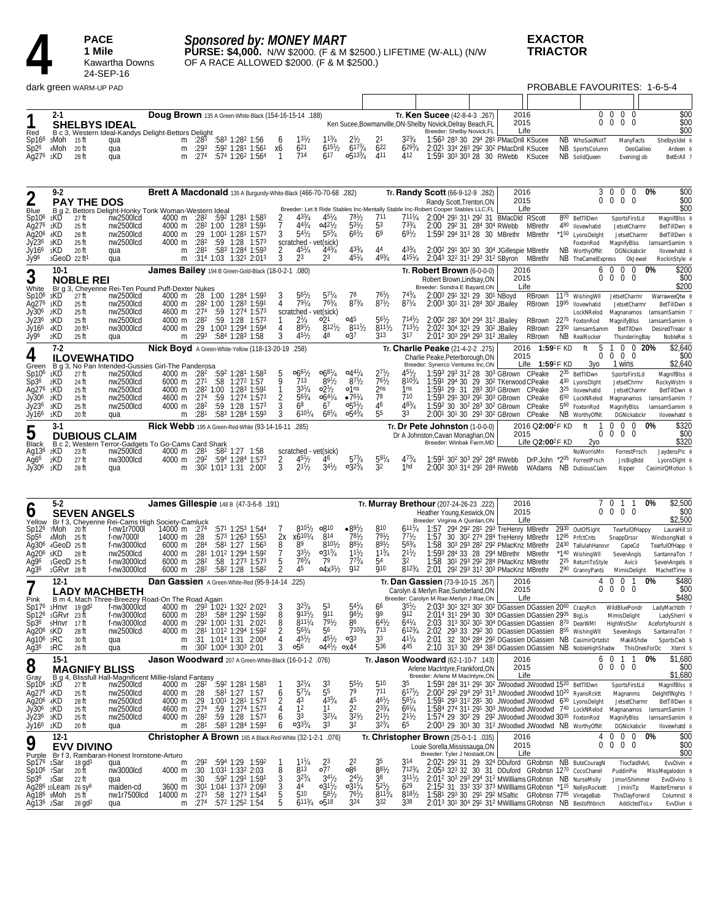# 4

**PACE**
**1 Mile**
Kawartha Downs
24-SEP-16

***Sponsored by: MONEY MART***
**PURSE: $4,000.** N/W $2000. (F & M $2500.) LIFETIME (W-ALL) (N/W OF A RACE ALLOWED $2000. (F & M $2500.)

**EXACTOR**
**TRIACTOR**

dark green WARM-UP PAD

PROBABLE FAVOURITES: 1-6-5-4

---

## 1 Red — 2-1 SHELBYS IDEAL

**Doug Brown** 135 A Green-White-Black (154-16-15-14 .188)
**Tr. Ken Sucee** (42-8-4-3 .267)
Ken Sucee,Bowmanville,ON-Shelby Novick,Delray Beach,FL
Breeder: Shelby Novick,FL
B c 3, Western Ideal-Kandys Delight-Bettors Delight

| | Starts | W | P | S | Earnings |
|---|---|---|---|---|---|
| 2016 | 0 | 0 | 0 | 0 | $00 |
| 2015 | 0 | 0 | 0 | 0 | $00 |
| Life | | | | | $00 |

| Date | Dist | Class | Purse | | Fractions | | | PP | 1/4 | 1/2 | 3/4 | Str | Fin | Time/Quarters | Driver | Trainer | Odds | First | Second | Third |
|---|---|---|---|---|---|---|---|---|---|---|---|---|---|---|---|---|---|---|---|---|
| Sp16[6] 8Moh | 15 ft | qua | | m | :28[3] | :58[3] 1:28[2] | 1:56 | 6 | 1[3½] | 1[1¾] | 2[½] | 2[1] | 3[2¾] | 1:56[3] 28[3] 30 29[4] 28[1] | PMacDnll | KSucee | NB | WhoSaidNotT | ManyFacts | ShelbysIdel 6 |
| Sp2[6] 4Moh | 20 ft | qua | | m | :29[3] | :59[2] 1:28[1] | 1:56[1] | x6 | 6[21] | 6[15½] | 6[17¾] | 6[22] | 6[29¾] | 2:02[1] 33[4] 28[3] 29[2] 30[2] | PMacDnll | KSucee | NB | SportsColumn | DeoGalileo | Ardeen 6 |
| Ag27[6] 1KD | 28 ft | qua | | m | :27[4] | :57[4] 1:26[2] | 1:56[4] | 1 | 7[14] | 6[17] | o5[13¾] | 4[11] | 4[12] | 1:59[1] 30[3] 30[3] 28 30 | RWebb | KSucee | NB | SolidQueen | EveningJob | BetErAll 7 |

## 2 Blue — 9-2 PAY THE DOS

**Brett A Macdonald** 135 A Burgundy-White-Black (466-70-70-68 .282)
**Tr. Randy Scott** (66-9-12-9 .282)
Randy Scott,Trenton,ON
Breeder: Let It Ride Stables Inc-Mentally Stable Inc-Robert Cooper Stables LLC,FL
B g 2, Bettors Delight-Honky Tonk Woman-Western Ideal

| | Starts | W | P | S | % | Earnings |
|---|---|---|---|---|---|---|
| 2016 | 3 | 0 | 0 | 0 | 0% | $00 |
| 2015 | 0 | 0 | 0 | 0 | | $00 |
| Life | | | | | | $00 |

| Date | Dist | Class | Purse | | Fractions | | | PP | 1/4 | 1/2 | 3/4 | Str | Fin | Time/Quarters | Driver | Trainer | Odds | First | Second | Third |
|---|---|---|---|---|---|---|---|---|---|---|---|---|---|---|---|---|---|---|---|---|
| Sp10[6] 1KD | 27 ft | nw2500lcd | 4000 | m | :28[2] | :59[2] 1:28[1] | 1:58[3] | 2 | 4[3¾] | 4[5¼] | 7[8½] | 7[11] | 7[11¼] | 2:00[4] 29[1] 31[1] 29[2] 31 | BMacDld | RScott | 8[00] | BetTllDwn | SportsFirstLd | MagnifBlss 8 |
| Ag27[6] 1KD | 25 ft | nw2500lcd | 4000 | m | :28[2] 1:00 | 1:28[3] | 1:59[1] | 7 | 4[4¾] | o4[2½] | 5[3½] | 5[3] | 7[3¾] | 2:00 29[2] 31 28[4] 30[4] | RWebb | MBrethr | 4[80] | Ilovewhatid | JetsetCharmr | BetTllDwn 8 |
| Ag20[6] 4KD | 28 ft | nw2500lcd | 4000 | m | :29 | 1:00[1] 1:28[1] | 1:57[3] | 3 | 5[4½] | 5[5¾] | 6[6½] | 6[9] | 6[9½] | 1:59[2] 29[4] 31[3] 28 30 | MBrethr | MBrethr | *1[50] | LyonsDelght | JetsetCharmr | BetTllDwn 6 |
| Jy23[6] 3KD | 25 ft | nw2500lcd | 4000 | m | :28[2] | :59 1:28 | 1:57[3] | scratched - vet(sick) | | | | | | | | | | FoxtonRod | MagnifyBlss | IamsamSamim 9 |
| Jy16[6] 1KD | 20 ft | qua | | m | :28[1] | :58[3] 1:28[4] | 1:59[3] | 2 | 4[5¼] | 4[4¾] | 4[3¾] | 4[4] | 4[3¾] | 2:00[2] 29[1] 30[2] 30 30[4] | JGillespie | MBrethr | NB | WorthyOfNt | DGNickabckr | Ilovewhatd 6 |
| Jy9[6] 3GeoD | 22 ft[1] | qua | | m | :31[4] 1:03 | 1:32[1] | 2:01[3] | 3 | 2[3] | 2[3] | 4[5¼] | 4[9¾] | 4[15¼] | 2:04[3] 32[2] 31[1] 29[3] 31[2] | SByron | MBrethr | NB | TheCamelExpress | OkJewel | RockinStyle 4 |

## 3 White — 10-1 NOBLE REI

**James Bailey** 194 B Green-Gold-Black (18-0-2-1 .080)
**Tr. Robert Brown** (6-0-0-0)
Robert Brown,Lindsay,ON
Breeder: Sondra E Bayard,ON
Br g 3, Cheyenne Rei-Ten Pound Puff-Dexter Nukes

| | Starts | W | P | S | % | Earnings |
|---|---|---|---|---|---|---|
| 2016 | 6 | 0 | 0 | 0 | 0% | $200 |
| 2015 | 0 | 0 | 0 | 0 | | $00 |
| Life | | | | | | $200 |

| Date | Dist | Class | Purse | | Fractions | | | PP | 1/4 | 1/2 | 3/4 | Str | Fin | Time/Quarters | Driver | Trainer | Odds | First | Second | Third |
|---|---|---|---|---|---|---|---|---|---|---|---|---|---|---|---|---|---|---|---|---|
| Sp10[6] 3KD | 27 ft | nw2500lcd | 4000 | m | :28 1:00 | 1:28[4] | 1:59[3] | 3 | 5[6½] | 5[7¼] | 7[8] | 7[6½] | 7[4¾] | 2:00[3] 29[1] 32[1] 29 30[1] | NBoyd | RBrown | 11[75] | WishingWll | JetsetCharmr | WarraweeQtw 8 |
| Ag27[6] 1KD | 25 ft | nw2500lcd | 4000 | m | :28[2] 1:00 | 1:28[3] | 1:59[1] | 4 | 7[9½] | 7[6¾] | 8[7¾] | 8[7½] | 8[7¼] | 2:00[3] 30[1] 31[1] 28[4] 30[2] | JBailey | RBrown | 19[95] | Ilovewhatid | JetsetCharmr | BetTllDwn 8 |
| Jy30[6] 2KD | 25 ft | nw2500lcd | 4600 | m | :27[4] | :59 1:27[4] | 1:57[3] | scratched - vet(sick) | | | | | | | | | | LockNRelod | Magnanamos | IamsamSamim 7 |
| Jy23[6] 3KD | 25 ft | nw2500lcd | 4000 | m | :28[2] | :59 1:28 | 1:57[3] | 1 | 2[¾] | o2[1] | o4[5] | 5[6½] | 7[14½] | 2:00[2] 28[2] 30[4] 29[4] 31[2] | JBailey | RBrown | 22[75] | FoxtonRod | MagnifyBlss | IamsamSamim 9 |
| Jy16[6] 4KD | 20 ft[1] | nw3000lcd | 4000 | m | :29 | 1:00[3] 1:29[4] | 1:59[4] | 4 | 8[9½] | 8[12½] | 8[11½] | 8[11½] | 7[13½] | 2:02[2] 30[4] 32[1] 29[3] 31[2] | JBailey | RBrown | 23[50] | IamsamSamim | BetTllDwn | DesiredTreasr 8 |
| Jy9[6] 2KD | 25 ft | qua | | m | :29[3] | :58[4] 1:28[3] | 1:58 | 3 | 4[5½] | 4[8] | o3[7] | 3[13] | 3[17] | 2:01[2] 30[3] 29[4] 29[3] 31[2] | JBailey | RBrown | NB | RealRocker | ThunderingBay | NobleRei 5 |

## 4 Green — 7-2 ILOVEWHATIDO

**Nick Boyd** A Green-White-Yellow (118-13-20-19 .258)
**Tr. Charlie Peake** (21-4-2-2 .275)
Charlie Peake,Peterborough,ON
Breeder: Synerco Ventures Inc,ON
B g 3, No Pan Intended-Gussies Girl-The Panderosa

| | Best | | Starts | W | P | S | % | Earnings |
|---|---|---|---|---|---|---|---|---|
| 2016 | 1:59[1]F KD | ft | 5 | 1 | 0 | 0 | 20% | $2,640 |
| 2015 | | | 0 | 0 | 0 | 0 | | $00 |
| Life | 1:59[1]F KD | 3yo | 1 wins | | | | | $2,640 |

| Date | Dist | Class | Purse | | Fractions | | | PP | 1/4 | 1/2 | 3/4 | Str | Fin | Time/Quarters | Driver | Trainer | Odds | First | Second | Third |
|---|---|---|---|---|---|---|---|---|---|---|---|---|---|---|---|---|---|---|---|---|
| Sp10[6] 1KD | 27 ft | nw2500lcd | 4000 | m | :28[2] | :59[2] 1:28[1] | 1:58[3] | 5 | o6[6½] | o6[8¼] | o4[4¼] | 2[7½] | 4[5½] | 1:59[3] 29[3] 31[2] 28 30[3] | GBrown | CPeake | 2[35] | BetTllDwn | SportsFirstLd | MagnifBlss 8 |
| Sp3[6] 2KD | 24 ft | nw2500lcd | 6000 | m | :27[1] | :58 1:27[2] | 1:57 | 9 | 7[13] | 8[9½] | 8[7½] | 7[6½] | 8[10¾] | 1:59[1] 29[4] 30 29 30[2] | TKerwood | CPeake | 4[30] | LyonsDlght | JetsetChrmr | RockyWstrn 9 |
| Ag27[6] 1KD | 25 ft | nw2500lcd | 4000 | m | :28[2] 1:00 | 1:28[3] | 1:59[1] | 1 | 3[3¼] | o2[½] | o1[ns] | 2[ns] | 1[ns] | 1:59[1] 29 31 28[3] 30[3] | GBrown | CPeake | 3[25] | Ilovewhatid | JetsetCharmr | BetTllDwn 8 |
| Jy30[6] 2KD | 25 ft | nw2500lcd | 4600 | m | :27[4] | :59 1:27[4] | 1:57[3] | 2 | 5[6¾] | o6[4¼] | •7[6¼] | 7[8] | 7[10] | 1:59[3] 29[1] 30[3] 29[1] 30[2] | GBrown | CPeake | 6[50] | LockNRelod | Magnanamos | IamsamSamim 7 |
| Jy23[6] 3KD | 25 ft | nw2500lcd | 4000 | m | :28[2] | :59 1:28 | 1:57[3] | 3 | 6[8] | 6[7] | o5[5½] | 4[6] | 4[8¾] | 1:59[2] 30 30[2] 28[3] 30[2] | GBrown | CPeake | 5[60] | FoxtonRod | MagnifyBlss | IamsamSamim 9 |
| Jy16[6] 1KD | 20 ft | qua | | m | :28[1] | :58[3] 1:28[4] | 1:59[3] | 3 | 6[10¼] | 6[8¼] | o5[4¾] | 5[5] | 3[3] | 2:00[1] 30[1] 30 29[3] 30[2] | GBrown | CPeake | NB | WorthyOfNt | DGNickabckr | Ilovewhatd 6 |

## 5 Black — 3-1 DUBIOUS CLAIM

**Rick Webb** 195 A Green-Red-White (93-14-16-11 .285)
**Tr. Dr Pete Johnston** (1-0-0-0)
Dr A Johnston,Cavan Monaghan,ON
Breeder: Winbak Farm,MD
B c 2, Western Terror-Gadgets To Go-Cams Card Shark

| | Best | | Starts | W | P | S | % | Earnings |
|---|---|---|---|---|---|---|---|---|
| 2016 | Q2:00[2]F KD | ft | 1 | 0 | 0 | 0 | 0% | $320 |
| 2015 | | | 0 | 0 | 0 | 0 | | $00 |
| Life | Q2:00[2]F KD | 2yo | | | | | | $320 |

| Date | Dist | Class | Purse | | Fractions | | | PP | 1/4 | 1/2 | 3/4 | Str | Fin | Time/Quarters | Driver | Trainer | Odds | First | Second | Third |
|---|---|---|---|---|---|---|---|---|---|---|---|---|---|---|---|---|---|---|---|---|
| Ag13[6] 2KD | 23 ft | nw2500lcd | 4000 | m | :28[1] | :58[2] 1:27 | 1:58 | scratched - vet(sick) | | | | | | | | | | NoWorrisMn | ForrestPrsch | JaydensPlc 8 |
| Ag6[6] 2KD | 27 ft | nw3000lcd | 4000 | m | :29[2] | :59[4] 1:28[4] | 1:57[3] | 2 | 4[5½] | 4[6] | 5[7¾] | 5[9¼] | 4[7¾] | 1:59[1] 30[2] 30[3] 29[2] 28[4] | RWebb | DrP.John | *2[05] | ForrestPrsch | JrsBigBdd | LyonsDlght 6 |
| Jy30[6] 1KD | 28 ft | qua | | m | :30[2] 1:01[3] | 1:31 | 2:00[2] | 3 | 2[1½] | 3[4½] | o3[2¾] | 3[2] | 1[hd] | 2:00[2] 30[3] 31[4] 29[1] 28[4] | RWebb | WAdams | NB | DubiousClaim | Ripper | CasimirQMotion 5 |

## 6 Yellow — 5-2 SEVEN ANGELS

**James Gillespie** 148 B (47-3-6-8 .191)
**Tr. Murray Brethour** (207-24-26-23 .222)
Heather Young,Keswick,ON
Breeder: Virginia A Quinlan,ON
Br f 3, Cheyenne Rei-Cams High Society-Camluck

| | Starts | W | P | S | % | Earnings |
|---|---|---|---|---|---|---|
| 2016 | 7 | 0 | 1 | 1 | 0% | $2,500 |
| 2015 | 0 | 0 | 0 | 0 | | $00 |
| Life | | | | | | $2,500 |

| Date | Dist | Class | Purse | | Fractions | | | PP | 1/4 | 1/2 | 3/4 | Str | Fin | Time/Quarters | Driver | Trainer | Odds | First | Second | Third |
|---|---|---|---|---|---|---|---|---|---|---|---|---|---|---|---|---|---|---|---|---|
| Sp12[6] 7Moh | 20 ft | f-nw1r7000l | 14000 | m | :27[4] | :57[1] 1:25[3] | 1:54[4] | 7 | 8[10½] | o8[10] | •8[9½] | 8[10] | 6[11¼] | 1:57 29[4] 29[2] 28[1] 29[3] | TreHenry | MBrethr | 29[30] | OutOfSight | TearfulOfHappy | LauraHill 10 |
| Sp5[6] 4Moh | 25 ft | f-nw7000l | 14000 | m | :28 | :57[3] 1:26[3] | 1:55[3] | 2x | 6x[10¼] | 8[14] | 7[8½] | 7[9½] | 7[7½] | 1:57 30 30[2] 27[4] 28[4] | TreHenry | MBrethr | 12[95] | PrfctCnts | SnappDrssr | WindsongNatl 9 |
| Ag30[6] 4GeoD | 25 ft | f-nw3000lcd | 6000 | m | :28[4] | :58[1] 1:27 | 1:56[3] | 8 | 8[9] | 8[10½] | 8[8½] | 8[9½] | 5[6¾] | 1:58 30[3] 29[3] 28[2] 29[2] | PMacKnz | MBrethr | 24[30] | TallulahHanovr | CapeCd | TearfulOfHapp 9 |
| Ag20[6] 5KD | 28 ft | nw2500lcd | 4000 | m | :28[1] 1:01[2] | 1:29[4] | 1:59[2] | 7 | 3[3½] | o3[1¾] | 1[1½] | 1[1½] | 7[1¾] | 1:59[3] 28[4] 33 28 29[4] | MBrethr | MBrethr | *1[40] | WishingWll | SevenAngls | SantannaTon 7 |
| Ag9[6] 1GeoD | 25 ft | f-nw3000lcd | 6000 | m | :28[2] | :58 1:27[3] | 1:57[3] | 5 | 7[8¾] | 7[9] | 7[7¾] | 5[4] | 3[2] | 1:58 30[1] 29[3] 29[2] 28[4] | PMacKnz | MBrethr | 2[25] | ReturnToStyle | Avicii | SevenAngels 9 |
| Ag3[6] 1GRvr | 28 ft | f-nw3000lcd | 6000 | m | :28[2] | :58[2] 1:28 | 1:58[2] | 2 | 4[5] | o4x[3½] | 9[12] | 9[10] | 8[12¾] | 2:01 29[2] 29[3] 31[2] 30[3] | PMacKnz | MBrethr | 2[90] | GrannyPants | MimisDelight | MachetTime 9 |

## 7 Pink — 12-1 LADY MACHBETH

**Dan Gassien** A Green-White-Red (95-9-14-14 .225)
**Tr. Dan Gassien** (73-9-10-15 .267)
Carolyn & Merlyn Rae,Sunderland,ON
Breeder: Carolyn M Rae-Merlyn J Rae,ON
B m 4, Mach Three-Breezey Road-On The Road Again

| | Starts | W | P | S | % | Earnings |
|---|---|---|---|---|---|---|
| 2016 | 4 | 0 | 0 | 1 | 0% | $480 |
| 2015 | 0 | 0 | 0 | 0 | | $00 |
| Life | | | | | | $480 |

| Date | Dist | Class | Purse | | Fractions | | | PP | 1/4 | 1/2 | 3/4 | Str | Fin | Time/Quarters | Driver | Trainer | Odds | First | Second | Third |
|---|---|---|---|---|---|---|---|---|---|---|---|---|---|---|---|---|---|---|---|---|
| Sp17[6] 1Hnvr | 19 gd[2] | f-nw3000lcd | 4000 | m | :29[3] 1:02[1] | 1:32[2] | 2:02[3] | 3 | 3[2¾] | 5[3] | 5[4¼] | 6[6] | 3[5½] | 2:03[3] 30[1] 32[3] 30[2] 30[2] | DGassien | DGassien | 20[60] | CrazyRch | WildBluePondr | LadyMachbth 7 |
| Sp12[6] 1GRvr | 23 ft | f-nw3000lcd | 6000 | m | :28[3] | :58[4] 1:29[2] | 1:59[2] | 8 | 9[13½] | 9[11] | 9[8½] | 9[9] | 9[12] | 2:01[4] 31[1] 29[4] 30 30[4] | DGassien | DGassien | 29[05] | BigLis | MimisDelight | LadySherri 9 |
| Sp3[6] 5Hnvr | 17 ft | f-nw3000lcd | 4000 | m | :29[2] 1:00[1] | 1:31 | 2:02[1] | 8 | 8[11¼] | 7[9½] | 8[6] | 6[4½] | 6[4¼] | 2:03 31[3] 30[2] 30[1] 30[4] | DGassien | DGassien | 8[70] | DearWMI | HighWstSlvr | Acefortyfourshl 8 |
| Ag20[6] 5KD | 28 ft | nw2500lcd | 4000 | m | :28[1] 1:01[2] | 1:29[4] | 1:59[2] | 2 | 5[6¾] | 5[6] | 7[10¾] | 7[13] | 6[12¾] | 2:02 29[3] 33 29[2] 30 | DGassien | DGassien | 8[55] | WishingWll | SevenAngls | SantannaTon 7 |
| Ag10[6] 2RC | 30 ft | qua | | m | :31 | 1:01[4] 1:31 | 2:00[4] | 4 | 4[5½] | 4[5½] | o3[3] | 3[3] | 4[1¼] | 2:01 32 30[4] 28[4] 29[2] | DGassien | DGassien | NB | CasimirQrtzdst | MakAShdw | SportsCwb 5 |
| Ag3[6] 3RC | 26 ft | qua | | m | :30[2] 1:00[4] | 1:30[3] | 2:01 | 3 | o5[6] | o4[4½] | ox[4] | 5[36] | 4[45] | 2:10 31[3] 30 29[4] 38[3] | DGassien | DGassien | NB | NobleHighShadw | ThisOnesForDc | Xterri 5 |

## 8 Gray — 15-1 MAGNIFY BLISS

**Jason Woodward** 207 A Green-White-Black (16-0-1-2 .076)
**Tr. Jason Woodward** (62-1-10-7 .143)
Arlene MacIntyre,Frankford,ON
Breeder: Arlene M MacIntyre,ON
B g 4, Blissfull Hall-Magnificent Millie-Island Fantasy

| | Starts | W | P | S | % | Earnings |
|---|---|---|---|---|---|---|
| 2016 | 6 | 0 | 1 | 1 | 0% | $1,680 |
| 2015 | 0 | 0 | 0 | 0 | | $00 |
| Life | | | | | | $1,680 |

| Date | Dist | Class | Purse | | Fractions | | | PP | 1/4 | 1/2 | 3/4 | Str | Fin | Time/Quarters | Driver | Trainer | Odds | First | Second | Third |
|---|---|---|---|---|---|---|---|---|---|---|---|---|---|---|---|---|---|---|---|---|
| Sp10[6] 1KD | 27 ft | nw2500lcd | 4000 | m | :28[2] | :59[2] 1:28[1] | 1:58[3] | 1 | 3[2¼] | 3[3] | 5[5½] | 5[10] | 3[5] | 1:59[3] 28[4] 31[1] 29[1] 30[2] | JWoodwd | JWoodwd | 15[20] | BetTllDwn | SportsFirstLd | MagnifBlss 8 |
| Ag27[6] 4KD | 25 ft | nw2500lcd | 4000 | m | :28 | :58[1] 1:27 | 1:57 | 6 | 5[7¼] | 5[5] | 7[9] | 7[11] | 6[17½] | 2:00[2] 29[2] 29[3] 31[3] 30[4] | JWoodwd | JWoodwd | 10[20] | RyansRcktt | Magnanms | DelghtflNghts 7 |
| Ag20[6] 4KD | 28 ft | nw2500lcd | 4000 | m | :29 | 1:00[1] 1:28[1] | 1:57[3] | 2 | 4[3] | 4[3¾] | 4[5] | 4[6½] | 5[8¼] | 1:59[1] 29[3] 31[2] 28[1] 30 | JWoodwd | JWoodwd | 6[30] | LyonsDelght | JetsetCharmr | BetTllDwn 6 |
| Jy30[6] 2KD | 25 ft | nw2500lcd | 4600 | m | :27[4] | :59 1:27[4] | 1:57[3] | 4 | 1[2] | 1[1] | 2[2] | 2[3¾] | 6[6¼] | 1:58[4] 27[4] 31[1] 29[1] 30[3] | JWoodwd | JWoodwd | 7[40] | LockNRelod | Magnanamos | IamsamSamim 7 |
| Jy23[6] 3KD | 25 ft | nw2500lcd | 4000 | m | :28[2] | :59 1:28 | 1:57[3] | 6 | 3[3] | 3[2¼] | 3[2½] | 2[1½] | 2[1½] | 1:57[4] 29 30[2] 29 29[2] | JWoodwd | JWoodwd | 30[35] | FoxtonRod | MagnifyBlss | IamsamSamim 9 |
| Jy16[6] 1KD | 20 ft | qua | | m | :28[1] | :58[3] 1:28[4] | 1:59[3] | 6 | o3[3¾] | 3[3] | 3[2] | 3[2¾] | 6[5] | 2:00[3] 29 30[1] 30 31[2] | JWoodwd | JWoodwd | NB | WorthyOfNt | DGNickabckr | Ilovewhatd 6 |

## 9 Purple — 12-1 EVV DIVINO

**Christopher A Brown** 165 A Black-Red-White (32-1-2-1 .076)
**Tr. Christopher Brown** (25-0-1-1 .035)
Louie Sorella,Mississauga,ON
Breeder: Tyler J Nostadt,ON
Br f 3, Rambaran-Honest Ironstone-Arturo

| | Starts | W | P | S | % | Earnings |
|---|---|---|---|---|---|---|
| 2016 | 4 | 0 | 0 | 0 | 0% | $00 |
| 2015 | 0 | 0 | 0 | 0 | | $00 |
| Life | | | | | | $00 |

| Date | Dist | Class | Purse | | Fractions | | | PP | 1/4 | 1/2 | 3/4 | Str | Fin | Time/Quarters | Driver | Trainer | Odds | First | Second | Third |
|---|---|---|---|---|---|---|---|---|---|---|---|---|---|---|---|---|---|---|---|---|
| Sp17[6] 1Sar | 18 gd[1] | qua | | m | :29[2] | :59[4] 1:29 | 1:59[2] | 1 | 1[1¼] | 2[3] | 2[2] | 3[5] | 3[14] | 2:02[1] 29[2] 31 29 32[4] | DDuford | GRobnsn | NB | ButeCouragN | TiocfaidhArL | EvvDivin 4 |
| Sp10[6] 7Sar | 20 ft | nw3000lcd | 4000 | m | :30 | 1:03[1] 1:33[2] | 2:03 | 8 | 8[13] | o7[7] | o8[6] | 8[8½] | 7[12¾] | 2:05[3] 32[3] 32 30 31 | DDuford | GRobnsn | 12[70] | CocoChanel | PuddinPie | MissMegalodon 8 |
| Sp3[6] 3Sar | 22 ft | qua | | m | :30 | :59[2] 1:29[1] | 1:59[1] | 3 | 3[2¾] | 3[4½] | 2[4½] | 3[8] | 3[11½] | 2:01[2] 30[3] 29[3] 29[4] 31[2] | MWilliams | GRobnsn | NB | NurseMolly | JimoriShimmer | EvvDivino 5 |
| Ag28[6] 10Leam | 26 sy[8] | maiden-cd | 3600 | m | :30[1] 1:04[1] | 1:37[3] | 2:09[3] | 3 | 4[4] | o3[1½] | o3[1¼] | 5[2½] | 6[29] | 2:15[2] 31 33[2] 33[2] 37[3] | MWilliams | GRobnsn | *1[15] | NellysRockett | JiminiTp | MasterEmersn 6 |
| Ag18[6] 9Moh | 25 ft | nw1r7500lcd | 14000 | m | :27[3] | :58 1:27[3] | 1:54[3] | 5 | 5[10] | 5[8½] | 7[6½] | 8[11¾] | 8[18½] | 1:58[1] 29[3] 30 29[1] 29[2] | MSaftic | GRobnsn | 77[85] | VintageBab | ThisDayForwrd | Columnst 8 |
| Ag13[6] 2Sar | 28 gd[2] | qua | | m | :27[4] | :57[2] 1:25[2] | 1:54 | 5 | 6[11¾] | o5[18] | 3[24] | 3[32] | 3[38] | 2:01[3] 30[1] 30[4] 29[1] 31[2] | MWilliams | GRobnsn | NB | Bestofthbnch | AddictedToLv | EvvDivn 6 |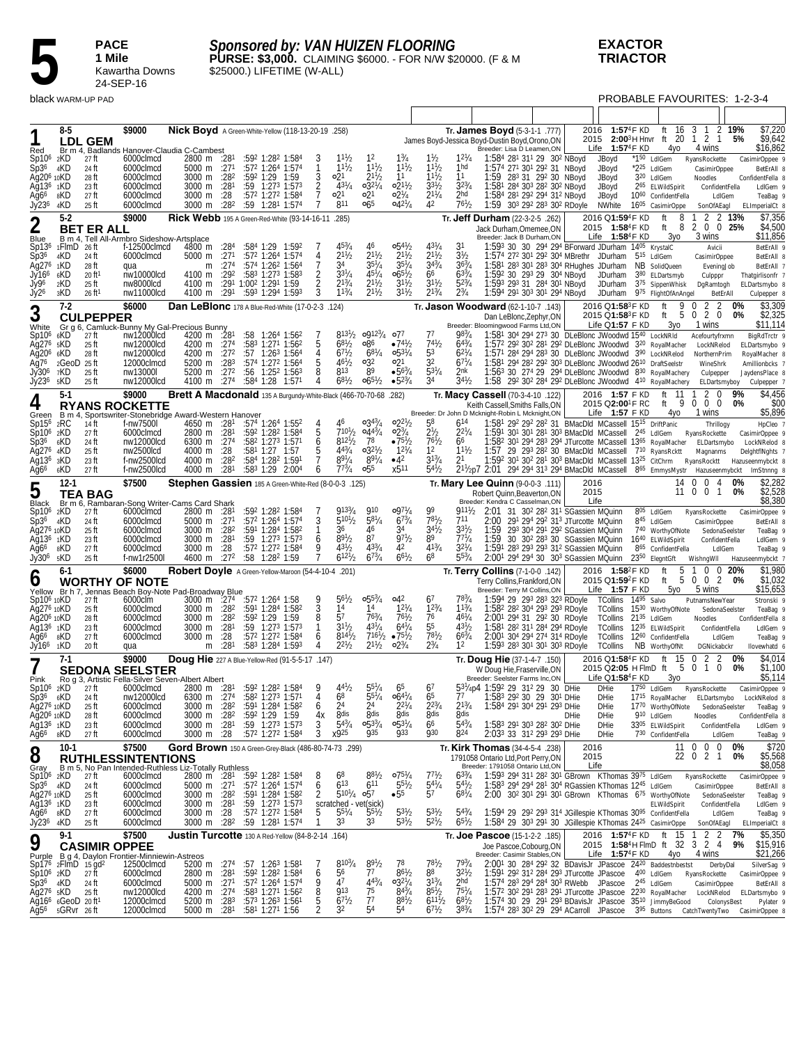# 5

**PACE**
**1 Mile**
Kawartha Downs
24-SEP-16

***Sponsored by: VAN HUIZEN FLOORING***
**PURSE: $3,000.** CLAIMING $6000. - FOR N/W $20000. (F & M $25000.) LIFETIME (W-ALL)

**EXACTOR**
**TRIACTOR**

black WARM-UP PAD

PROBABLE FAVOURITES: 1-2-3-4

---

## 1 — LDL GEM (8-5) — $9000

Red — Br m 4, Badlands Hanover-Claudia C-Cambest

**Nick Boyd** A Green-White-Yellow (118-13-20-19 .258)

**Tr. James Boyd** (5-3-1-1 .777) James Boyd-Jessica Boyd-Dustin Boyd,Orono,ON — Breeder: Lisa D Leamen,ON

2016 1:57⁴F KD ft 16 3 1 2 19% $7,220
2015 2:00³H Hnvr ft 20 1 2 1 5% $9,642
Life 1:57⁴F KD 4yo 4 wins $16,862

| Date | Trk | Temp | Class | Dist | Q1 | Q2 | Q3 | Final | PP | 1/4 | 1/2 | 3/4 | Str | Fin | Times | Driver | Odds | Comment |
|---|---|---|---|---|---|---|---|---|---|---|---|---|---|---|---|---|---|---|
| Sp10⁶ | 2KD | 27 ft | 6000clmcd | 2800 m | :28¹ | :59² 1:28² | | 1:58⁴ | 3 | 1¹½ | 1² | 1¾ | 1½ | 1²¼ | 1:58⁴ 28¹ 31¹ 29 30² NBoyd | JBoyd | *1⁵⁰ | LdlGem RyansRockette CasimirOppee 9 |
| Sp3⁶ | 4KD | 24 ft | 6000clmcd | 5000 m | :27¹ | :57² 1:26⁴ | | 1:57⁴ | 1 | 1¹½ | 1¹½ | 1¹½ | 1¹½ | 1hd | 1:57⁴ 27¹ 30¹ 29² 31 NBoyd | JBoyd | *2²⁵ | LdlGem CasimirOppee BetErAll 8 |
| Ag20⁶ | 10KD | 28 ft | 6000clmcd | 3000 m | :28² | :59² 1:29 | | 1:59 | 3 | o2¹ | 2¹½ | 1¹ | 1¹½ | 1¹ | 1:59 28³ 31 29² 30 NBoyd | JBoyd | 3²⁰ | LdlGem Noodles ConfidentFella 8 |
| Ag13⁶ | 1KD | 23 ft | 6000clmcd | 3000 m | :28¹ | :59 1:27³ | | 1:57³ | 2 | 4³½ | o3²½ | o2¹½ | 3³½ | 3²¾ | 1:58¹ 28⁴ 30³ 28² 30² NBoyd | JBoyd | 2⁶⁵ | ELWildSpirit ConfidentFella LdlGem 9 |
| Ag6⁶ | 8KD | 27 ft | 6000clmcd | 3000 m | :28 | :57² 1:27² | | 1:58⁴ | 7 | o2¹ | o2¹ | o2¹¼ | 2¹¼ | 2hd | 1:58⁴ 28¹ 29² 29⁴ 31² NBoyd | JBoyd | 10⁶⁰ | ConfidentFella LdlGem TeaBag 9 |
| Jy23⁶ | 4KD | 25 ft | 6000clmcd | 3000 m | :28² | :59 1:28¹ | | 1:57⁴ | 7 | 8¹¹ | o6⁵ | o4²¼ | 4² | 7⁶½ | 1:59 30³ 29² 28³ 30² RDoyle | NWhite | 16⁰⁵ | CasimirOppee SonOfAEagl ELImperialCt 8 |

## 2 — BET ER ALL (5-2) — $9000

Blue — B m 4, Tell All-Armbro Sideshow-Artsplace

**Rick Webb** 195 A Green-Red-White (93-14-16-11 .285)

**Tr. Jeff Durham** (22-3-2-5 .262) Jack Durham,Omemee,ON — Breeder: Jack B Durham,ON

2016 Q1:59⁴F KD ft 8 1 2 2 13% $7,356
2015 1:58⁴F KD ft 8 2 0 0 25% $4,500
Life 1:58⁴F KD 3yo 3 wins $11,856

| Date | Trk | Temp | Class | Dist | Q1 | Q2 | Q3 | Final | PP | 1/4 | 1/2 | 3/4 | Str | Fin | Times | Driver | Odds | Comment |
|---|---|---|---|---|---|---|---|---|---|---|---|---|---|---|---|---|---|---|
| Sp13⁶ | 1FlmD | 26 ft | f-12500clmcd | 4800 m | :28⁴ | :58⁴ 1:29 | | 1:59² | 7 | 4⁵¾ | 4⁶ | o5⁴½ | 4³¼ | 3¹ | 1:59³ 30 30 29⁴ 29⁴ BForward | JDurham | 14⁰⁵ | KrystalC Avicii BetErAll 9 |
| Sp3⁶ | 4KD | 24 ft | 6000clmcd | 5000 m | :27¹ | :57² 1:26⁴ | | 1:57⁴ | 4 | 2¹½ | 2¹½ | 2¹½ | 2¹½ | 3½ | 1:57⁴ 27² 30¹ 29² 30⁴ MBrethr | JDurham | 5¹⁵ | LdlGem CasimirOppee BetErAll 8 |
| Ag27⁶ | 1KD | 28 ft | qua | m | :27⁴ | :57⁴ 1:26² | | 1:56⁴ | 7 | 3⁴ | 3⁵¼ | 3⁵¼ | 3⁴¾ | 3⁶¾ | 1:58¹ 28³ 30¹ 28³ 30⁴ RHughes | JDurham | NB | SolidQueen EveningJob BetErAll 7 |
| Jy16⁶ | 6KD | 20 ft¹ | nw10000lcd | 4100 m | :29² | :58³ 1:27³ | | 1:58³ | 2 | 3³¼ | 4⁵¼ | o6⁵½ | 6⁶ | 6³¾ | 1:59² 30 29³ 29 30⁴ NBoyd | JDurham | 3⁸⁰ | ELDartsmyb Culpppr Thatgirlisonfr 7 |
| Jy9⁶ | 2KD | 25 ft | nw8000lcd | 4100 m | :29¹ | 1:00² 1:29¹ | | 1:59 | 2 | 2¹¾ | 2¹½ | 3¹½ | 3¹½ | 5²¾ | 1:59³ 29³ 31 28⁴ 30¹ NBoyd | JDurham | 3⁷⁵ | SippenWhisk DgRamtogh ELDartsmybo 8 |
| Jy2⁶ | 3KD | 26 ft¹ | nw11000lcd | 4100 m | :29¹ | :59³ 1:29⁴ | | 1:59³ | 3 | 1¹¾ | 2¹½ | 3¹½ | 2¹¾ | 2¾ | 1:59⁴ 29¹ 30³ 30¹ 29⁴ NBoyd | JDurham | 9⁷⁵ | FlightOfAnAngel BetErAll Culpepper 8 |

## 3 — CULPEPPER (7-2) — $6000

White — Gr g 6, Camluck-Bunny My Gal-Precious Bunny

**Dan LeBlonc** 178 A Blue-Red-White (17-0-2-3 .124)

**Tr. Jason Woodward** (62-1-10-7 .143) Dan LeBlonc,Zephyr,ON — Breeder: Bloomingwood Farms Ltd,ON

2016 Q1:58³F KD ft 9 0 2 2 0% $3,309
2015 Q1:58³F KD ft 5 0 2 0 0% $2,325
Life Q1:57 F KD 3yo 1 wins $11,114

| Date | Trk | Temp | Class | Dist | Q1 | Q2 | Q3 | Final | PP | 1/4 | 1/2 | 3/4 | Str | Fin | Times | Driver | Odds | Comment |
|---|---|---|---|---|---|---|---|---|---|---|---|---|---|---|---|---|---|---|
| Sp10⁶ | 6KD | 27 ft | nw12000lcd | 4200 m | :28¹ | :58 1:26⁴ | | 1:56² | 7 | 8¹³½ | o9¹²¾ | o7⁷ | 7⁷ | 9⁸¾ | 1:58¹ 30⁴ 29⁴ 27³ 30 DLeBlonc | JWoodwd | 15⁴⁰ | Acefourtyfrxmn BigRdTrctr 9 |
| Ag27⁶ | 5KD | 25 ft | nw12000lcd | 4200 m | :27⁴ | :58³ 1:27¹ | | 1:56² | 5 | 6⁸½ | o8⁶ | •7⁴½ | 7⁴½ | 6⁴¾ | 1:57² 29² 30² 28¹ 29² DLeBlonc | JWoodwd | 3²⁰ | RoyalMacher LockNRelod ELDartsmybo 9 |
| Ag20⁶ | 6KD | 28 ft | nw12000lcd | 4200 m | :27² | :57 1:26³ | | 1:56⁴ | 4 | 6⁷½ | 6⁸¼ | o5³¼ | 5³ | 6²¼ | 1:57¹ 28⁴ 29⁴ 28³ 30 DLeBlonc | JWoodwd | 3⁹⁰ | LockNRelod NorthernPrim RoyalMacher 8 |
| Ag7⁶ | 2GeoD | 25 ft | 12000clmcd | 5200 m | :28³ | :57⁴ 1:27² | | 1:56⁴ | 5 | 4⁶½ | o3² | o2¹ | 3² | 6⁷¼ | 1:58¹ 29⁴ 28² 29² 30³ DLeBlonc | JWoodwd | 26¹⁰ | DraftSeelstr WineShrk Amillionbcks 7 |
| Jy30⁶ | 7KD | 25 ft | nw13000l | 5200 m | :27² | :56 1:25² | | 1:56³ | 8 | 8¹³ | 8⁹ | •5⁶¾ | 5³¼ | 2nk | 1:56³ 30 27⁴ 29 29⁴ DLeBlonc | JWoodwd | 8³⁰ | RoyalMacher Culpepper JaydensPlace 8 |
| Jy23⁶ | 5KD | 25 ft | nw12000lcd | 4100 m | :27⁴ | :58⁴ 1:28 | | 1:57¹ | 4 | 6⁸½ | o6⁵½ | •5²¾ | 3⁴ | 3⁴½ | 1:58 29² 30² 28⁴ 29² DLeBlonc | JWoodwd | 4¹⁰ | RoyalMachery ELDartsmyboy Culpepper 7 |

## 4 — RYANS ROCKETTE (5-1) — $9000

Green — B m 4, Sportswriter-Stonebridge Award-Western Hanover

**Brett A Macdonald** 135 A Burgundy-White-Black (466-70-70-68 .282)

**Tr. Macy Cassell** (70-3-4-10 .122) Keith Cassell,Smiths Falls,ON — Breeder: Dr John D Mcknight-Robin L Mcknight,ON

2016 1:57 F KD ft 11 1 2 0 9% $4,456
2015 Q2:00¹F RC ft 9 0 0 0 0% $00
Life 1:57 F KD 4yo 1 wins $5,896

| Date | Trk | Temp | Class | Dist | Q1 | Q2 | Q3 | Final | PP | 1/4 | 1/2 | 3/4 | Str | Fin | Times | Driver | Odds | Comment |
|---|---|---|---|---|---|---|---|---|---|---|---|---|---|---|---|---|---|---|
| Sp15⁶ | 2RC | 14 ft | f-nw7500l | 4650 m | :28¹ | :57⁴ 1:26⁴ | | 1:55² | 4 | 4⁶ | o3⁴¾ | o2²½ | 5⁸ | 6¹⁴ | 1:58¹ 29² 29² 28² 31 BMacDld | MCassell | 15¹⁵ | DriftPanic Thrillogy HpCleo 7 |
| Sp10⁶ | 2KD | 27 ft | 6000clmcd | 2800 m | :28¹ | :59² 1:28² | | 1:58⁴ | 5 | 7¹⁰½ | o4⁴¾ | o2¾ | 2½ | 2²¼ | 1:59¹ 30¹ 30¹ 28¹ 30³ BMacDld | MCassell | 2⁴⁵ | LdlGem RyansRockette CasimirOppee 9 |
| Sp3⁶ | 6KD | 24 ft | nw12000lcd | 6300 m | :27⁴ | :58² 1:27³ | | 1:57¹ | 6 | 8¹²½ | 7⁸ | •7⁵½ | 7⁶½ | 6⁶ | 1:58² 30¹ 29⁴ 28³ 29⁴ JTurcotte | MCassell | 13⁶⁵ | RoyalMacher ELDartsmybo LockNRelod 8 |
| Ag27⁶ | 4KD | 25 ft | nw2500lcd | 4000 m | :28 | :58¹ 1:27 | | 1:57 | 5 | 4⁴¾ | o3²½ | •1²½ | 1² | 1¹½ | 1:57 29 29³ 28² 30 BMacDld | MCassell | 7¹⁰ | RyansRcktt Magnanms DelghtflNghts 7 |
| Ag13⁶ | 3KD | 23 ft | f-nw2500lcd | 4000 m | :28² | :58⁴ 1:28² | | 1:59¹ | 7 | 8⁹¼ | 8⁹¼ | •4² | 3¹¾ | 2¹ | 1:59² 30¹ 30² 28¹ 30³ BMacDld | MCassell | 13²⁵ | CltChrm RyansRcktt Hazuseenmybckt 8 |
| Ag6⁶ | 6KD | 27 ft | f-nw2500lcd | 4000 m | :28¹ | :58³ 1:29 | | 2:00⁴ | 7 | 7⁷¾ | o5⁵ | x5¹¹ | 5⁴½ | 2¹½p7 | 2:01 29⁴ 29⁴ 31³ 29⁴ BMacDld | MCassell | 8⁶⁵ | EmmysMystr Hazuseenmybckt ImStnnng 8 |

## 5 — TEA BAG (12-1) — $7500

Black — Br m 6, Rambaran-Song Writer-Cams Card Shark

**Stephen Gassien** 185 A Green-White-Red (8-0-0-3 .125)

**Tr. Mary Lee Quinn** (9-0-0-3 .111) Robert Quinn,Beaverton,ON — Breeder: Kendra C Casselman,ON

2016 14 0 0 4 0% $2,282
2015 11 0 0 1 0% $2,528
Life $8,380

| Date | Trk | Temp | Class | Dist | Q1 | Q2 | Q3 | Final | PP | 1/4 | 1/2 | 3/4 | Str | Fin | Times | Driver | Odds | Comment |
|---|---|---|---|---|---|---|---|---|---|---|---|---|---|---|---|---|---|---|
| Sp10⁶ | 2KD | 27 ft | 6000clmcd | 2800 m | :28¹ | :59² 1:28² | | 1:58⁴ | 7 | 9¹³¾ | 9¹⁰ | o9⁷¼ | 9⁹ | 9¹¹½ | 2:01 31 30² 28⁴ 31 SGassien | MQuinn | 8⁰⁵ | LdlGem RyansRockette CasimirOppee 9 |
| Sp3⁶ | 4KD | 24 ft | 6000clmcd | 5000 m | :27¹ | :57² 1:26⁴ | | 1:57⁴ | 3 | 5¹⁰½ | 5⁸¼ | 6⁷¾ | 7⁸½ | 7¹¹ | 2:00 29¹ 29⁴ 29² 31³ JTurcotte | MQuinn | 8⁴⁵ | LdlGem CasimirOppee BetErAll 8 |
| Ag27⁶ | 10KD | 25 ft | 6000clmcd | 3000 m | :28² | :59¹ 1:28⁴ | | 1:58² | 1 | 3⁶ | 4⁶ | 3⁴ | 3⁴½ | 3³½ | 1:59 29³ 30⁴ 29¹ 29² SGassien | MQuinn | 7⁴⁰ | WorthyOfNote SedonaSeelster TeaBag 9 |
| Ag13⁶ | 1KD | 23 ft | 6000clmcd | 3000 m | :28¹ | :59 1:27³ | | 1:57³ | 6 | 8⁹½ | 8⁷ | 9⁷½ | 8⁹ | 7⁷¼ | 1:59 30 30² 28³ 30 SGassien | MQuinn | 16⁴⁰ | ELWildSpirit ConfidentFella LdlGem 9 |
| Ag6⁶ | 8KD | 27 ft | 6000clmcd | 3000 m | :28 | :57² 1:27² | | 1:58⁴ | 9 | 4³½ | 4³¾ | 4² | 4¹¾ | 3²¼ | 1:59¹ 28³ 29³ 29³ 31² SGassien | MQuinn | 8⁶⁵ | ConfidentFella LdlGem TeaBag 9 |
| Jy30⁶ | 5KD | 25 ft | f-nw1r2500l | 4600 m | :27² | :58 1:28² | | 1:59 | 7 | 6¹²½ | 6⁷¾ | 6⁶½ | 6⁸ | 5⁵¾ | 2:00¹ 29⁴ 29⁴ 30 30³ SGassien | MQuinn | 23⁵⁰ | ElegntGft WishngWll Hazuseenmybckt 7 |

## 6 — WORTHY OF NOTE (6-1) — $6000

Yellow — Br h 7, Jennas Beach Boy-Note Pad-Broadway Blue

**Robert Doyle** A Green-Yellow-Maroon (54-4-10-4 .201)

**Tr. Terry Collins** (7-1-0-0 .142) Terry Collins,Frankford,ON — Breeder: Terry M Collins,ON

2016 1:58²F KD ft 5 1 0 0 20% $1,980
2015 Q1:59²F KD ft 5 0 0 2 0% $1,032
Life 1:57 F KD 5yo 5 wins $15,653

| Date | Trk | Temp | Class | Dist | Q1 | Q2 | Q3 | Final | PP | 1/4 | 1/2 | 3/4 | Str | Fin | Times | Driver | Odds | Comment |
|---|---|---|---|---|---|---|---|---|---|---|---|---|---|---|---|---|---|---|
| Sp10⁶ | 10KD | 27 ft | 6000clm | 3000 m | :27⁴ | :57² 1:26⁴ | | 1:58 | 9 | 5⁶½ | o5⁵¾ | o4² | 6⁷ | 7⁸¾ | 1:59⁴ 29 29³ 28³ 32³ RDoyle | TCollins | 14⁹⁵ | Salvo PutnamsNewYear Stronski 9 |
| Ag27⁶ | 10KD | 25 ft | 6000clmcd | 3000 m | :28² | :59¹ 1:28⁴ | | 1:58² | 3 | 1⁴ | 1⁴ | 1²¼ | 1²¾ | 1¹¾ | 1:58² 28² 30⁴ 29³ 29² RDoyle | TCollins | 15³⁰ | WorthyOfNote SedonaSeelster TeaBag 9 |
| Ag20⁶ | 10KD | 28 ft | 6000clmcd | 3000 m | :28² | :59² 1:29 | | 1:59 | 8 | 5⁷ | 7⁶¾ | 7⁶½ | 7⁶ | 4⁶¼ | 2:00¹ 29⁴ 31 29² 30 RDoyle | TCollins | 21³⁵ | LdlGem Noodles ConfidentFella 8 |
| Ag13⁶ | 1KD | 23 ft | 6000clmcd | 3000 m | :28¹ | :59 1:27³ | | 1:57³ | 1 | 3¹½ | 4³¼ | 6⁴¼ | 5⁵ | 4³½ | 1:58¹ 28² 31 28⁴ 29⁴ RDoyle | TCollins | 12³⁵ | ELWildSpirit ConfidentFella LdlGem 9 |
| Ag6⁶ | 8KD | 27 ft | 6000clmcd | 3000 m | :28 | :57² 1:27² | | 1:58⁴ | 6 | 8¹⁴½ | 7¹⁶½ | •7⁵½ | 7⁸½ | 6⁶¾ | 2:00¹ 30⁴ 29⁴ 27⁴ 31⁴ RDoyle | TCollins | 12⁶⁰ | ConfidentFella LdlGem TeaBag 9 |
| Jy16⁶ | 1KD | 20 ft | qua | m | :28¹ | :58³ 1:28⁴ | | 1:59³ | 4 | 2²½ | 2¹½ | o2¾ | 2¾ | 1² | 1:59³ 28³ 30¹ 30¹ 30³ RDoyle | TCollins | NB | WorthyOfNt DGNickabckr Ilovewhatd 6 |

## 7 — SEDONA SEELSTER (7-1) — $9000

Pink — Ro g 3, Artistic Fella-Silver Seven-Albert Albert

**Doug Hie** 227 A Blue-Yellow-Red (91-5-5-17 .147)

**Tr. Doug Hie** (37-1-4-7 .150) W Doug Hie,Fraserville,ON — Breeder: Seelster Farms Inc,ON

2016 Q1:58⁴F KD ft 15 0 2 2 0% $4,014
2015 Q2:05 H FlmD ft 5 0 1 0 0% $1,100
Life Q1:58⁴F KD 3yo $5,114

| Date | Trk | Temp | Class | Dist | Q1 | Q2 | Q3 | Final | PP | 1/4 | 1/2 | 3/4 | Str | Fin | Times | Driver | Odds | Comment |
|---|---|---|---|---|---|---|---|---|---|---|---|---|---|---|---|---|---|---|
| Sp10⁶ | 2KD | 27 ft | 6000clmcd | 2800 m | :28¹ | :59² 1:28² | | 1:58⁴ | 9 | 4⁴½ | 5⁵¼ | 6⁵ | 6⁷ | 5³¼p4 | 1:59² 29 31² 29 30 DHie | DHie | 17⁵⁰ | LdlGem RyansRockette CasimirOppee 9 |
| Sp3⁶ | 6KD | 24 ft | nw12000lcd | 6300 m | :27⁴ | :58² 1:27³ | | 1:57¹ | 4 | 6⁸ | 5⁵¼ | o6⁴¼ | 6⁵ | 7⁷ | 1:58³ 29² 30 29 30¹ DHie | DHie | 17¹⁵ | RoyalMacher ELDartsmybo LockNRelod 8 |
| Ag27⁶ | 10KD | 25 ft | 6000clmcd | 3000 m | :28² | :59¹ 1:28⁴ | | 1:58² | 6 | 2⁴ | 2⁴ | 2²¼ | 2²¾ | 2¹¾ | 1:58⁴ 29¹ 30⁴ 29¹ 29³ DHie | DHie | 17⁷⁰ | WorthyOfNote SedonaSeelster TeaBag 9 |
| Ag20⁶ | 10KD | 28 ft | 6000clmcd | 3000 m | :28² | :59² 1:29 | | 1:59 | 4x | 8dis | 8dis | 8dis | 8dis | 8dis | | DHie | 9¹⁰ | LdlGem Noodles ConfidentFella 8 |
| Ag13⁶ | 1KD | 23 ft | 6000clmcd | 3000 m | :28¹ | :59 1:27³ | | 1:57³ | 3 | 5⁴¾ | o5³¾ | o5³¼ | 6⁶ | 5⁴¾ | 1:58³ 29¹ 30³ 28² 30² DHie | DHie | 33⁰⁵ | ELWildSpirit ConfidentFella LdlGem 9 |
| Ag6⁶ | 8KD | 27 ft | 6000clmcd | 3000 m | :28 | :57² 1:27² | | 1:58⁴ | 3 | x9²⁵ | 9³⁵ | 9³³ | 9³⁰ | 8²⁴ | 2:03³ 33 31² 29³ 29³ DHie | DHie | 7³⁰ | ConfidentFella LdlGem TeaBag 9 |

## 8 — RUTHLESSINTENTIONS (10-1) — $7500

Gray — B m 5, No Pan Intended-Ruthless Liz-Totally Ruthless

**Gord Brown** 150 A Green-Grey-Black (486-80-74-73 .299)

**Tr. Kirk Thomas** (34-4-5-4 .238) 1791058 Ontario Ltd,Port Perry,ON — Breeder: 1791058 Ontario Ltd,ON

2016 11 0 0 0 0% $720
2015 22 0 2 1 0% $5,568
Life $8,058

| Date | Trk | Temp | Class | Dist | Q1 | Q2 | Q3 | Final | PP | 1/4 | 1/2 | 3/4 | Str | Fin | Times | Driver | Odds | Comment |
|---|---|---|---|---|---|---|---|---|---|---|---|---|---|---|---|---|---|---|
| Sp10⁶ | 2KD | 27 ft | 6000clmcd | 2800 m | :28¹ | :59² 1:28² | | 1:58⁴ | 8 | 6⁸ | 8⁸½ | o7⁵¼ | 7⁷½ | 6³¾ | 1:59³ 29⁴ 31¹ 28² 30¹ GBrown | KThomas | 39⁷⁵ | LdlGem RyansRockette CasimirOppee 9 |
| Sp3⁶ | 4KD | 24 ft | 6000clmcd | 5000 m | :27¹ | :57² 1:26⁴ | | 1:57⁴ | 6 | 6¹³ | 6¹¹ | 5⁵½ | 5⁴¼ | 5⁴½ | 1:58³ 29⁴ 29⁴ 28¹ 30⁴ RGassien | KThomas | 12⁴⁵ | LdlGem CasimirOppee BetErAll 8 |
| Ag27⁶ | 10KD | 25 ft | 6000clmcd | 3000 m | :28² | :59¹ 1:28⁴ | | 1:58² | 2 | 5¹⁰½ | o5⁷ | •5⁵ | 5⁷ | 6⁸¼ | 2:00 30² 30¹ 29¹ 30¹ GBrown | KThomas | 6⁷⁵ | WorthyOfNote SedonaSeelster TeaBag 9 |
| Ag13⁶ | 1KD | 23 ft | 6000clmcd | 3000 m | :28¹ | :59 1:27³ | | 1:57³ | scratched - vet(sick) | | | | | | | | | ELWildSpirit ConfidentFella LdlGem 9 |
| Ag6⁶ | 8KD | 27 ft | 6000clmcd | 3000 m | :28 | :57² 1:27² | | 1:58⁴ | 5 | 5⁵¼ | 5⁵½ | 5³½ | 5³½ | 5⁴¾ | 1:59⁴ 29 29² 29³ 31⁴ JGillespie | KThomas | 30⁹⁵ | ConfidentFella LdlGem TeaBag 9 |
| Jy23⁶ | 4KD | 25 ft | 6000clmcd | 3000 m | :28² | :59 1:28¹ | | 1:57⁴ | 1 | 3³ | 3³ | 5³½ | 5²½ | 6⁵½ | 1:58⁴ 29 30³ 29¹ 30 JGillespie | KThomas | 24²⁵ | CasimirOppee SonOfAEagl ELImperialCt 8 |

## 9 — CASIMIR OPPEE (9-1) — $7500

Purple — B g 4, Daylon Frontier-Minniewin-Astreos

**Justin Turcotte** 130 A Red-Yellow (84-8-2-14 .164)

**Tr. Joe Pascoe** (15-1-2-2 .185) Joe Pascoe,Cobourg,ON — Breeder: Casimir Stables,ON

2016 1:57⁴F KD ft 15 1 2 2 7% $5,350
2015 1:58⁴H FlmD ft 32 3 2 4 9% $15,916
Life 1:57⁴F KD 4yo 4 wins $21,266

| Date | Trk | Temp | Class | Dist | Q1 | Q2 | Q3 | Final | PP | 1/4 | 1/2 | 3/4 | Str | Fin | Times | Driver | Odds | Comment |
|---|---|---|---|---|---|---|---|---|---|---|---|---|---|---|---|---|---|---|
| Sp17⁶ | 2FlmD | 15 gd² | 12500clmcd | 5200 m | :27⁴ | :57 1:26³ | | 1:58¹ | 7 | 8¹⁰¾ | 8⁹½ | 7⁸ | 7⁸½ | 7⁹¾ | 2:00¹ 30 31⁴ 29² 32 BDavisJr | JPascoe | 24²⁰ | Baddestnbestst DerbyDal SilverSag 9 |
| Sp10⁶ | 2KD | 27 ft | 6000clmcd | 2800 m | :28¹ | :59² 1:28² | | 1:58⁴ | 6 | 5⁶ | 7⁷ | 8⁶½ | 8⁸ | 3²½ | 1:59¹ 29² 31² 28⁴ 29³ JTurcotte | JPascoe | 4⁰⁰ | LdlGem RyansRockette CasimirOppee 9 |
| Sp3⁶ | 4KD | 24 ft | 6000clmcd | 5000 m | :27¹ | :57² 1:26⁴ | | 1:57⁴ | 9 | 4⁷ | 4⁴¾ | o3²¼ | 3¹¾ | 2hd | 1:57⁴ 28³ 29⁴ 28⁴ 30³ RWebb | JPascoe | 2⁴⁵ | LdlGem CasimirOppee BetErAll 8 |
| Ag27⁶ | 5KD | 25 ft | nw12000lcd | 4200 m | :27⁴ | :58³ 1:27¹ | | 1:56² | 8 | 9¹³ | 7⁵ | 8⁴¾ | 8⁵½ | 7⁵¼ | 1:57² 30² 29¹ 28³ 29¹ JTurcotte | JPascoe | 22³⁰ | RoyalMacher LockNRelod ELDartsmybo 9 |
| Ag16⁶ | 6GeoD | 20 ft¹ | 12000clmcd | 5200 m | :28³ | :57³ 1:26³ | | 1:56¹ | 5 | 6⁷½ | 7⁷ | 8⁸½ | 6¹¹½ | 6⁸½ | 1:57⁴ 30 29 29¹ 29³ BDavisJr | JPascoe | 35¹⁰ | JimmyBeGood ColonysBest Pylater 9 |
| Ag5⁶ | 5GRvr | 26 ft | 12000clmcd | 5000 m | :28¹ | :58¹ 1:27¹ | | 1:56 | 2 | 3² | 5⁴ | 5⁴ | 6⁷½ | 3⁸¾ | 1:57⁴ 28³ 30² 29 24 ACarroll | JPascoe | 3⁹⁵ | Buttons CatchTwentyTwo CasimirOppee 8 |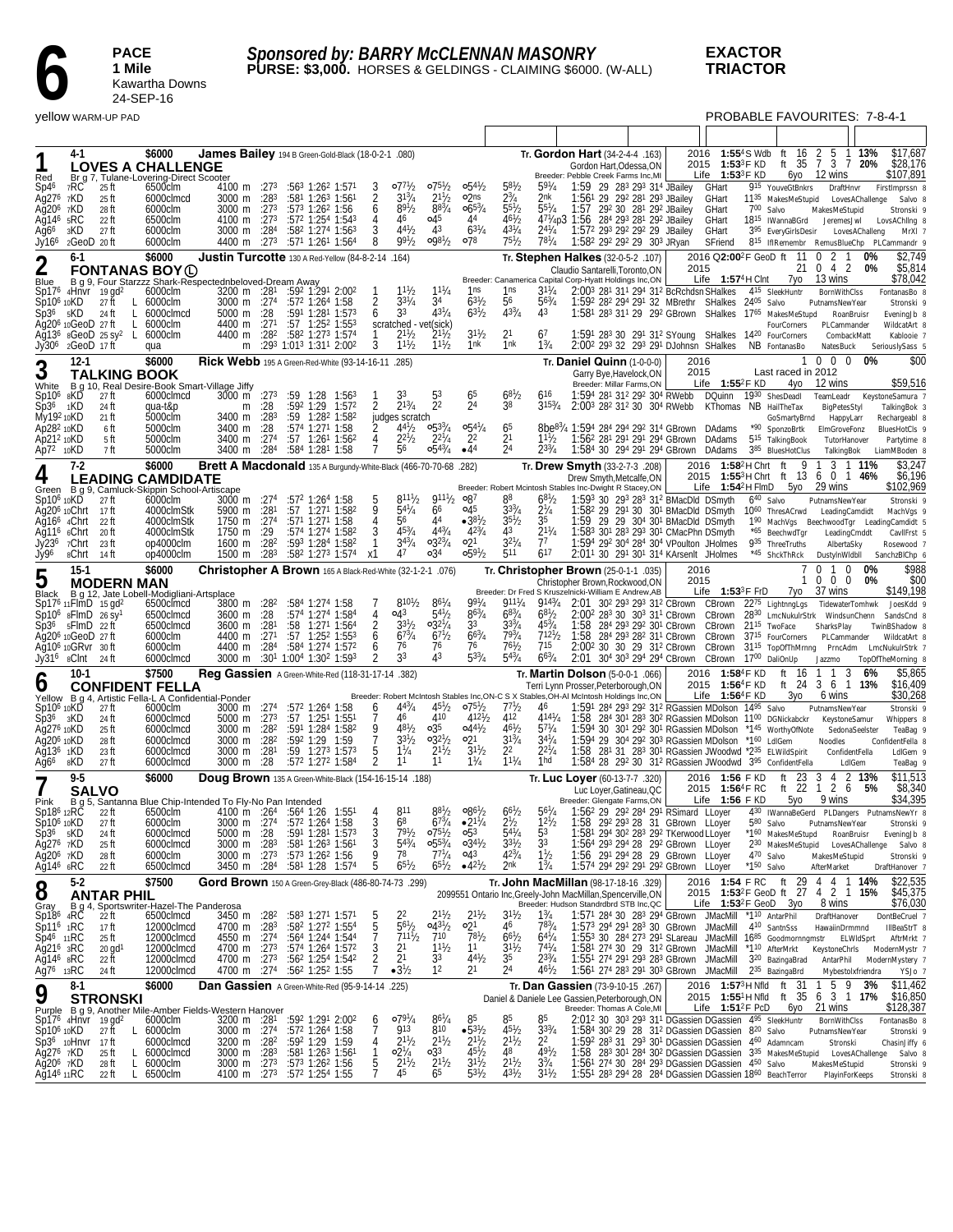# 6

**PACE**
**1 Mile**
Kawartha Downs
24-SEP-16

***Sponsored by: BARRY McCLENNAN MASONRY***
**PURSE: $3,000.** HORSES & GELDINGS - CLAIMING $6000. (W-ALL)

**EXACTOR**
**TRIACTOR**

yellow WARM-UP PAD

PROBABLE FAVOURITES: 7-8-4-1

---

## 1 — Red — 4-1 — LOVES A CHALLENGE — $6000

**James Bailey** 194 B Green-Gold-Black (18-0-2-1 .080) — **Tr. Gordon Hart** (34-2-4-4 .163)
Br g 7, Tulane-Lovering-Direct Scooter — Gordon Hart, Odessa, ON — Breeder: Pebble Creek Farms Inc, MI

| Year | Record | Starts | Earnings |
|---|---|---|---|
| 2016 | 1:55⁴S Wdb ft | 16 2 5 1 13% | $17,687 |
| 2015 | 1:53³F KD ft | 35 7 3 7 20% | $28,176 |
| Life | 1:53³F KD 6yo | 12 wins | $107,891 |

| Date | Race | Cond | Class | Dist | 1/4 | 1/2 | 3/4 | Fin | PP | 1/4 | 1/2 | 3/4 | Str | Fin | Time/Last Q | Driver | Trainer | Comments/Finishers |
|---|---|---|---|---|---|---|---|---|---|---|---|---|---|---|---|---|---|---|
| Sp4⁶ | 7RC | 25 ft | 6500clm | 4100 m | :27³ | :56³ | 1:26² | 1:57¹ | 3 | o7⁷½ | o7⁵½ | o5⁴½ | 5⁸½ | 5⁹¼ | 1:59 29 28³ 29³ 31⁴ | JBailey | GHart | 9¹⁵ YouveGtBnkrs DraftHnvr FirstImprssn 8 |
| Ag27⁶ | 7KD | 25 ft | 6000clm | 3000 m | :28³ | :58¹ | 1:26³ | 1:56¹ | 2 | 3¹½ | 2¹½ | o2ns | 2¾ | 2nk | 1:56¹ 29 29² 28¹ 29³ | JBailey | GHart | 11³⁵ MakesMeStupid LovesAChallenge Salvo 8 |
| Ag20⁶ | 7KD | 28 ft | 6000clm | 3000 m | :27³ | :57³ | 1:26² | 1:56 | 6 | 8⁹½ | 8⁸¾ | o6⁵¾ | 5⁵½ | 5⁵¼ | 1:57 29² 30 28¹ 29² | JBailey | GHart | 7⁰⁰ Salvo MakesMeStupid Stronski 9 |
| Ag14⁶ | 5RC | 22 ft | 6500clm | 4100 m | :27³ | :57² | 1:25⁴ | 1:54³ | 4 | 4⁶ | o4⁵ | 4⁴ | 4⁶½ | 4⁷½p3 | 1:56 28⁴ 29³ 28¹ 29² | JBailey | GHart | 18¹⁵ IWannaBGrd JeremesJwl LovsAChlIng 8 |
| Ag6⁶ | 3KD | 27 ft | 6000clm | 3000 m | :28⁴ | :58² | 1:27⁴ | 1:56³ | 3 | 4⁴½ | 4³ | 6³¼ | 4³¼ | 2¾ | 1:57² 29³ 29² 29² 29 | JBailey | GHart | 3⁹⁵ EveryGirlsDesir LovesAChalleng MrXl 7 |
| Jy16⁶ | 2GeoD | 20 ft | 6000clm | 4400 m | :27³ | :57¹ | 1:26¹ | 1:56⁴ | 8 | 9⁹½ | o9⁸½ | o7⁸ | 7⁵½ | 7⁸¼ | 1:58² 29² 29² 29 30³ | JRyan | SFriend | 8¹⁵ IRemembr RemusBlueChp PLCammandr 9 |

## 2 — Blue — 6-1 — FONTANAS BOY Ⓛ — $6000

**Justin Turcotte** 130 A Red-Yellow (84-8-2-14 .164) — **Tr. Stephen Halkes** (32-0-5-2 .107)
B g 9, Four Starzzz Shark-Respectednbeloved-Dream Away — Claudio Santarelli, Toronto, ON — Breeder: Canamerica Capital Corp-Hyatt Holdings Inc, ON

| Year | Record | Starts | Earnings |
|---|---|---|---|
| 2016 | Q2:00²F GeoD ft | 11 0 2 1 0% | $2,749 |
| 2015 | | 21 0 4 2 0% | $5,814 |
| Life | 1:57⁴H Clnt 7yo | 13 wins | $78,042 |

| Date | Race | Cond | Class | Dist | 1/4 | 1/2 | 3/4 | Fin | PP | 1/4 | 1/2 | 3/4 | Str | Fin | Time/Last Q | Driver | Trainer | Comments/Finishers |
|---|---|---|---|---|---|---|---|---|---|---|---|---|---|---|---|---|---|---|
| Sp17⁶ | 4Hnvr | 19 gd² | 6000clm | 3200 m | :28¹ | :59² | 1:29¹ | 2:00² | 1 | 1¹½ | 1¹¼ | 1ns | 1ns | 3¹¼ | 2:00³ 28¹ 31¹ 29⁴ 31² | BcRchdsn | SHalkes | 4¹⁵ SleekHuntr BornWithClss FontanasBo 8 |
| Sp10⁶ | 10KD | 27 ft | L 6000clm | 3000 m | :27⁴ | :57² | 1:26⁴ | 1:58 | 2 | 3³¼ | 3⁴ | 6³½ | 5⁶ | 5⁶¾ | 1:59² 28² 29⁴ 29¹ 32 | MBrethr | SHalkes | 24⁰⁵ Salvo PutnamsNewYear Stronski 9 |
| Sp3⁶ | 5KD | 24 ft | L 6000clmcd | 5000 m | :28 | :59¹ | 1:28¹ | 1:57³ | 6 | 3³ | 4³½ | 6³½ | 4³¾ | 4³ | 1:58¹ 28³ 31¹ 29 29² | GBrown | SHalkes | 17⁶⁵ MakesMeStupd RoanBruisr EveningJb 8 |
| Ag20⁶ | 10GeoD | 27 ft | L 6000clm | 4400 m | :27¹ | :57 | 1:25² | 1:55³ | scratched - vet(sick) | | | | | | | | | FourCorners PLCammander WildcatArt 8 |
| Ag13⁶ | 8GeoD | 25 sy² | L 6000clm | 4400 m | :28² | :58² | 1:27³ | 1:57⁴ | 1 | 2¹½ | 2¹½ | 3¹½ | 2¹ | 6⁷ | 1:59¹ 28³ 30 29¹ 31² | SYoung | SHalkes | 14²⁰ FourCorners CombackMatt Kablooie 7 |
| Jy30⁶ | 2GeoD | 17 ft | qua | m | :29³ | 1:01³ | 1:31¹ | 2:00² | 3 | 1¹½ | 1¹½ | 1nk | 1nk | 1¾ | 2:00² 29³ 32 29³ 29¹ | DJohnsn | SHalkes | NB FontanasBo NatesBuck SeriouslySass 5 |

## 3 — White — 12-1 — TALKING BOOK — $6000

**Rick Webb** 195 A Green-Red-White (93-14-16-11 .285) — **Tr. Daniel Quinn** (1-0-0-0)
B g 10, Real Desire-Book Smart-Village Jiffy — Garry Bye, Havelock, ON — Breeder: Millar Farms, ON

| Year | Record | Starts | Earnings |
|---|---|---|---|
| 2016 | | 1 0 0 0 0% | $00 |
| 2015 | | Last raced in 2012 | |
| Life | 1:55²F KD 4yo | 12 wins | $59,516 |

| Date | Race | Cond | Class | Dist | 1/4 | 1/2 | 3/4 | Fin | PP | 1/4 | 1/2 | 3/4 | Str | Fin | Time/Last Q | Driver | Trainer | Comments/Finishers |
|---|---|---|---|---|---|---|---|---|---|---|---|---|---|---|---|---|---|---|
| Sp10⁶ | 8KD | 27 ft | 6000clmcd | 3000 m | :27³ | :59 | 1:28 | 1:56³ | 1 | 3³ | 5³ | 6⁵ | 6⁸½ | 6¹⁶ | 1:59⁴ 28¹ 31² 29² 30⁴ | RWebb | DQuinn | 19³⁰ ShesDeadl TeamLeadr KeystoneSamura 7 |
| Sp3⁶ | 1KD | 24 ft | qua-t&p | m | :28 | :59² | 1:29 | 1:57² | 2 | 2¹¾ | 2² | 2⁴ | 3⁸ | 3¹⁵¾ | 2:00³ 28² 31² 30 30⁴ | RWebb | KThomas | NB HailTheTax BigPetesStyl TalkingBok 3 |
| My19² | 10KD | 21 ft | 5000clm | 3400 m | :28³ | :59 | 1:28² | 1:58² | judges scratch | | | | | | | | | GoSmartyBrnd HappyLarr Rechargeabl 8 |
| Ap28² | 10KD | 6 ft | 5000clm | 3400 m | :28 | :57⁴ | 1:27¹ | 1:58 | 2 | 4⁴½ | o5³¾ | o5⁴¼ | 6⁵ | 8be⁸¾ | 1:59⁴ 28⁴ 29⁴ 29² 31⁴ | GBrown | DAdams | *⁹⁰ SponzoBrtk ElmGroveFonz BluesHotCls 9 |
| Ap21² | 10KD | 5 ft | 5000clm | 3400 m | :27⁴ | :57 | 1:26¹ | 1:56² | 4 | 2²½ | 2²¼ | 2² | 2¹ | 1¹½ | 1:56² 28¹ 29¹ 29¹ 29⁴ | GBrown | DAdams | 5¹⁵ TalkingBook TutorHanover Partytime 8 |
| Ap7² | 10KD | 7 ft | 5000clm | 3400 m | :28⁴ | :58⁴ | 1:28¹ | 1:58 | 7 | 5⁶ | o5⁴¾ | •4⁴ | 2⁴ | 2³¾ | 1:58⁴ 30 29⁴ 29¹ 29⁴ | GBrown | DAdams | 3⁸⁵ BluesHotClus TalkingBok LiamMBoden 8 |

## 4 — Green — 7-2 — LEADING CANDIDATE — $6000

**Brett A Macdonald** 135 A Burgundy-White-Black (466-70-70-68 .282) — **Tr. Drew Smyth** (33-2-7-3 .208)
B g 9, Camluck-Skippin School-Artiscape — Drew Smyth, Metcalfe, ON — Breeder: Robert McIntosh Stables Inc-Dwight R Stacey, ON

| Year | Record | Starts | Earnings |
|---|---|---|---|
| 2016 | 1:58²H Chrt ft | 9 1 3 1 11% | $3,247 |
| 2015 | 1:55³H Chrt ft | 13 6 0 1 46% | $6,196 |
| Life | 1:54²H FlmD 5yo | 29 wins | $102,969 |

| Date | Race | Cond | Class | Dist | 1/4 | 1/2 | 3/4 | Fin | PP | 1/4 | 1/2 | 3/4 | Str | Fin | Time/Last Q | Driver | Trainer | Comments/Finishers |
|---|---|---|---|---|---|---|---|---|---|---|---|---|---|---|---|---|---|---|
| Sp10⁶ | 10KD | 27 ft | 6000clm | 3000 m | :27⁴ | :57² | 1:26⁴ | 1:58 | 5 | 8¹¹½ | 9¹¹½ | o8⁷ | 8⁸ | 6⁸½ | 1:59³ 30 29³ 28³ 31² | BMacDld | DSmyth | 6⁴⁰ Salvo PutnamsNewYear Stronski 9 |
| Ag20⁶ | 10Chrt | 17 ft | 4000clmStk | 5900 m | :28¹ | :57 | 1:27¹ | 1:58² | 9 | 5⁴¼ | 6⁶ | o4⁵ | 3³¾ | 2¼ | 1:58² 29 29¹ 30 30¹ | BMacDld | DSmyth | 10⁶⁰ ThresACrwd LeadingCamdidt MachVgs 9 |
| Ag16⁶ | 4Chrt | 22 ft | 4000clmStk | 1750 m | :27⁴ | :57¹ | 1:27¹ | 1:58 | 4 | 5⁶ | 4⁴ | •3⁸½ | 3⁵½ | 3⁵ | 1:59 29 29 30⁴ 30¹ | BMacDld | DSmyth | 1⁹⁰ MachVgs BeechwoodTgr LeadingCamdidt 5 |
| Ag11⁶ | 6Chrt | 20 ft | 4000clmStk | 1750 m | :29 | :57⁴ | 1:27⁴ | 1:58² | 3 | 4⁵½ | 4⁴¾ | 4²¾ | 4³ | 2¹¼ | 1:58³ 30¹ 28³ 29³ 30¹ | CMacPhn | DSmyth | *⁶⁵ BeechwdTgr LeadingCmddt CavlFrst 5 |
| Jy23⁶ | 7Chrt | 23 ft | op4000clm | 1600 m | :28² | :59³ | 1:28⁴ | 1:58² | 1 | 3⁴¾ | o3²¾ | o2¹ | 3²¼ | 7⁷ | 1:59⁴ 29² 30⁴ 28⁴ 30⁴ | VPoulton | JHolmes | 9³⁵ ThreeTruths AlbertaSky Rosewood 7 |
| Jy9⁶ | 8Chrt | 14 ft | op4000clm | 1500 m | :28³ | :58² | 1:27³ | 1:57⁴ | x1 | 4⁷ | o3⁴ | o5⁹½ | 5¹¹ | 6¹⁷ | 2:01¹ 30 29¹ 30¹ 31⁴ | KArsenlt | JHolmes | *⁴⁵ ShckThRck DustyInWldbll SanchzBlChp 6 |

## 5 — Black — 15-1 — MODERN MAN — $6000

**Christopher A Brown** 165 A Black-Red-White (32-1-2-1 .076) — **Tr. Christopher Brown** (25-0-1-1 .035)
B g 12, Jate Lobell-Modigliani-Artsplace — Christopher Brown, Rockwood, ON — Breeder: Dr Fred S Kruszelnicki-William E Andrew, AB

| Year | Record | Starts | Earnings |
|---|---|---|---|
| 2016 | | 7 0 1 0 0% | $988 |
| 2015 | | 1 0 0 0 0% | $00 |
| Life | 1:53³F FrD 7yo | 37 wins | $149,198 |

| Date | Race | Cond | Class | Dist | 1/4 | 1/2 | 3/4 | Fin | PP | 1/4 | 1/2 | 3/4 | Str | Fin | Time/Last Q | Driver | Trainer | Comments/Finishers |
|---|---|---|---|---|---|---|---|---|---|---|---|---|---|---|---|---|---|---|
| Sp17⁶ | 11FlmD | 15 gd² | 6500clmcd | 3800 m | :28² | :58⁴ | 1:27⁴ | 1:58 | 7 | 8¹⁰½ | 8⁶¼ | 9⁹¼ | 9¹¹¼ | 9¹⁴¾ | 2:01 30² 29³ 29³ 31² | CBrown | CBrown | 22⁷⁵ LightnngLgs TidewaterTomhwk JoesKdd 9 |
| Sp10⁶ | 6FlmD | 26 sy¹ | 6500clmcd | 3600 m | :28 | :57⁴ | 1:27⁴ | 1:58⁴ | 4 | o4³ | 5⁴½ | 8⁶¾ | 6⁸¾ | 6⁸½ | 2:00² 28³ 30 30³ 31¹ | CBrown | CBrown | 28³⁰ LmcNukulrStrk WindsunChenn SandsCnd 8 |
| Sp3⁶ | 5FlmD | 22 ft | 6500clmcd | 3600 m | :28¹ | :58 | 1:27¹ | 1:56⁴ | 2 | 3³½ | o3²¼ | 3³ | 3³¾ | 4⁵¾ | 1:58 28⁴ 29³ 29² 30¹ | CBrown | CBrown | 21¹⁵ TwoFace SharksPlay TwinBShadow 8 |
| Ag20⁶ | 10GeoD | 27 ft | 6000clm | 4400 m | :27¹ | :57 | 1:25² | 1:55³ | 6 | 6⁷¾ | 6⁷½ | 6⁶¾ | 7⁹¾ | 7¹²½ | 1:58 28⁴ 29³ 28² 31¹ | CBrown | CBrown | 37¹⁵ FourCorners PLCammander WildcatArt 8 |
| Ag10⁶ | 10GRvr | 30 ft | 6000clm | 4400 m | :28⁴ | :58⁴ | 1:27⁴ | 1:57² | 6 | 7⁶ | 7⁶ | 7⁶ | 7⁶½ | 7¹⁵ | 2:00² 30 30 29 31² | CBrown | CBrown | 31¹⁵ TopOfThMrnng PrncAdm LmcNukulrStrk 7 |
| Jy31⁶ | 8Clnt | 24 ft | 6000clmcd | 3000 m | :30¹ | 1:00⁴ | 1:30² | 1:59³ | 2 | 3³ | 4³ | 5³¾ | 5⁴¾ | 6⁶¾ | 2:01 30⁴ 30³ 29⁴ 29⁴ | CBrown | CBrown | 17⁰⁰ DaliOnUp Jazzmo TopOfTheMorning 8 |

## 6 — Yellow — 10-1 — CONFIDENT FELLA — $7500

**Reg Gassien** A Green-White-Red (118-31-17-14 .382) — **Tr. Martin Dolson** (5-0-0-1 .066)
B g 4, Artistic Fella-L A Confidential-Ponder — Terri Lynn Prosser, Peterborough, ON — Breeder: Robert McIntosh Stables Inc, ON-C S X Stables, OH-Al McIntosh Holdings Inc, ON

| Year | Record | Starts | Earnings |
|---|---|---|---|
| 2016 | 1:58⁴F KD ft | 16 1 1 3 6% | $5,865 |
| 2015 | 1:56⁴F KD ft | 24 3 6 1 13% | $16,409 |
| Life | 1:56⁴F KD 3yo | 6 wins | $30,268 |

| Date | Race | Cond | Class | Dist | 1/4 | 1/2 | 3/4 | Fin | PP | 1/4 | 1/2 | 3/4 | Str | Fin | Time/Last Q | Driver | Trainer | Comments/Finishers |
|---|---|---|---|---|---|---|---|---|---|---|---|---|---|---|---|---|---|---|
| Sp10⁶ | 10KD | 27 ft | 6000clm | 3000 m | :27⁴ | :57² | 1:26⁴ | 1:58 | 6 | 4⁴¾ | 4⁵½ | o7⁵½ | 7⁷½ | 4⁶ | 1:59¹ 28⁴ 29³ 29² 31² | RGassien | MDolson | 14⁹⁵ Salvo PutnamsNewYear Stronski 9 |
| Sp3⁶ | 3KD | 24 ft | 6000clmcd | 5000 m | :27³ | :57 | 1:25¹ | 1:55¹ | 7 | 4⁶ | 4¹⁰ | 4¹²½ | 4¹² | 4¹⁴¼ | 1:58 28⁴ 30¹ 28³ 32² | RGassien | MDolson | 11⁰⁰ DGNickabckr KeystoneSamur Whippers 8 |
| Ag27⁶ | 10KD | 25 ft | 6000clmcd | 3000 m | :28² | :59¹ | 1:28⁴ | 1:58² | 9 | 4⁸½ | o3⁵ | o4⁴½ | 4⁶½ | 5⁷¼ | 1:59⁴ 30 30¹ 29² 30¹ | RGassien | MDolson | *¹⁴⁵ WorthyOfNote SedonaSeelster TeaBag 9 |
| Ag20⁶ | 10KD | 28 ft | 6000clmcd | 3000 m | :28² | :59² | 1:29 | 1:59 | 7 | 3³½ | o3²½ | o2¹ | 3¹¾ | 3⁴¼ | 1:59⁴ 29 30⁴ 29² 30³ | RGassien | MDolson | *¹⁶⁰ LdlGem Noodles ConfidentFella 8 |
| Ag13⁶ | 1KD | 23 ft | 6000clmcd | 3000 m | :28¹ | :59 | 1:27³ | 1:57³ | 5 | 1¼ | 2¹½ | 3¹½ | 2² | 2²¼ | 1:58 28¹ 31 28³ 30¹ | RGassien | JWoodwd | *²³⁵ ELWildSpirit ConfidentFella LdlGem 9 |
| Ag6⁶ | 8KD | 27 ft | 6000clmcd | 3000 m | :28 | :57² | 1:27² | 1:58⁴ | 2 | 1hd | 1¹ | 1¹¼ | 1¹¼ | 1hd | 1:58⁴ 28 29² 30 31² | RGassien | JWoodwd | 3⁹⁵ ConfidentFella LdlGem TeaBag 9 |

## 7 — Pink — 9-5 — SALVO — $6000

**Doug Brown** 135 A Green-White-Black (154-16-15-14 .188) — **Tr. Luc Loyer** (60-13-7-7 .320)
B g 5, Santanna Blue Chip-Intended To Fly-No Pan Intended — Luc Loyer, Gatineau, QC — Breeder: Glengate Farms, ON

| Year | Record | Starts | Earnings |
|---|---|---|---|
| 2016 | 1:56 F KD ft | 23 3 4 2 13% | $11,513 |
| 2015 | 1:56⁴F RC ft | 22 1 2 6 5% | $8,340 |
| Life | 1:56 F KD 5yo | 9 wins | $34,395 |

| Date | Race | Cond | Class | Dist | 1/4 | 1/2 | 3/4 | Fin | PP | 1/4 | 1/2 | 3/4 | Str | Fin | Time/Last Q | Driver | Trainer | Comments/Finishers |
|---|---|---|---|---|---|---|---|---|---|---|---|---|---|---|---|---|---|---|
| Sp18⁶ | 12RC | 22 ft | 6500clm | 4100 m | :27⁴ | :56⁴ | 1:26 | 1:55¹ | 4 | 8¹¹ | 8⁸½ | o8⁶½ | 6⁶½ | 5⁶¼ | 1:56² 29 29² 28⁴ 29¹ | RSimard | LLoyer | 4³⁰ IWannaBeGerd PLDangers PutnamsNewYr 8 |
| Sp10⁶ | 10KD | 27 ft | 6000clm | 3000 m | :27⁴ | :57² | 1:26⁴ | 1:58 | 3 | 6⁸ | 6⁷¾ | •2¹¼ | 2½ | 1²½ | 1:58 29² 29³ 28 31 | GBrown | LLoyer | 5⁸⁰ Salvo PutnamsNewYear Stronski 9 |
| Sp3⁶ | 5KD | 24 ft | 6000clmcd | 5000 m | :28 | :59¹ | 1:28¹ | 1:57³ | 3 | 7⁹½ | o7⁵½ | o5³ | 5⁴¼ | 5³ | 1:58¹ 29⁴ 30² 28³ 29² | TKerwood | LLoyer | *¹⁶⁰ MakesMeStupd RoanBruisr EveningJb 8 |
| Ag27⁶ | 7KD | 25 ft | 6000clm | 3000 m | :28³ | :58¹ | 1:26³ | 1:56¹ | 3 | 5⁴¾ | o5⁵¾ | o3⁴½ | 3³½ | 3³ | 1:56⁴ 29³ 29⁴ 28 29² | GBrown | LLoyer | 2³⁰ MakesMeStupid LovesAChallenge Salvo 8 |
| Ag20⁶ | 7KD | 28 ft | 6000clm | 3000 m | :27³ | :57³ | 1:26² | 1:56 | 9 | 7⁸ | 7⁷¼ | o4³ | 4²¾ | 1½ | 1:56 29¹ 29⁴ 28 29 | GBrown | LLoyer | 4⁷⁰ Salvo MakesMeStupid Stronski 9 |
| Ag14⁶ | 6RC | 22 ft | 6500clmcd | 3450 m | :28⁴ | :58¹ | 1:28 | 1:57⁴ | 5 | 6⁵½ | 6⁵½ | •4²½ | 2nk | 1¾ | 1:57⁴ 29⁴ 29² 29¹ 29² | GBrown | LLoyer | *¹⁵⁰ Salvo AfterMarket DraftHanover 7 |

## 8 — Gray — 5-2 — ANTAR PHIL — $7500

**Gord Brown** 150 A Green-Grey-Black (486-80-74-73 .299) — **Tr. John MacMillan** (98-17-18-16 .329)
B g 4, Sportswriter-Hazel-The Panderosa — 2099551 Ontario Inc, Greely-John MacMillan, Spencerville, ON — Breeder: Hudson Standrdbrd STB Inc, QC

| Year | Record | Starts | Earnings |
|---|---|---|---|
| 2016 | 1:54 F RC ft | 29 4 4 1 14% | $22,535 |
| 2015 | 1:53²F GeoD ft | 27 4 2 1 15% | $45,375 |
| Life | 1:53²F GeoD 3yo | 8 wins | $76,030 |

| Date | Race | Cond | Class | Dist | 1/4 | 1/2 | 3/4 | Fin | PP | 1/4 | 1/2 | 3/4 | Str | Fin | Time/Last Q | Driver | Trainer | Comments/Finishers |
|---|---|---|---|---|---|---|---|---|---|---|---|---|---|---|---|---|---|---|
| Sp18⁶ | 4RC | 22 ft | 6500clmcd | 3450 m | :28² | :58³ | 1:27¹ | 1:57¹ | 5 | 2² | 2¹½ | 2¹½ | 3¹½ | 1¾ | 1:57¹ 28⁴ 30 28³ 29⁴ | GBrown | JMacMill | *¹¹⁰ AntarPhil DraftHanover DontBeCruel 7 |
| Sp11⁶ | 1RC | 17 ft | 12000clmcd | 4700 m | :28³ | :58² | 1:27² | 1:55⁴ | 5 | 5⁶½ | o4³½ | o2¹ | 4⁶ | 7⁸¾ | 1:57³ 29⁴ 29¹ 28³ 30 | GBrown | JMacMill | 4¹⁰ SantnSss HawaiinDrmmnd IllBeaStrT 8 |
| Sp4⁶ | 11RC | 25 ft | 12000clmcd | 4550 m | :27⁴ | :56⁴ | 1:24⁴ | 1:54⁴ | 7 | 7¹¹½ | 7¹⁰ | 7⁸½ | 6⁶½ | 6⁴¼ | 1:55³ 30 28⁴ 27³ 29¹ | SLareau | JMacMill | 16⁸⁵ Goodmornngmstr ELWldSprt AftrMrkt 7 |
| Ag21⁶ | 3RC | 20 gd¹ | 12000clmcd | 4700 m | :27³ | :57⁴ | 1:26⁴ | 1:57² | 3 | 2¹ | 1¹½ | 1¹ | 3¹½ | 7⁴¼ | 1:58¹ 27⁴ 30 29 31² | GBrown | JMacMill | *¹¹⁰ AfterMrkt KeystoneChrls ModernMystr 7 |
| Ag14⁶ | 8RC | 22 ft | 12000clmcd | 4700 m | :27³ | :56² | 1:25⁴ | 1:54² | 2 | 2¹ | 3³ | 4⁴½ | 3⁵ | 2³¾ | 1:55¹ 27⁴ 29¹ 29³ 28³ | GBrown | JMacMill | 3²⁰ BazingaBrad AntarPhil ModernMystery 7 |
| Ag7⁶ | 13RC | 24 ft | 12000clmcd | 4700 m | :27⁴ | :56² | 1:25² | 1:55 | 7 | •3½ | 1² | 2¹ | 2⁴ | 4⁶½ | 1:56¹ 27⁴ 28³ 29¹ 30³ | GBrown | JMacMill | 2³⁵ BazingaBrd Mybestolxfriendra YSJo 7 |

## 9 — Purple — 8-1 — STRONSKI — $6000

**Dan Gassien** A Green-White-Red (95-9-14-14 .225) — **Tr. Dan Gassien** (73-9-10-15 .267)
B g 9, Another Mile-Amber Fields-Western Hanover — Daniel & Daniele Lee Gassien, Peterborough, ON — Breeder: Thomas A Cole, MI

| Year | Record | Starts | Earnings |
|---|---|---|---|
| 2016 | 1:57³H Nfld ft | 31 1 5 9 3% | $11,462 |
| 2015 | 1:55¹H Nfld ft | 35 6 3 1 17% | $16,850 |
| Life | 1:51²F PcD 6yo | 21 wins | $128,387 |

| Date | Race | Cond | Class | Dist | 1/4 | 1/2 | 3/4 | Fin | PP | 1/4 | 1/2 | 3/4 | Str | Fin | Time/Last Q | Driver | Trainer | Comments/Finishers |
|---|---|---|---|---|---|---|---|---|---|---|---|---|---|---|---|---|---|---|
| Sp17⁶ | 4Hnvr | 19 gd² | 6000clm | 3200 m | :28¹ | :59² | 1:29¹ | 2:00² | 6 | o7⁹¼ | 8⁶¼ | 8⁵ | 8⁵ | 8⁵ | 2:01² 30 30³ 29³ 31² | DGassien | DGassien | 4⁹⁵ SleekHuntr BornWithClss FontanasBo 8 |
| Sp10⁶ | 10KD | 27 ft | L 6000clm | 3000 m | :27⁴ | :57² | 1:26⁴ | 1:58 | 7 | 9¹³ | 8¹⁰ | •5³½ | 4⁵½ | 3³¾ | 1:58⁴ 30² 29 28 31² | DGassien | DGassien | 8²⁰ Salvo PutnamsNewYear Stronski 9 |
| Sp3⁶ | 10Hnvr | 17 ft | 6000clm | 3200 m | :28² | :59² | 1:29 | 1:59 | 4 | 2¹½ | 2¹½ | 2¹½ | 2¹½ | 2² | 1:59² 28³ 31 29³ 30¹ | DGassien | DGassien | 4⁶⁰ Adamncam Stronski ChasinJiffy 6 |
| Ag27⁶ | 7KD | 25 ft | L 6000clmcd | 3000 m | :28³ | :58¹ | 1:26³ | 1:56¹ | 1 | o2¹¼ | o3³ | 4⁵½ | 4⁸ | 4⁹½ | 1:58 28³ 30¹ 28⁴ 30² | DGassien | DGassien | 3³⁵ MakesMeStupid LovesAChallenge Salvo 8 |
| Ag20⁶ | 7KD | 28 ft | L 6000clm | 3000 m | :27³ | :57³ | 1:26² | 1:56 | 5 | 2¹½ | 2¹½ | 3¹½ | 2¹½ | 3¾ | 1:56¹ 27⁴ 30 28⁴ 29³ | DGassien | DGassien | 4⁵⁰ Salvo MakesMeStupid Stronski 9 |
| Ag14⁶ | 11RC | 22 ft | L 6500clm | 4100 m | :27³ | :57² | 1:25⁴ | 1:55 | 7 | 4⁵ | 6⁵ | 5³½ | 4³½ | 3¹½ | 1:55¹ 28³ 29⁴ 28 28⁴ | DGassien | DGassien | 18⁶⁰ BeachTerror PlayinForKeeps Stronski 8 |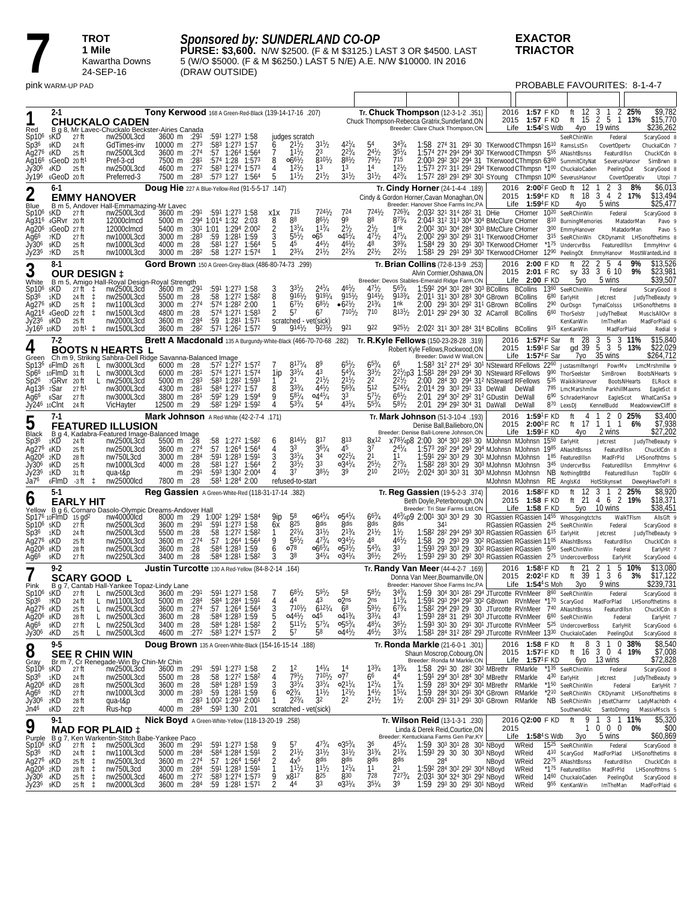# 7

**TROT**
**1 Mile**
Kawartha Downs
24-SEP-16

***Sponsored by: SUNDERLAND CO-OP***
**PURSE: $3,600.** N/W $2500. (F & M $3125.) LAST 3 OR $4500. LAST 5 (W/O $5000. (F & M $6250.) LAST 5 N/E) A.E. N/W $10000. IN 2016 (DRAW OUTSIDE)

**EXACTOR**
**TRIACTOR**

pink WARM-UP PAD

PROBABLE FAVOURITES: 8-1-4-7

---

## 1 — CHUCKALO CADEN (2-1) — Red

**Tony Kerwood** 168 A Green-Red-Black (139-14-17-16 .207)
**Tr. Chuck Thompson** (12-3-1-2 .351)
Chuck Thompson-Rebecca Gratrix,Sunderland,ON
B g 8, Mr Lavec-Chuckalo Beckster-Airies Canada
Breeder: Clare Chuck Thompson,ON

| Year | Time | Starts | 1st | 2nd | 3rd | % | Earnings |
|---|---|---|---|---|---|---|---|
| 2016 | 1:57 F KD | ft 12 | 3 | 1 | 2 | 25% | $9,782 |
| 2015 | 1:57 F KD | ft 15 | 2 | 5 | 1 | 13% | $15,770 |
| Life | 1:54²S Wdb | 4yo 19 wins | | | | | $236,262 |

| Date | Trk | Cond | Class | Purse | Fractions | Finish | Driver | Trainer | Odds | Top 3 |
|---|---|---|---|---|---|---|---|---|---|---|
| Sp10⁶ 5KD | 27 ft | nw2500L3cd | 3600 m | :29¹ :59¹ 1:27³ 1:58 | judges scratch | | | | SeeRChinWin Federal ScaryGood 8 |
| Sp3⁶ 9KD | 24 ft | GdTimes-inv | 10000 m | :27³ :58³ 1:27³ 1:57 | 6 2½ 3½ 4²¼ 5⁴ 3¾ 1:58 27⁴ 31 29¹ 30 | TKerwood | CThmpsn | 16¹⁰ | RamsLstSn CovertOpertv ChuckalCdn 7 |
| Ag27⁶ 6KD | 25 ft | nw2500L3cd | 3600 m | :27⁴ :57 1:26⁴ 1:56⁴ | 7 1½ 2³ 2¾ 2⁴½ 3⁵¼ 1:57⁴ 27⁴ 29⁴ 29⁴ 30² | TKerwood | CThmpsn | 5⁵⁵ | ANashtBsnss FeaturdIllsn ChucklCdn 8 |
| Ag16⁶ 5GeoD | 20 ft¹ | Pref-3-cd | 7500 m | :28¹ :57⁴ 1:28 1:57³ | 8 ∘6⁶½ 8¹⁰½ 8⁸½ 7⁹½ 7¹⁵ 2:00³ 29² 30² 29⁴ 31 | TKerwood | CThmpsn | 63⁶⁰ | SummitCityNat SeverusHanovr SimBrwn 8 |
| Jy30⁶ 4KD | 25 ft | nw2500L3cd | 4600 m | :27² :58³ 1:27⁴ 1:57³ | 4 1²½ 1³ 1³ 1⁴ 1²½ 1:57³ 27² 31¹ 29¹ 29⁴ | TKerwood | CThmpsn | *1⁰⁰ | ChuckaloCaden PeelingOut ScaryGood 8 |
| Jy19⁶ 6GeoD | 20 ft | Preferred-3 | 7500 m | :28³ :57³ 1:27 1:56⁴ | 5 1½ 2½ 3½ 3½ 4²¾ 1:57² 28³ 29¹ 29² 30¹ | SYoung | CThmpsn | 10⁹⁰ | SeverusHanovr CovertOperativ Utopi 7 |

## 2 — EMMY HANOVER (6-1) — Blue

**Doug Hie** 227 A Blue-Yellow-Red (91-5-5-17 .147)
**Tr. Cindy Horner** (24-1-4-4 .189)
Cindy & Gordon Horner,Cavan Monaghan,ON
B m 5, Andover Hall-Emmamazing-Mr Lavec
Breeder: Hanover Shoe Farms Inc,PA

| Year | Time | Starts | 1st | 2nd | 3rd | % | Earnings |
|---|---|---|---|---|---|---|---|
| 2016 | 2:00²F GeoD | ft 12 | 1 | 2 | 3 | 8% | $6,013 |
| 2015 | 1:59⁴F KD | ft 18 | 3 | 4 | 2 | 17% | $13,494 |
| Life | 1:59⁴F KD | 4yo 5 wins | | | | | $25,477 |

| Date | Trk | Cond | Class | Purse | Fractions | Running Line | Driver | Trainer | Odds | Top 3 |
|---|---|---|---|---|---|---|---|---|---|---|
| Sp10⁶ 5KD | 27 ft | nw2500L3cd | 3600 m | :29¹ :59¹ 1:27³ 1:58 | x1x 7¹⁵ 7²⁴½ 7²⁴ 7²⁴½ 7²⁶¾ 2:03² 32¹ 31⁴ 28² 31 | DHie | CHorner | 10²⁰ | SeeRChinWin Federal ScaryGood 8 |
| Ag31⁶ 4GRvr | 20 ft | 12000clmcd | 5000 m | :29⁴ 1:01⁴ 1:32 2:03 | 8 8⁸ 8⁶½ 9⁹ 8⁸ 8⁷¾ 2:04³ 31² 31³ 30⁴ 30⁴ | BMcClure | CHorner | 8¹⁰ | BurningMemories MatadorMan Pavo 9 |
| Ag20⁶ 3GeoD | 27 ft | 12000clmcd | 5400 m | :30¹ 1:01 1:29⁴ 2:00² | 2 1¾ 1¾ 2½ 2½ 1ⁿᵏ 2:00² 30¹ 30⁴ 28⁴ 30³ | BMcClure | CHorner | 3⁰⁰ | EmmyHanover MatadorMan Pavo 5 |
| Ag6⁶ 7KD | 27 ft | nw1000L3cd | 3000 m | :28³ :59 1:28¹ 1:59 | 3 5⁵½ ∘6⁵ ∘4⁵¼ 4⁷½ 4⁷¼ 2:00² 29³ 30² 29¹ 31¹ | TKerwood | CHorner | 3¹⁵ | SeeRChinWn CRDynamit LHSonofthtms 8 |
| Jy30⁶ 9KD | 25 ft | nw1000L3cd | 4000 m | :28 :58¹ 1:27 1:56⁴ | 5 4⁵ 4⁴½ 4⁶½ 4⁸ 3⁹¾ 1:58⁴ 29 30 29¹ 30³ | TKerwood | CHorner | *1⁷⁵ | UndercvrBss FeaturedIllsn EmmyHnvr 6 |
| Jy23⁶ 7KD | 25 ft | nw1000L3cd | 3000 m | :28² :58 1:27² 1:57⁴ | 1 2¾ 2½ 2²¼ 2²½ 2²½ 1:58¹ 29 29¹ 29³ 30² | TKerwood | CHorner | 12⁹⁰ | PeelingOt EmmyHanovr MostWantedLnd 8 |

## 3 — OUR DESIGN ‡ (8-1) — White

**Gord Brown** 150 A Green-Grey-Black (486-80-74-73 .299)
**Tr. Brian Collins** (72-8-13-9 .253)
Alvin Cormier,Oshawa,ON
B m 5, Amigo Hall-Royal Design-Royal Strength
Breeder: Devos Stables-Emerald Ridge Farm,ON

| Year | Time | Starts | 1st | 2nd | 3rd | % | Earnings |
|---|---|---|---|---|---|---|---|
| 2016 | 2:00 F KD | ft 22 | 2 | 5 | 4 | 9% | $13,526 |
| 2015 | 2:01 F RC | sy 33 | 3 | 6 | 10 | 9% | $23,981 |
| Life | 2:00 F KD | 5yo 5 wins | | | | | $39,507 |

| Date | Trk | Cond | Class | Purse | Fractions | Running Line | Driver | Trainer | Odds | Top 3 |
|---|---|---|---|---|---|---|---|---|---|---|
| Sp10⁶ 5KD | 27 ft ‡ | nw2500L3cd | 3600 m | :29¹ :59¹ 1:27³ 1:58 | 3 3³½ 2⁴¼ 4⁶½ 4⁷½ 5⁶¾ 1:59² 29⁴ 30¹ 28⁴ 30³ | BCollins | BCollins | 13⁶⁰ | SeeRChinWin Federal ScaryGood 8 |
| Sp3⁶ 1KD | 24 ft ‡ | nw2500L3cd | 5500 m | :28 :58 1:27² 1:58² | 8 9¹⁶½ 9¹⁹¼ 9¹⁵½ 9¹⁴½ 9¹³¾ 2:01¹ 31¹ 30³ 28³ 30⁴ | GBrown | BCollins | 6⁸⁰ | EarlyHit Jetcrest JudyTheBeauty 9 |
| Ag27⁶ 9KD | 25 ft ‡ | nw1100L3cd | 3000 m | :27⁴ :57⁴ 1:28² 2:00 | 1 6⁷½ 6⁸½ •6²½ 2¹¾ 1ⁿᵏ 2:00 29¹ 30¹ 29² 31¹ | GBrown | BCollins | 2⁹⁰ | OurDsgn TymalColsss LHSonofthtms 8 |
| Ag21⁶ 4GeoD | 22 ft ‡ | nw1500L3cd | 4800 m | :28 :57⁴ 1:27¹ 1:58³ | 2 5⁷ 6⁷ 7¹⁰½ 7¹⁰ 8¹³½ 2:01¹ 29² 29⁴ 30 32 | ACarroll | BCollins | 6⁶⁰ | ThorSelstr JudyTheBeat MusclsAllOvr 8 |
| Jy23⁶ 9KD | 25 ft | nw2000L3cd | 3600 m | :28⁴ :59 1:28¹ 1:57¹ | scratched - vet(sick) | | | | KenKanWin ImTheMan MadForPlaid 6 |
| Jy16⁶ 10KD | 20 ft¹ ‡ | nw1500L3cd | 3600 m | :28² :57¹ 1:26² 1:57² | 9 9¹⁴½ 9²³½ 9²¹ 9²² 9²⁵½ 2:02² 31¹ 30³ 28⁴ 31⁴ | BCollins | BCollins | 9¹⁵ | KenKanWin MadForPlaid Redial 9 |

## 4 — BOOTS N HEARTS L (7-2) — Green

**Brett A Macdonald** 135 A Burgundy-White-Black (466-70-70-68 .282)
**Tr. R.Kyle Fellows** (150-23-28-28 .319)
Robert Kyle Fellows,Rockwood,ON
Ch m 9, Striking Sahbra-Dell Ridge Savanna-Balanced Image
Breeder: David W Wall,ON

| Year | Time | Starts | 1st | 2nd | 3rd | % | Earnings |
|---|---|---|---|---|---|---|---|
| 2016 | 1:57⁴F Sar | ft 28 | 3 | 5 | 3 | 11% | $15,840 |
| 2015 | 1:59¹F Sar | gd 39 | 5 | 3 | 5 | 13% | $22,029 |
| Life | 1:57⁴F Sar | 7yo 35 wins | | | | | $264,712 |

| Date | Trk | Cond | Class | Purse | Fractions | Running Line | Driver | Trainer | Odds | Top 3 |
|---|---|---|---|---|---|---|---|---|---|---|
| Sp13⁶ 6FlmD | 26 ft | L nw3000L3cd | 6000 m | :28 :57² 1:27² 1:57² | 7 8¹⁷¼ 8⁹ 6⁵½ 6⁵¾ 6⁶ 1:58³ 31² 27⁴ 29¹ 30¹ | NSteward | RFellows | 22⁶⁰ | Justasmlltwngrl PowrMv LmcMrshmllw 9 |
| Sp6⁶ 10FlmD | 31 ft | L nw3000L3cd | 6000 m | :28¹ :57⁴ 1:27¹ 1:57⁴ | 1ip 3³¼ 4³ 5⁴¾ 3³½ 2²½p3 1:58¹ 28⁴ 29³ 29⁴ 30 | NSteward | RFellows | 9⁹⁰ | ThorSeelster SimBrown BootsNHearts 9 |
| Sp2⁶ 7GRvr | 20 ft | L nw2500L3cd | 5000 m | :28³ :58³ 1:28² 1:59³ | 1 2¹ 2½ 2½ 2² 2²½ 2:00 28⁴ 30 29⁴ 31² | NSteward | RFellows | 5³⁵ | WaikikiHanover BootsNHearts ELRock 8 |
| Ag13⁶ 7Sar | 27 ft¹ | nw3000L3cd | 4300 m | :28¹ :58⁴ 1:27² 1:57 | 8 3³¾ 4⁴½ 5⁶¾ 5¹² 5²⁴¼ 2:01⁴ 29 30³ 29¹ 33 | DeWall | DeWall | 7⁸⁵ | LmcMarshmllw ParkhillMaxms EagleSct 8 |
| Ag6⁶ 8Sar | 27 ft | nw3000L3cd | 3800 m | :28¹ :59² 1:29 1:59⁴ | 9 5⁸¼ ∘4⁴¾ 3³ 5⁷½ 6⁶½ 2:01 29⁴ 30² 29² 31² | GDustin | DeWall | 6⁹⁰ | SchraderHanovr EagleScot WhatCanISa 9 |
| Jy24⁶ 10Clnt | 24 ft | VicHayter | 12500 m | :29 :58² 1:29² 1:59² | 4 5³¾ 5⁴ 4³¼ 5⁵¾ 5⁸½ 2:01 29⁴ 29² 30⁴ 31 | DaWall | DeWall | 8⁷⁰ | LexsDj KennelBudd MeadowviewCliff 8 |

## 5 — FEATURED ILLUSION (7-1) — Black

**Mark Johnson** A Red-White (42-2-7-4 .171)
**Tr. Mark Johnson** (51-3-10-4 .193)
Denise Ball,Bailieboro,ON
B g 4, Kadabra-Featured Image-Balanced Image
Breeder: Denise Ball-Lorene Johnson,ON

| Year | Time | Starts | 1st | 2nd | 3rd | % | Earnings |
|---|---|---|---|---|---|---|---|
| 2016 | 1:59¹F KD | ft 4 | 1 | 2 | 0 | 25% | $3,400 |
| 2015 | 2:00³F RC | ft 17 | 1 | 1 | 1 | 6% | $7,938 |
| Life | 1:59¹F KD | 4yo 2 wins | | | | | $27,202 |

| Date | Trk | Cond | Class | Purse | Fractions | Running Line | Driver | Trainer | Odds | Top 3 |
|---|---|---|---|---|---|---|---|---|---|---|
| Sp3⁶ 1KD | 24 ft | nw2500L3cd | 5500 m | :28 :58 1:27² 1:58² | 6 8¹⁴½ 8¹⁷ 8¹³ 8x¹² x7⁸¼p8 2:00 30⁴ 30³ 29 30¹ | MJohnson | MJohnson | 15⁵⁰ | EarlyHit Jetcrest JudyTheBeauty 9 |
| Ag27⁶ 6KD | 25 ft | nw2500L3cd | 3600 m | :27⁴ :57 1:26⁴ 1:56⁴ | 4 3³ 3⁶¼ 4⁵ 3⁷ 2⁴¼ 1:57³ 28² 29⁴ 29³ 29⁴ | MJohnson | MJohnson | 19⁸⁵ | ANashtBsnss FeaturdIllsn ChucklCdn 8 |
| Ag20⁶ 2KD | 28 ft | nw750L3cd | 3000 m | :28⁴ :59¹ 1:28³ 1:59¹ | 3 3³¼ 3⁴ ∘2²¼ 2¹ 1¹ 1:59¹ 29² 30³ 29 30¹ | MJohnson | MJohnson | 1⁸⁵ | FeaturedIllsn MadFrPld LHSonofthtms 5 |
| Jy30⁶ 9KD | 25 ft | nw1000L3cd | 4000 m | :28 :58¹ 1:27 1:56⁴ | 2 3³½ 3³ ∘3³¼ 2⁵½ 2⁷¾ 1:58² 28³ 30¹ 29 30³ | MJohnson | MJohnson | 3⁴⁵ | UndercvrBss FeaturedIllsn EmmyHnvr 6 |
| Jy23⁶ 1KD | 31 ft | qua-t&p | m | :29¹ :59³ 1:30² 2:00⁴ | 4 3⁷ 3⁸½ 3⁹ 2¹⁰ 2¹⁰½ 2:02⁴ 30³ 30³ 31 30³ | MJohnson | MJohnson | NB | NothingBtBd FeaturedIllusn TopDllr 6 |
| Ja7⁶ 6FlmD | -3 ft ‡ | nw25000lcd | 7800 m | :28 :58¹ 1:28⁴ 2:00 | refused-to-start | MJohnson | MJohnson | RE | AnglsKd HotStikynswt DeweyHaveToPl 8 |

## 6 — EARLY HIT (5-1) — Yellow

**Reg Gassien** A Green-White-Red (118-31-17-14 .382)
**Tr. Reg Gassien** (19-5-2-3 .374)
Beth Doyle,Peterborough,ON
B g 6, Cornaro Dasolo-Olympic Dreams-Andover Hall
Breeder: Tri Star Farms Ltd,ON

| Year | Time | Starts | 1st | 2nd | 3rd | % | Earnings |
|---|---|---|---|---|---|---|---|
| 2016 | 1:58²F KD | ft 12 | 3 | 1 | 2 | 25% | $8,920 |
| 2015 | 1:58 F KD | ft 21 | 4 | 6 | 2 | 19% | $18,371 |
| Life | 1:58 F KD | 5yo 10 wins | | | | | $38,451 |

| Date | Trk | Cond | Class | Purse | Fractions | Running Line | Driver | Trainer | Odds | Top 3 |
|---|---|---|---|---|---|---|---|---|---|---|
| Sp17⁶ 10FlmD | 15 gd² | nw40000lcd | 8000 m | :29 1:00² 1:29² 1:58⁴ | 9ip 5⁸ ∘6⁴¼ ∘5⁴¼ 6⁶¾ 4⁶¾p8 2:00¹ 30³ 30³ 29 30 | RGassien | RGassien | 14⁵⁵ | Whosgoingtctchs WalkTFlsm AllsGft 9 |
| Sp10⁶ 5KD | 27 ft | nw2500L3cd | 3600 m | :29¹ :59¹ 1:27³ 1:58 | 6x 8²⁵ 8dis 8dis 8dis 8dis 3⁴¹ | RGassien | RGassien | 2⁴⁵ | SeeRChinWin Federal ScaryGood 8 |
| Sp3⁶ 1KD | 24 ft | nw2500L3cd | 5500 m | :28 :58 1:27² 1:58² | 1 2²¼ 3¹½ 2¹¾ 2¹½ 1½ 1:58² 28² 29⁴ 29³ 30³ | RGassien | RGassien | 6¹⁵ | EarlyHit Jetcrest JudyTheBeauty 9 |
| Ag27⁶ 6KD | 25 ft | nw2500L3cd | 3600 m | :27⁴ :57 1:26⁴ 1:56⁴ | 9 5⁶½ 4⁷¾ ∘3⁴½ 4⁸ 4⁶½ 1:58 29 29³ 29 29⁴ | RGassien | RGassien | 11⁰⁵ | ANashtBsnss FeaturdIllsn ChucklCdn 8 |
| Ag20⁶ 6KD | 28 ft | nw2500L3cd | 3600 m | :28 :58⁴ 1:28³ 1:59 | 6 ∘7⁸ ∘6⁶¾ ∘5³½ 5⁴¾ 3³ 1:59³ 29³ 30³ 29 30² | RGassien | RGassien | 5⁰⁰ | SeeRChinWin Federal EarlyHit 7 |
| Ag6⁶ 9KD | 27 ft | nw2250L3cd | 3400 m | :28 :58⁴ 1:28¹ 1:58² | 3 3⁸ 3⁴¼ ∘3⁴¼ 3⁶½ 2⁶½ 1:59³ 29³ 30³ 29² 30² | RGassien | RGassien | 2⁷⁵ | UndercoverBoss EarlyHit ScaryGood 6 |

## 7 — SCARY GOOD L (9-2) — Pink

**Justin Turcotte** 130 A Red-Yellow (84-8-2-14 .164)
**Tr. Randy Van Meer** (44-4-2-7 .169)
Donna Van Meer,Bowmanville,ON
B g 7, Cantab Hall-Yankee Topaz-Lindy Lane
Breeder: Hanover Shoe Farms Inc,PA

| Year | Time | Starts | 1st | 2nd | 3rd | % | Earnings |
|---|---|---|---|---|---|---|---|
| 2016 | 1:58¹F KD | ft 21 | 2 | 1 | 5 | 10% | $13,080 |
| 2015 | 2:02¹F KD | ft 39 | 1 | 3 | 6 | 3% | $17,122 |
| Life | 1:54⁴S Moh | 3yo 9 wins | | | | | $239,731 |

| Date | Trk | Cond | Class | Purse | Fractions | Running Line | Driver | Trainer | Odds | Top 3 |
|---|---|---|---|---|---|---|---|---|---|---|
| Sp10⁶ 5KD | 27 ft | L nw2500L3cd | 3600 m | :29¹ :59¹ 1:27³ 1:58 | 7 6⁸½ 5⁹½ 5⁸ 5⁸½ 3⁴¾ 1:59 30⁴ 30¹ 28¹ 29⁴ | JTurcotte | RVnMeer | 8⁶⁰ | SeeRChinWin Federal ScaryGood 8 |
| Sp3⁶ 7KD | 24 ft | L nw1100L3cd | 5000 m | :28⁴ :58⁴ 1:28⁴ 1:59¹ | 4 4⁴ 4³ ∘2ⁿˢ 2ⁿˢ 1¹¾ 1:59¹ 29³ 29⁴ 30² 30² | GBrown | RVnMeer | *1⁷⁰ | ScaryGod MadForPlad LHSonofthtms 8 |
| Ag27⁶ 6KD | 25 ft | L nw2500L3cd | 3600 m | :27⁴ :57 1:26⁴ 1:56⁴ | 3 7¹⁰½ 6¹²¼ 6⁸ 5⁹½ 6⁷¾ 1:58² 29⁴ 29³ 29 30 | JTurcotte | RVnMeer | 7⁴⁰ | ANashtBsnss FeaturdIllsn ChucklCdn 8 |
| Ag20⁶ 6KD | 28 ft | L nw2500L3cd | 3600 m | :28 :58⁴ 1:28³ 1:59 | 5 ∘4⁴½ ∘4⁵ ∘4¹¾ 3³¼ 4³ 1:59³ 28⁴ 31 29¹ 30³ | JTurcotte | RVnMeer | 6⁶⁰ | SeeRChinWin Federal EarlyHit 7 |
| Ag6⁶ 9KD | 27 ft | L nw2250L3cd | 3400 m | :28 :58⁴ 1:28¹ 1:58² | 2 5¹¹½ 5⁷¼ ∘5⁵¾ 4⁸¼ 3⁶½ 1:59³ 30 30 29¹ 30¹ | JTurcotte | RVnMeer | 5²⁵ | UndercoverBoss EarlyHit ScaryGood 6 |
| Jy30⁶ 4KD | 25 ft | L nw2500L3cd | 4600 m | :27² :58³ 1:27⁴ 1:57³ | 2 5⁷ 5⁸ ∘4⁴½ 4⁶½ 3³¼ 1:58¹ 28⁴ 31² 28² 29³ | JTurcotte | RVnMeer | 13³⁰ | ChuckaloCaden PeelingOut ScaryGood 8 |

## 8 — SEE R CHIN WIN (9-5) — Gray

**Doug Brown** 135 A Green-White-Black (154-16-15-14 .188)
**Tr. Ronda Markle** (21-6-0-1 .301)
Shaun Mescrop,Cobourg,ON
Br m 7, Cr Renegade-Win By Chin-Mr Chin
Breeder: Ronda M Markle,ON

| Year | Time | Starts | 1st | 2nd | 3rd | % | Earnings |
|---|---|---|---|---|---|---|---|
| 2016 | 1:58 F KD | ft 8 | 3 | 1 | 0 | 38% | $8,540 |
| 2015 | 1:57¹F KD | ft 16 | 3 | 0 | 4 | 19% | $7,008 |
| Life | 1:57¹F KD | 6yo 13 wins | | | | | $72,828 |

| Date | Trk | Cond | Class | Purse | Fractions | Running Line | Driver | Trainer | Odds | Top 3 |
|---|---|---|---|---|---|---|---|---|---|---|
| Sp10⁶ 5KD | 27 ft | nw2500L3cd | 3600 m | :29¹ :59¹ 1:27³ 1:58 | 2 1² 1⁴¼ 1⁴ 1³¾ 1³¾ 1:58 29¹ 30 28² 30² | MBrethr | RMarkle | *1³⁵ | SeeRChinWin Federal ScaryGood 8 |
| Sp3⁶ 1KD | 24 ft | nw2500L3cd | 5500 m | :28 :58 1:27² 1:58² | 4 7⁹½ 7¹⁰½ ∘7⁷ 6⁶ 4⁴ 1:59¹ 29⁴ 30¹ 28⁴ 30² | MBrethr | RMarkle | 4³⁰ | EarlyHit Jetcrest JudyTheBeauty 9 |
| Ag20⁶ 6KD | 28 ft | nw2500L3cd | 3600 m | :28 :58⁴ 1:28³ 1:59 | 3 3³¼ 3³¼ ∘2¹¼ 1²¼ 1¾ 1:59 28³ 30⁴ 29² 30¹ | MBrethr | RMarkle | *1⁵⁰ | SeeRChinWin Federal EarlyHit 7 |
| Ag6⁶ 7KD | 27 ft | nw1000L3cd | 3000 m | :28³ :59 1:28¹ 1:59 | 6 ∘2¾ 1¹½ 1²½ 1⁴½ 1⁵¼ 1:59 28⁴ 30¹ 29¹ 30⁴ | GBrown | RMarkle | *2¹⁰ | SeeRChinWn CRDynamit LHSonofthtms 8 |
| Jy30⁶ 2KD | 28 ft | qua-t&p | m | :28³ 1:00² 1:29³ 2:00¹ | 1 2³¼ 3² 2² 2¹½ 1½ 2:00¹ 29¹ 31³ 29¹ 30⁴ | GBrown | RMarkle | NB | SeeRChinWin JetsetCharmr LadyMachbth 4 |
| Jn4⁶ 6KD | 22 ft | Rus-hcp | 4000 m | :28⁴ :59³ 1:30 2:01 | scratched - vet(sick) | | | | SouthwndAlc SantoDmng MassivMscls 5 |

## 9 — MAD FOR PLAID ‡ (9-1) — Purple

**Nick Boyd** A Green-White-Yellow (118-13-20-19 .258)
**Tr. Wilson Reid** (13-1-3-1 .230)
Linda & Derek Reid,Courtice,ON
B g 7, Ken Warkentin-Stitch Babe-Yankee Paco
Breeder: Kentuckiana Farms Gen Par,KY

| Year | Time | Starts | 1st | 2nd | 3rd | % | Earnings |
|---|---|---|---|---|---|---|---|
| 2016 | Q2:00 F KD | ft 9 | 1 | 3 | 1 | 11% | $5,320 |
| 2015 | | 1 | 0 | 0 | 0 | 0% | $00 |
| Life | 1:58⁴S Wdb | 3yo 5 wins | | | | | $60,869 |

| Date | Trk | Cond | Class | Purse | Fractions | Running Line | Driver | Trainer | Odds | Top 3 |
|---|---|---|---|---|---|---|---|---|---|---|
| Sp10⁶ 5KD | 27 ft ‡ | nw2500L3cd | 3600 m | :29¹ :59¹ 1:27³ 1:58 | 9 5⁷ 4⁷¾ ∘3⁵¾ 3⁶ 4⁵¼ 1:59 30³ 30¹ 28 30¹ | NBoyd | WReid | 15²⁵ | SeeRChinWin Federal ScaryGood 8 |
| Sp3⁶ 7KD | 24 ft ‡ | nw1100L3cd | 5000 m | :28⁴ :58⁴ 1:28⁴ 1:59¹ | 2 2¹½ 3¹½ 3¹½ 3¹¾ 2¹¾ 1:59³ 29 30 30³ | NBoyd | WReid | 4¹⁰ | ScaryGod MadForPlad LHSonofthtms 8 |
| Ag27⁶ 6KD | 25 ft ‡ | nw2500L3cd | 3600 m | :27⁴ :57 1:26⁴ 1:56⁴ | 2 4x⁵ 8dis 8dis 8dis 8dis 2⁸⁴ | NBoyd | WReid | 22⁷⁵ | ANashtBsnss FeaturdIllsn ChucklCdn 8 |
| Ag20⁶ 2KD | 28 ft ‡ | nw750L3cd | 3000 m | :28⁴ :59¹ 1:28³ 1:59¹ | 1 1¹½ 1¹½ 1²¼ 1¹ 2¹ 1:59² 28⁴ 30² 29² 30⁴ | NBoyd | WReid | *1⁷⁵ | FeaturedIllsn MadFrPld LHSonofthtms 5 |
| Jy30⁶ 4KD | 25 ft ‡ | nw2500L3cd | 4600 m | :27² :58³ 1:27⁴ 1:57³ | 9 x8¹⁷ 8²⁵ 8³⁰ 7²⁸ 7²⁷¾ 2:03¹ 30⁴ 32⁴ 30¹ 29² | NBoyd | WReid | 14⁶⁰ | ChuckaloCaden PeelingOut ScaryGood 8 |
| Jy23⁶ 9KD | 25 ft ‡ | nw2000L3cd | 3600 m | :28⁴ :59 1:28¹ 1:57¹ | 2 4⁴ 3³ ∘3³¼ 3⁵¼ 3⁹ 1:59 29³ 30 29¹ 30¹ | NBoyd | WReid | 9⁵⁵ | KenKanWin ImTheMan MadForPlaid 6 |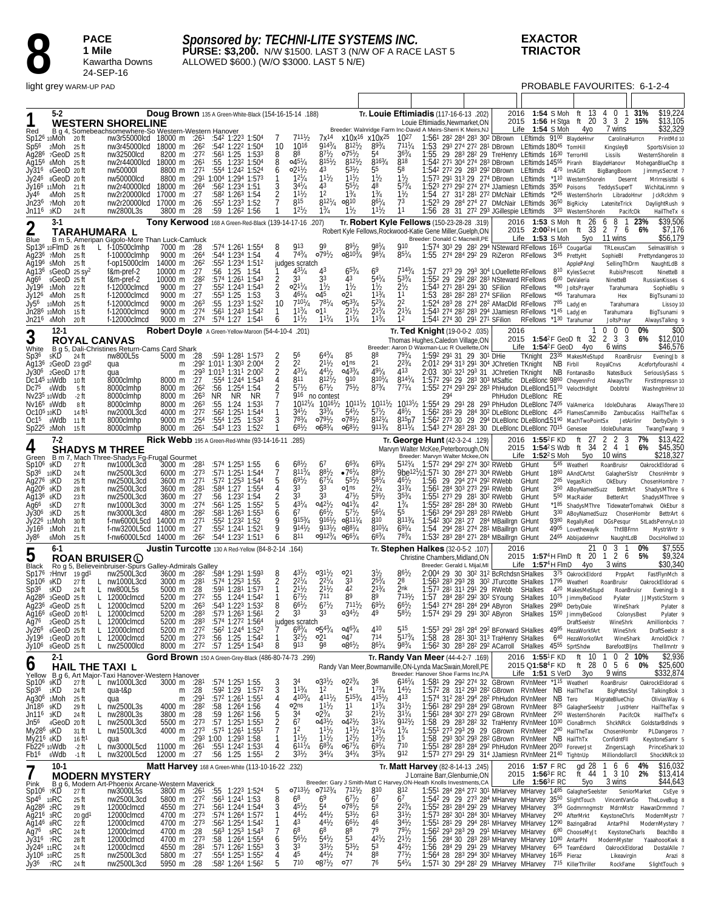# 8

**PACE**
**1 Mile**
Kawartha Downs
24-SEP-16

***Sponsored by: TECHNI-LITE SYSTEMS INC.***
**PURSE: $3,200.** N/W $1500. LAST 3 (N/W OF A RACE LAST 5 ALLOWED $600.) (W/O $3000. LAST 5 N/E)

**EXACTOR**
**TRIACTOR**

light grey WARM-UP PAD

PROBABLE FAVOURITES: 6-1-2-4

---

## 1 — WESTERN SHORELINE (5-2) — Red

**Doug Brown** 135 A Green-White-Black (154-16-15-14 .188)
**Tr. Louie Eftimiadis** (117-16-6-13 .202)
Louie Eftimiadis,Newmarket,ON
B g 4, Somebeachsomewhere-So Western-Western Hanover
Breeder: Walnridge Farm Inc-David A Meirs-Sherri K Meirs,NJ

2016 1:54 S Moh ft 13 4 0 1 31% $19,224
2015 1:56 H Stga ft 20 3 3 2 15% $13,105
Life 1:54 S Moh 4yo 7 wins $32,329

```
Sp12⁶ 10Moh  20 ft  nw3r55000lcd  18000 m :26¹ :54² 1:22³ 1:50⁴  7  711½  7x14  x10x¹⁶ x10x²⁵  10²⁷  1:56¹ 28² 28⁴ 28³ 30² DBrown  LEftimids 91⁰⁰ BlaydeHnvr  CarolinaHurrcn  PrintMd 10
Sp5⁶  2Moh   25 ft  nw3r45000lcd  18000 m :26² :54² 1:22² 1:50⁴ 10  1016  914¾  812½  89¾  711¼  1:53  29³ 27⁴ 27² 28¹ DBrown  LEftimids 180⁴⁵ TomHill  KingsleyB  SportsVision 10
Ag28⁶ 7GeoD  25 ft  nw32500lcd  8200 m :27² :56¹ 1:25 1:53³  8  8⁸  87½  o75½  5⁴  36¾  1:55  29 28³ 28² 29 TreHenry LEftimids 16³⁰ TerrorHll  Lissils  WesternShorelin 8
Ag15⁶ 6Moh   25 ft  nw2r44000lcd  18000 m :26¹ :55 1:23² 1:50⁴  8  o45¼  815½  812½  816¾  8¹⁸  1:54² 27¹ 30⁴ 27⁴ 28³ DBrown  LEftimids 145⁵⁵ Piranh  BlaydeHanovr  MoheganBlueChp 8
Jy31⁶ 6GeoD  20 ft  nw50000l  8800 m :27¹ :55⁴ 1:24² 1:52⁴  6  o21½  4³  53½  5⁵  5⁸  1:54² 27² 29 28³ 29² DBrown  LEftimids  4⁷⁰ ImAGift  BigBangBoom  JimmysSecret 7
Jy24⁶ 8GeoD  20 ft  nw50000lcd  8800 m :29¹ 1:00⁴ 1:29⁴ 1:57³  1  1²¼  11½  11½  1½  1½  1:57³ 29¹ 31³ 29 27⁴ DBrown  LEftimids *1¹⁰ WesternShoreln  Desernt  Mrlrresistbl 6
Jy16⁶ 11Moh  21 ft  nw2r40000lcd  18000 m :26⁴ :56² 1:23⁴ 1:51  3  34¼  4³  55½  4⁸  57¾  1:52³ 27³ 29² 27⁴ 27⁴ JJamiesn LEftimids 35⁹⁰ Poisons  TeddysSuperT  WichitaLinmn 9
Jy4⁶  4Moh   25 ft  nw2r20000lcd  17000 m :27 :58² 1:26³ 1:54  2  11½  1²  1¾  1¾  1½  1:54  27 31² 28¹ 27² DMcNair LEftimids *2⁴⁵ WesternShoreln  LibradoHnvr  JckRckhm 9
Jn23⁶ 7Moh   20 ft  nw2r20000lcd  17000 m :26 :55² 1:23³ 1:52  7  8¹⁵  812¼  o8¹⁰  86¼  7³  1:52³ 29 28⁴ 27⁴ 27 DMcNair LEftimids 36⁵⁰ BigRicky  LateniteTrick  DaylightRush 9
Jn11⁶ 3KD    24 ft  nw2800L3s  3800 m :28 :59 1:26² 1:56  1  12½  1¾  1½  11½  1¹  1:56  28 31 27² 29³ JGillespie LEftimids  3²⁰ WesternShoreln  PacifcOk  HailTheTx 6
```

## 2 — TARAHUMARA L (3-1) — Blue

**Tony Kerwood** 168 A Green-Red-Black (139-14-17-16 .207)
**Tr. Robert Kyle Fellows** (150-23-28-28 .319)
Robert Kyle Fellows,Rockwood-Katie Gene Miller,Guelph,ON
B m 5, Amerpian Gigolo-More Than Luck-Camluck
Breeder: Donald C Macneill,PE

2016 1:53 S Moh ft 26 6 8 1 23% $39,506
2015 2:00²H Lon ft 33 2 7 6 6% $7,176
Life 1:53 S Moh 5yo 11 wins $56,179

```
Sp13⁶ 10FlmD 26 ft L f-10500clmhp  7000 m :28 :57⁴ 1:26¹ 1:55⁴  8  9¹³  9⁹  89½  98¼  9¹⁰  1:57⁴ 30³ 29 28² 29⁴ NSteward RFellows 16¹⁵ CougarGal  TRLexusCam  SelmasWish 9
Ag23⁶ 7Moh   25 ft  f-10000clmhp  9000 m :26⁴ :54⁴ 1:23⁴ 1:54  4  74¾  o79½  o810¾  98¼  85¼  1:55  27⁴ 28⁴ 29² 29 RiZeron RFellows  3⁴⁵ PrettyHt  SophieBl  Prettyndangeros 10
Ag19⁶ 5Moh   25 ft  f-op15000clm  14000 m :26² :55² 1:23⁴ 1:51²  judges scratch  ApplePAngl  SellingThDrm  NaughtLdB 8
Ag13⁶ 5GeoD  25 sy² f&m-pref-2  10000 m :27 :56 1:25 1:54  1  43¼  4³  65¾  6⁹  714¾  1:57  27³ 29 29³ 30⁴ LOuellette RFellows  8¹⁰ KylesSecret  RubisPrescott  NinetteB 8
Ag6⁶  6GeoD  25 ft  f&m-pref-2  10000 m :28² :57⁴ 1:26¹ 1:54³  2  3³  3³  4³  54¼  53¾  1:55² 29 29² 28² 28³ NSteward RFellows  6⁰⁰ DeValeria  NinetteB  RussianKisses 6
Jy19⁶ 1Moh   22 ft  f-12000clmcd  9000 m :27 :55² 1:24³ 1:54³  2  o21¼  1½  1½  1½  2½  1:54³ 27¹ 28¹ 29¹ 30 SFillion  RFellows *⁸⁰ JoltsPrayer  Tarahumara  SophieBlu 9
Jy12⁶ 4Moh   25 ft  f-12000clmcd  9000 m :27 :55³ 1:25 1:53  3  46¼  o4⁵  o2¹  11¾  1¹  1:53  28¹ 28² 28³ 27⁴ SFillion  RFellows *⁶⁵ Tarahumara  Hex  BigTsunami 10
Jy5⁶  10Moh  25 ft  f-12000clmcd  9000 m :26³ :55 1:23³ 1:52²  10  710¼  78¼  o53¾  52¾  2²  1:52⁴ 28³ 28 27⁴ 28² AMacDld RFellows  7⁸⁵ LadyJen  Tarahumara  Lissoy 10
Jn28⁶ 10Moh  15 ft  f-12000clmcd  9000 m :27⁴ :56¹ 1:24³ 1:54²  1  11¾  o1¹  21½  21¾  21¼  1:54³ 27⁴ 28² 28³ 29⁴ JJamiesn RFellows *1⁴⁵ LadyJen  Tarahumara  BigTsunami 9
Jn21⁶ 4Moh   20 ft  f-12000clmcd  9000 m :27⁴ :57⁴ 1:27 1:54¹  6  11½  11¼  11¼  11¾  1²  1:54¹ 27⁴ 30 29¹ 27¹ SFillion  RFellows *1³⁰ Tarahumar  JoltsPrayr  AlwaysTalkng 9
```

## 3 — ROYAL CANVAS (12-1) — White

**Robert Doyle** A Green-Yellow-Maroon (54-4-10-4 .201)
**Tr. Ted Knight** (19-0-0-2 .035)
Thomas Hughes,Caledon Village,ON
B g 5, Dali-Christines Return-Cams Card Shark
Breeder: Aaron D Waxman-Luc R Ouellette,ON

2016 1 0 0 0 0% $00
2015 1:54²F GeoD ft 32 2 3 3 6% $12,010
Life 1:54²F GeoD 4yo 6 wins $46,576

```
Sp3⁶  5KD    24 ft  nw800L5s  5000 m :28 :59¹ 1:28¹ 1:57³  2  5⁶  64¾  8⁵  8⁸  79¼  1:59² 29¹ 31 29 30¹ DHie  TKnight 23³⁵ MakesMeStupd  RoanBruisr  EveningJb 8
Ag13⁶ 2GeoD  23 gd² qua  m :29² 1:01¹ 1:30³ 2:00⁴  2  2²  21½  o1ns  2¹  22¾  2:01² 29⁴ 31³ 29¹ 30⁴ JChretien TKnight  NB Firbll  RoyalCnvs  Acefortyfourashl 4
Jy30⁶ 2GeoD  17 ft  qua  m :29³ 1:01³ 1:31¹ 2:00²  2  43¼  44½  o43¾  49¼  4¹³  2:03  30¹ 32¹ 29³ 31 JChretien TKnight  NB FontanasBo  NatesBuck  SeriouslySass 5
Dc14⁵ 10Wdb  10 ft  8000clmhp  8000 m :27 :55⁴ 1:24⁴ 1:54³  4  8¹¹  812½  9¹⁰  810¼  814¼  1:57² 29¹ 29 28³ 30³ MSaftic  DLeBlonc 98⁶⁰ CheyennFrd  AlwaysThr  FirstImpressn 10
Dc7⁵  6Wdb   5 ft  8000clmhp  8000 m :26² :56 1:25⁴ 1:54  2  57½  67½  75½  87¾  77¼  1:55² 27⁴ 29³ 29² 28³ PhHudon DLeBlond15170 VeloctHdlght  Dobltrbl  WashngtnHnvr 10
Nv23⁵ 10Wdb  -2 ft  8000clmhp  8000 m :26³ NR NR NR  7  9¹⁶ no contest  29⁴  PhHudon DLeBlonc RE
Nv16⁵ 8Wdb   8 ft  8000clmhp  8000 m :26³ :55 1:24 1:53¹  7  1012¼ 1016½ 1011½ 1011½ 1013½ 1:55⁴ 29 29¹ 28 29³ PhHudon DLeBlonc 74⁰⁵ ValAmerica  IdoleDuharas  AlwaysThere 10
Oc10⁵ 10KD   14 ft¹ nw2000L3cd  4000 m :27² :56² 1:25¹ 1:54⁴  1  34½  33¾  54½  57½  48½  1:56² 28¹ 29 28⁴ 30² DLeBlonc DLeBlonc 4²⁵ FlamesCammiBo  CanardaGss  HailTheTax 6
Oc1⁵  8Wdb   11 ft  8000clmhp  9000 m :25⁴ :55⁴ 1:25 1:53²  3  78¾  o79½  o78½  812¼  815⁷  1:56² 27³ 30 29 29⁴ DLeBlonc DLeBlond15190 MachTwoPointSx  JetAirlinr  DerbyDyln 9
Sp22⁵ 2Moh   15 ft  8000clmhp  8000 m :26¹ :54³ 1:23 1:52²  1  68½  o68¾  o68½  913¾  811¾  1:54³ 27⁴ 28³ 28¹ 30 DLeBlonc DLeBlonc 70¹⁵ Genesee  IdoleDuharas  TwangTwang 9
```

## 4 — SHADYS M THREE (7-2) — Green

**Rick Webb** 195 A Green-Red-White (93-14-16-11 .285)
**Tr. George Hunt** (42-3-2-4 .129)
Marvyn Walter McKee,Peterborough,ON
B m 7, Mach Three-Shadys Fg-Frugal Gourmet
Breeder: Marvyn Walter Mckee,ON

2016 1:55²F KD ft 27 2 2 3 7% $13,422
2015 1:54²S Wdb ft 34 2 4 1 6% $45,350
Life 1:52²S Moh 5yo 10 wins $218,327

```
Sp10⁶ 9KD    27 ft  nw1000L3cd  3000 m :28¹ :57⁴ 1:25³ 1:55  6  68½  6⁷  66¾  69¾  512¼  1:57² 29⁴ 29² 27⁴ 29² RWebb  GHunt  5⁴⁵ Weatherl  RoanBruisr  OakrockEldorad 6
Sp3⁶  10KD   24 ft  nw2500L3cd  6000 m :27³ :57¹ 1:25¹ 1:54⁴  7  813¼  88½  •76¼  89½  9be12½1:57¹ 30 28⁴ 27³ 30⁴ RWebb  GHunt 18⁶⁰ AAndCArtst  GalagherSlstr  ChosnHmbr 9
Ag27⁶ 3KD    25 ft  nw2500L3cd  3600 m :27¹ :57² 1:25³ 1:54⁴  5  69½  67¼  55½  58¼  46½  1:56  29 29⁴ 27⁴ 29² RWebb  GHunt  2⁸⁵ VegasRich  OkEbury  ChosenHombre 7
Ag20⁶ 9KD    28 ft  nw2500L3cd  3600 m :28¹ :58⁴ 1:27 1:55⁴  4  3³  3³  o1ns  2¼  31¾  1:56¹ 28⁴ 30³ 27³ 29¹ RWebb  GHunt  3⁵⁰ ABoyNamedSuzz  BettrArt  ShadysMThre 6
Ag13⁶ 6KD    23 ft  nw2500L3cd  3600 m :27 :56 1:23² 1:54  2  3³  3³  47½  59½  35¾  1:55¹ 27³ 29 28¹ 30² RWebb  GHunt  5⁵⁰ MacRaider  BetterArt  ShadysMThree 9
Ag6⁶  5KD    27 ft  nw1000L3cd  3000 m :27⁴ :56¹ 1:25 1:55²  5  43¼  o42½  o41¾  4²  1¾  1:55² 28² 28¹ 28⁴ 30 RWebb  GHunt *1⁸⁵ ShadysMThre  TidewaterTomahwk  OkEbur 8
Jy30⁶ 3KD    25 ft  nw3000L3cd  4800 m :28² :58¹ 1:26³ 1:55³  6  6⁷  66½  57½  56¼  5⁵  1:56³ 29⁴ 29³ 28³ 28³ RWebb  GHunt  3³⁰ ABoyNamedSuzz  ChosenHombr  BettrArt 6
Jy22⁶ 11Moh  30 ft  f-nw6000L5cd  14000 m :27¹ :55² 1:23² 1:52  9  915¾  916½  o811¼  8¹⁰  811¾  1:54² 30² 28¹ 27 28⁴ MBaillrgn GHunt 93⁸⁰ RegallyRed  DGsPesqur  StLadsPennyLn 10
Jy16⁶ 1Moh   21 ft  f-nw3200L5cd  11000 m :27 :55² 1:24¹ 1:52¹  9  914½  913½  o88¼  810¼  69¼  1:54  29⁴ 28¹ 27⁴ 28¹ MBaillrgn GHunt 49⁰⁵ Lovethewaylk  ThtllBFrnn  MystrWrtr 9
Jy8⁶  6Moh   25 ft  f-nw6000L5cd  14000 m :26² :54⁴ 1:23² 1:51³  6  8¹¹  o912¾  o66¼  66¾  78¾  1:53² 28³ 28⁴ 27¹ 28⁴ MBaillrgn GHunt 24⁶⁵ AbbijadeHnvr  NaughtLdB  DocsHollwd 10
```

## 5 — ROAN BRUISER (6-1) — Black

**Justin Turcotte** 130 A Red-Yellow (84-8-2-14 .164)
**Tr. Stephen Halkes** (32-0-5-2 .107)
Christine Chambers,Midland,ON
Ro g 5, Believeinbruiser-Spurs Galley-Admirals Galley
Breeder: Gerald L Mijal,MI

2016 21 0 3 1 0% $7,555
2015 1:57⁴H FlmD ft 20 1 2 6 5% $9,324
Life 1:57⁴H FlmD 4yo 3 wins $30,340

```
Sp17⁶ 7Hnvr  19 gd¹ nw2500L3cd  3600 m :28² :58⁴ 1:29¹ 1:59³  8  43½  o31½  o2¹  3½  86½  2:00⁴ 29 30 30² 31² BcRchdsn SHalkes  3⁷⁵ OakrockEldord  PrppArt  FastFlynMch 8
Sp10⁶ 9KD    27 ft L nw1000L3cd  3000 m :28¹ :57⁴ 1:25³ 1:55  2  22¼  22¼  3³  25¾  2⁸  1:56³ 29³ 29 28 30² JTurcotte SHalkes 17⁹⁵ Weatherl  RoanBruisr  OakrockEldorad 6
Sp3⁶  5KD    24 ft L nw800L5s  5000 m :28 :59¹ 1:28¹ 1:57³  1  21½  21½  4²  21¾  2nk  1:57³ 28¹ 31¹ 29¹ 29 RWebb  SHalkes  4²⁰ MakesMeStupd  RoanBruisr  EveningJb 8
Ag28⁶ 3GeoD  25 ft L 12000clmcd  5200 m :27² :55 1:24⁴ 1:52⁴  1  67½  7¹¹  8⁹  8⁹  713½  1:57  28⁴ 28² 29² 30² SYoung  SHalkes 10⁷⁵ JimmyBeGood  Pylater  JJMysticStorm 9
Ag23⁶ 4GeoD  25 ft L 12000clmcd  5200 m :26³ :54³ 1:22³ 1:53²  8  66½  67½  711½  69½  66½  1:54³ 27⁴ 28¹ 28⁴ 29⁴ AByron  SHalkes 29⁸⁰ DerbyDale  WineShark  Pylater 8
Ag16⁶ 6GeoD  20 ft¹ L 12000clmcd  5200 m :28³ :57³ 1:26³ 1:56¹  2  3³  3³  o34½  4⁹  58½  1:57⁴ 29¹ 29 29¹ 30² AByron  SHalkes 15⁹⁰ JimmyBeGood  ColonysBest  Pylater 9
Ag7⁶  2GeoD  25 ft L 12000clmcd  5200 m :28³ :57⁴ 1:27² 1:56⁴  judges scratch  DraftSeelstr  WineShrk  Amillionbcks 7
Jy26⁶ 6GeoD  25 ft L 12000clmcd  5200 m :27² :56² 1:24⁴ 1:52³  7  68¾  o54¾  o46¾  4¹⁰  5¹⁵  1:55³ 29¹ 28¹ 28⁴ 29² BForward SHalkes 49⁹⁵ HezaWorkfArt  WineShrk  DraftSeelstr 8
Jy19⁶ 1GeoD  20 ft L 12000clmcd  5200 m :27³ :56 1:25 1:54²  1  32½  o2¹  o4⁷  7¹⁴  517¾  1:58  28 28¹ 30¹ 31³ TraHenry SHalkes  6⁴⁰ HezaWorkofArt  WineShark  ArnoldDick 7
Jy10⁶ 8GeoD  25 ft L nw25000lcd  8000 m :27² :57 1:25⁴ 1:54³  8  9¹³  9⁸  o86½  86¼  98¾  1:56² 30 28³ 28² 29² ACarroll SHalkes 45⁵⁵ SprtShdw  BarefootBljns  TheIllmntr 9
```

## 6 — HAIL THE TAXI L (2-1) — Yellow

**Gord Brown** 150 A Green-Grey-Black (486-80-74-73 .299)
**Tr. Randy Van Meer** (44-4-2-7 .169)
Randy Van Meer,Bowmanville,ON-Lynda MacSwain,Morell,PE
B g 6, Art Major-Taxi Hanover-Western Hanover
Breeder: Hanover Shoe Farms Inc,PA

2016 1:55¹F KD ft 10 1 0 2 10% $2,936
2015 Q1:58⁴F KD ft 28 0 5 6 0% $25,600
Life 1:51 S VerD 3yo 9 wins $332,874

```
Sp10⁶ 9KD    27 ft L nw1000L3cd  3000 m :28¹ :57⁴ 1:25³ 1:55  3  3⁴  o33½  o22¾  3⁶  616¼  1:58¹ 29 29² 27⁴ 32 GBrown  RVnMeer *1¹⁵ Weatherl  RoanBruisr  OakrockEldorad 6
Sp3⁶  1KD    24 ft  qua-t&p  m :28 :59² 1:29 1:57²  3  11¾  1²  1⁴  17¾  14½  1:57² 28 31² 29³ 28¹ GBrown  RVnMeer  NB HailTheTax  BigPetesStyl  TalkingBok 3
Ag30⁶ 1Moh   25 ft  qua  m :29¹ :57² 1:26¹ 1:55¹  4  410¾  411½  515¾  415½  4¹³  1:57⁴ 31² 28¹ 29⁴ 28² PhHudon RVnMeer  NB Tero  MigrateBlueChip  OliviasWay 6
Jn18⁶ 9KD    29 ft L nw2500L3s  4000 m :28² :58 1:26⁴ 1:56  4  o2ns  11½  1¹  11¾  31½  1:56¹ 28² 29³ 28⁴ 29² GBrown  RVnMeer  8²⁵ GalagherSeelstr  JustHenr  HailTheTax 9
Jn11⁶ 3KD    24 ft L nw2800L3s  3800 m :28 :59 1:26² 1:56  5  3⁴  o2¾  3²  21½  31¼  1:56¹ 28⁴ 30¹ 27⁴ 29¹ GBrown  RVnMeer  2⁵⁰ WesternShoreln  PacifcOk  HailTheTx 6
Jn5⁶  4GeoD  20 ft L nw2500L3cd  5500 m :27³ :57 1:25³ 1:55³  2  6⁷  o43½  o42½  31¼  912½  1:58  29 28³ 28² 32 TraHenry RVnMeer 10³⁰ ClonaBrmch  ShckNRck  GoldstarBdlnds 9
My28⁶ 9KD    31 ft L nw1500L3cd  4000 m :27³ :57¹ 1:26¹ 1:55¹  7  1²  11½  11½  12½  1¾  1:55¹ 27³ 29³ 29 29 GBrown  RVnMeer  2⁸⁰ HailTheTax  ChosenHombr  PLDangerous 7
My21⁶ 6KD    16 ft¹ qua  m :29³ 1:00 1:29³ 1:58  1  11½  11½  12½  1⁵  1⁵  1:58  29³ 30² 29³ 28² GBrown  RVnMeer  NB HailThTx  ConfidntFll  KeystoneSamr 5
Fb22⁶ 10Wdb  -2 ft L nw3000L5cd  11000 m :26¹ :55¹ 1:24² 1:53¹  4  611¼  68¾  o67¼  69¾  7¹⁰  1:55¹ 28² 28³ 28⁴ 29² PhHudon RVnMeer 20²⁰ ForeverJst  ZingersLagh  PrinceShark 10
Fb1⁶  6Wdb   -1 ft L nw3200L5cd  12000 m :27 :56 1:25 1:55¹  2  33½  34¼  34¼  35¾  9¹²  1:57³ 27³ 29¹ 29 31⁴ JJamiesn RVnMeer 21⁴⁰ TightnUp  Milliondollarcll  ShockNRck 10
```

## 7 — MODERN MYSTERY (10-1) — Pink

**Matt Harvey** 168 A Green-White (113-10-16-22 .232)
**Tr. Matt Harvey** (82-8-14-13 .245)
J Lorraine Barr,Glenburnie,ON
B g 6, Modern Art-Phoenix Arcane-Western Maverick
Breeder: Gary J Smith-Matt C Harvey,ON-Heath Knolls Investments,CA

2016 1:57 F RC gd 28 1 6 6 4% $16,032
2015 1:56³F RC ft 44 1 3 10 2% $13,414
Life 1:56³F RC 5yo 3 wins $44,643

```
Sp10⁶ 7KD    27 ft  nw3000L5s  3800 m :26¹ :55 1:22³ 1:52⁴  5  o713½  o712¾  712½  8¹⁰  8¹²  1:55¹ 28⁴ 28⁴ 27⁴ 30¹ MHarvey MHarvey 14⁸⁵ GalagherSeelster  SeniorMarket  CsEye 9
Sp4⁶  10RC   25 ft  nw2500L3cd  5800 m :27² :56¹ 1:24¹ 1:53  8  6⁸  6⁹  67½  6⁷  6⁷  1:54² 29 29 27³ 28⁴ MHarvey MHarvey 35⁵⁰ SlightTouch  VincentVanGo  TheLoveBug 8
Ag28⁶ 3RC    29 ft  12000clmcd  4550 m :27¹ :56¹ 1:24⁴ 1:54⁴  3  45½  5⁴  o78½  56  22¾  1:55² 28¹ 28⁴ 29² 29 MHarvey MHarvey  3⁵⁵ Godmrnngmstr  MdrnMstr  HawanDrmmnd 7
Ag21⁶ 3RC    20 gd¹ 12000clmcd  4700 m :27³ :57⁴ 1:26⁴ 1:57²  1  44½  44½  53½  6³  31¼  1:57³ 28² 30¹ 28⁴ 30¹ MHarvey MHarvey  2⁰⁰ AfterMrkt  KeystoneChrls  ModernMystr 7
Ag14⁶ 4RC    22 ft  12000clmcd  4700 m :27³ :56² 1:25⁴ 1:54²  2  4³  44½  66½  4⁶  34½  1:55¹ 28¹ 29 29⁴ 28¹ MHarvey MHarvey 12⁹⁰ BazingaBrad  AntarPhil  ModernMystery 7
Ag7⁶  5RC    24 ft  12000clmcd  4700 m :28 :56³ 1:25³ 1:54³  7  6⁸  6⁸  8⁸  7⁹  79½  1:56² 29³ 28³ 29 29¹ MHarvey MHarvey  6⁸⁰ ChooseMyJt  KeystoneCharls  BeachBo 8
Jy31⁶ 7RC    28 ft  12000clmcd  4700 m :27³ :58 1:26⁴ 1:55⁴  6  56½  54½  5³  42½  21½  1:56  28⁴ 30 28³ 28³ MHarvey MHarvey 10⁸⁰ AntarPhl  ModernMystr  YaaahoooKwk 8
Jy24⁶ 11RC   24 ft  12000clmcd  4550 m :28¹ :57¹ 1:26² 1:55³  3  3³  33½  53½  5³  42½  1:56  28⁴ 29 29¹ 29 MHarvey MHarvey  6²⁵ TeamEdwrd  OakrockEldorad  DostalAlle 7
Jy10⁶ 10RC   25 ft  nw2500L3cd  5800 m :27 :55⁴ 1:25³ 1:55²  4  4⁵  44½  7⁴  8⁸  77½  1:56⁴ 28 28³ 29⁴ 30² MHarvey MHarvey 16³⁵ Pieraz  Likeavirgin  Arazi 8
Jy3⁶  7RC    24 ft  nw2500L3cd  5950 m :28 :58² 1:26⁴ 1:56²  5  7¹⁰  o87½  o7⁷  7⁶  54¼  1:57¹ 30 29⁴ 28² 29 MHarvey MHarvey  7¹⁵ KillerThriller  RockFame  SlightTouch 9
```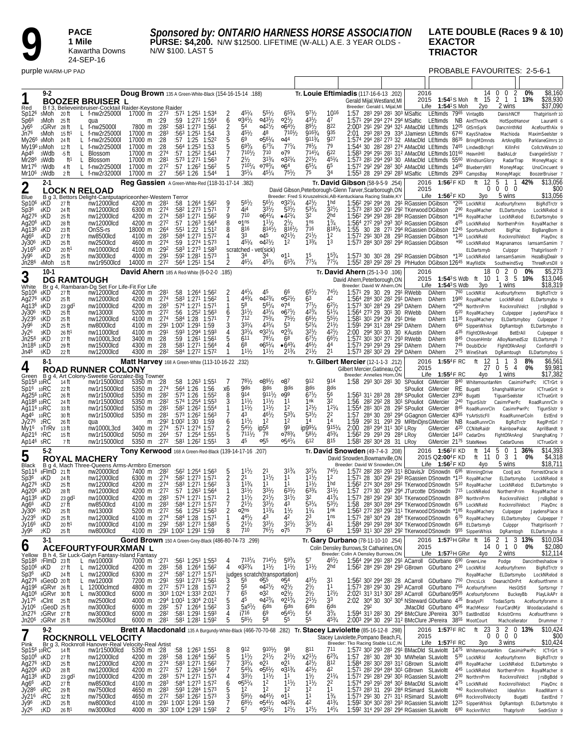# 9

**PACE**
**1 Mile**
Kawartha Downs
24-SEP-16

purple WARM-UP PAD

***Sponsored by: ONTARIO HARNESS HORSE ASSOCIATION***
**PURSE: $4,200.** N/W $12500. LIFETIME (W-ALL) A.E. 3 YEAR OLDS - N/W $100. LAST 5

**LATE DOUBLE (Races 9 & 10)**
**EXACTOR**
**TRIACTOR**

PROBABLE FAVOURITES: 2-5-6-1

---

## 1 — BOOZER BRUISER L (9-2) — Red

**Doug Brown** 135 A Green-White-Black (154-16-15-14 .188) — **Tr. Louie Eftimiadis** (117-16-6-13 .202)
B f 3, Believeinbruiser-Cocktail Raider-Keystone Raider
Gerald Mijal,Westland,MI — Breeder: Gerald L Mijal,MI

| | Starts | W | P | S | % | Earnings |
|---|---|---|---|---|---|---|
| 2016 | 14 | 0 | 0 | 2 | 0% | $8,160 |
| 2015 1:54¹S Moh ft | 15 | 2 | 1 | 1 | 13% | $28,930 |
| Life 1:54¹S Moh 2yo 2 wins | | | | | | $37,090 |

| Date | Cond | Class | Purse | Frac | Q | H | F | Time | PP | 1/4 | 1/2 | 3/4 | Str | Fin | Time/Splits | Driver | Trainer | Odds | Top 3 |
|---|---|---|---|---|---|---|---|---|---|---|---|---|---|---|---|---|---|---|---|
| Sp12⁶ 5Moh | 20 ft | L f-nw2r25000l | 17000 m | :27³ | :57¹ | 1:25¹ | 1:53⁴ | | 2 | 4⁵¹/₄ | 5⁵¹/₂ | 6⁵³/₄ | 9⁷¹/₂ | 10¹⁶ | 1:57 28³ 29³ 28¹ 30³ MSaftic | LEftimds | 79⁶⁵ | VintagBb DanishNCff Thatgirlisnfr 10 |
| Sp6⁶ 3Moh | 25 ft | qua | m | :29 | :59 | 1:27² | 1:55⁴ | | 6 | o3⁴¹/₂ | o4³¹/₂ | o2¹/₂ | 4³¹/₂ | 4⁷ | 1:57¹ 29⁴ 29⁴ 27⁴ 29⁴ MSaftic | LEftimds | NB | AintThreOk HotSpotHanovr LauraHll 6 |
| Jy6⁶ 2GRvr | 28 ft | L f-nw25000l | 7800 m | :28² | :58¹ | 1:27³ | 1:56¹ | | 2 | 5⁴ | o4²¹/₂ | o6⁴¹/₂ | 8⁹¹/₂ | 8²² | 2:00³ 29¹ 29² 29⁴ 32¹ AMacDld | LEftimds | 12⁰⁵ | GtSmSprk DancnInthNd AcefourtfrAlx 9 |
| Jn7⁶ 5Moh | 15 ft¹ | L f-nw2r25000l | 17000 m | :28³ | :56³ | 1:25¹ | 1:54 | | 3 | 4⁵¹/₂ | 4⁸ | 7¹⁰¹/₂ | 9¹⁶³/₄ | 9³⁵ | 2:01 29³ 28³ 29 33⁴ JJamiesn | LEftimds | 67⁴⁰ | KaysShadow Machioda MaximSeelster 9 |
| My26⁶ 9Moh | 24 ft | L f-nw2r25000l | 17000 m | :28 | :57 | 1:25 | 1:52² | | 5 | 6⁹ | o5⁶¹/₄ | o4⁴ | 9¹¹³/₄ | 9²⁷ | 1:57⁴ 29⁴ 28² 27³ 32 AMacDld | LEftimds | 86³⁵ | BringMDmnds ArtAngIBb ParklaneGlmrs 10 |
| My19⁶ 10Moh | 12 ft | L f-nw2r25000l | 17000 m | :28 | :56⁴ | 1:25³ | 1:53 | | 5 | 6⁹³/₄ | 6⁷³/₄ | 7⁷¹/₄ | 7⁸¹/₄ | 7⁹ | 1:54⁴ 30 28² 28³ 27⁴ AMacDld | LEftimds | 74⁶⁵ | LindwdBchgrl KillnFnl CollctvWsdm 10 |
| Ap4⁶ 3Wdb | -5 ft | L Blossom | 17000 m | :27⁴ | :57 | 1:25² | 1:54¹ | | 7 | 7¹⁰¹/₂ | 7¹⁰ | o7⁹ | 7¹⁴¹/₄ | 6²² | 1:58³ 29⁴ 29¹ 28¹ 31² AMacDld | LEftimds | 101⁶⁰ | HeavnlHll BadAsLdr EvangelinSlstr 7 |
| Mr28⁶ 3Wdb | ft¹ | L Blossom | 17000 m | :28¹ | :57³ | 1:27¹ | 1:56³ | | 7 | 2¹/₂ | 3¹³/₄ | o3²¹/₄ | 2²¹/₂ | 4⁵¹/₄ | 1:57³ 28¹ 29⁴ 29³ 30 AMacDld | LEftimds | 55⁶⁰ | WindsunGlory RadarTrap MoneyMagic 8 |
| Mr17⁶ 7Wdb | 4 ft | L f-nw2r25000l | 17000 m | :27² | :57 | 1:26² | 1:56² | | 5 | 7¹⁰¹/₄ | o7⁸³/₄ | o6⁴ | 6⁵¹/₄ | 6⁵ | 1:57² 29² 29² 28² 30¹ AMacDld | LEftimds | 14⁰⁰ | BlueberryWll MoneyMagc UnoCincuent 9 |
| Mr10⁶ 2Wdb | 2 ft | L f-nw2r32000l | 17000 m | :27 | :56³ | 1:26 | 1:54⁴ | | 1 | 3⁵¹/₄ | 4⁵¹/₄ | 7⁵¹/₂ | 7⁵ | 3⁴ | 1:55³ 28 29³ 29² 28³ MSaftic | LEftimds | 29³⁰ | CampsBay MoneyMagic BoozerBruiser 7 |

---

## 2 — LOCK N RELOAD (2-1) — Blue

**Reg Gassien** A Green-White-Red (118-31-17-14 .382) — **Tr. David Gibson** (58-9-5-9 .254)
B g 3, Bettors Delight-Cantputapriceonher-Western Terror
David Gibson,Peterborough-Glenn Tarver,Scarborough,ON
Breeder: Fred S Kruszelnicki,AB-Kentuckiana Racing Stable,KY

| | Starts | W | P | S | % | Earnings |
|---|---|---|---|---|---|---|
| 2016 1:56²F KD ft | 12 | 5 | 1 | 1 | 42% | $13,056 |
| 2015 | 0 | 0 | 0 | 0 | | $00 |
| Life 1:56²F KD 3yo 5 wins | | | | | | $13,056 |

| Date | Cond | Class | Purse | Frac | Q | H | F | Time | PP | 1/4 | 1/2 | 3/4 | Str | Fin | Time/Splits | Driver | Trainer | Odds | Top 3 |
|---|---|---|---|---|---|---|---|---|---|---|---|---|---|---|---|---|---|---|---|
| Sp10⁶ 6KD | 27 ft | nw12000lcd | 4200 m | :28¹ | :58 | 1:26⁴ | 1:56² | | 9 | 5⁶¹/₂ | 5⁶¹/₂ | o3²¹/₄ | 4²¹/₂ | 1hd | 1:56² 29² 29⁴ 28 29¹ RGassien | DGibson | *2⁰⁵ | LockNRld Acefourtyfrxmn BigRdTrctr 9 |
| Sp3⁶ 6KD | 24 ft | nw12000lcd | 6300 m | :27⁴ | :58² | 1:27³ | 1:57¹ | | 7 | 4i⁴ | 3³¹/₂ | 5³¹/₂ | 5³¹/₄ | 3²¹/₂ | 1:57³ 28³ 30² 29¹ 29² TKerwood | DGibson | 2⁹⁰ | RoyalMacher ELDartsmybo LockNReld 8 |
| Ag27⁶ 5KD | 25 ft | nw12000lcd | 4200 m | :27⁴ | :58³ | 1:27¹ | 1:56² | | 9 | 7¹⁰ | o6⁴¹/₄ | •4²¹/₄ | 3² | 2hd | 1:56² 29⁴ 29³ 28¹ 28⁴ RGassien | DGibson | *1⁸⁵ | RoyalMacher LockNReld ELDartsmybo 9 |
| Ag20⁶ 6KD | 28 ft | nw12000lcd | 4200 m | :27² | :57 | 1:26³ | 1:56⁴ | | 8 | o1ns | 1¹¹/₂ | 2¹/₂ | 1ns | 1³/₄ | 1:56⁴ 27² 29³ 29³ 30¹ RGassien | DGibson | 4⁰⁵ | LockNReld NorthernPrim RoyalMacher 8 |
| Ag13⁶ 4KD | 23 ft | OnSS-rs | 18000 m | :26⁴ | :55¹ | 1:22 | 1:51² | | 8 | 8¹⁶ | 8¹⁴¹/₂ | 8¹⁶¹/₂ | 7¹⁶ | 8¹⁸¹/₄ | 1:55 30 28 27³ 29⁴ RGassien | DGibson | 12⁴⁵ | SportsAuthorit BigPlac BigBangBom 8 |
| Ag6⁶ 4KD | 27 ft | nw8500lcd | 4100 m | :28³ | :58⁴ | 1:27³ | 1:57² | | 4 | 3³ | o4⁵ | o2¹¹/₂ | 2¹¹/₂ | 1² | 1:57² 29¹ 30³ 28 29³ RGassien | DGibson | *1³⁰ | LockNReld RocknrollVeloct PlayDnc 8 |
| Jy30⁶ 2KD | 25 ft | nw2500lcd | 4600 m | :27⁴ | :59 | 1:27⁴ | 1:57³ | | 1 | 4⁵¹/₄ | o4²¹/₂ | 1² | 1³³/₄ | 1³ | 1:57³ 28⁴ 30³ 28² 29⁴ RGassien | DGibson | *9⁰ | LockNReld Magnanamos IamsamSamim 7 |
| Jy16⁶ 6KD | 20 ft¹ | nw10000lcd | 4100 m | :29² | :58³ | 1:27³ | 1:58³ | | scratched - vet(sick) | | | | | | | | | ELDartsmyb Culpppr Thatgirlisonfr 7 |
| Jy9⁶ 4KD | 21 ft | nw3000lcd | 4000 m | :29¹ | :59² | 1:28¹ | 1:57³ | | 1 | 3⁴ | 3⁴ | o1¹ | 1⁵ | 1⁵³/₄ | 1:57³ 30 30¹ 28 29² RGassien | DGibson | *1³⁰ | LockNReld IamsamSamim HezaBigDealr 9 |
| Jn28⁶ 4Moh | 15 ft | nw1r9500lcd | 14000 m | :27² | :56⁴ | 1:25¹ | 1:54 | | 2 | 4⁶¹/₄ | 4⁵³/₄ | 6⁵³/₄ | 7⁷¹/₄ | 7⁷¹/₄ | 1:55² 28³ 29² 28² 29 PhHudon | DGibson | 126⁴⁵ | MayfildDk SouthwindSvg ThreeRvrsDll 9 |

---

## 3 — DG RAMTOUGH (10-1) — White

**David Ahern** 185 A Red-White (6-0-2-0 .185) — **Tr. David Ahern** (25-1-3-0 .106)
Br g 4, Rambaran-Dg Set For Life-Fit For Life
David Ahern,Peterborough,ON — Breeder: David W Ahern,ON

| | Starts | W | P | S | % | Earnings |
|---|---|---|---|---|---|---|
| 2016 | 18 | 0 | 2 | 0 | 0% | $5,273 |
| 2015 1:54³S Wdb ft | 10 | 1 | 3 | 5 | 10% | $13,046 |
| Life 1:54³S Wdb 3yo 1 wins | | | | | | $18,319 |

| Date | Cond | Class | Purse | Frac | Q | H | F | Time | PP | 1/4 | 1/2 | 3/4 | Str | Fin | Time/Splits | Driver | Trainer | Odds | Top 3 |
|---|---|---|---|---|---|---|---|---|---|---|---|---|---|---|---|---|---|---|---|
| Sp10⁶ 6KD | 27 ft | nw12000lcd | 4200 m | :28¹ | :58 | 1:26⁴ | 1:56² | | 2 | 4⁴¹/₄ | 4⁵ | 6⁶ | 6⁵¹/₂ | 7⁴¹/₂ | 1:57¹ 29 30 29 29¹ RWebb | DAhern | 7⁶⁰ | LockNRld Acefourtyfrxmn BigRdTrctr 9 |
| Ag27⁶ 5KD | 25 ft | nw12000lcd | 4200 m | :27⁴ | :58³ | 1:27¹ | 1:56² | | 1 | 4⁴³/₄ | o4²³/₄ | o5²¹/₂ | 6³ | 4² | 1:56⁴ 28⁴ 30² 28² 29¹ DAhern | DAhern | 19⁸⁰ | RoyalMacher LockNRelod ELDartsmybo 9 |
| Ag13⁶ 6KD | 23 gd¹ | nw10000lcd | 4200 m | :28³ | :57⁴ | 1:27¹ | 1:57¹ | | 1 | 5⁸ | 5⁶¹/₄ | o7⁴ | 7⁷¹/₂ | 6²¹/₂ | 1:57³ 30¹ 28⁴ 29 29³ DAhern | DAhern | *2⁰⁵ | NorthrnPrm RocknrollVelct JrsBgBdd 9 |
| Jy30⁶ 7KD | 25 ft | nw13000l | 5200 m | :27² | :56 | 1:25² | 1:56³ | | 6 | 3¹¹/₂ | 4³¹/₄ | o6⁷¹/₂ | 4²³/₄ | 5¹¹/₄ | 1:56⁴ 27³ 29 30¹ 30 RWebb | DAhern | 6²⁰ | RoyalMachery Culpepper JaydensPlace 8 |
| Jy23⁶ 5KD | 25 ft | nw12000lcd | 4100 m | :27⁴ | :58⁴ | 1:28 | 1:57¹ | | 7 | 7¹² | 7⁵³/₄ | 7⁵¹/₂ | 6⁶¹/₂ | 5⁵¹/₂ | 1:58¹ 30¹ 29⁴ 29 29¹ DHie | DAhern | 11³⁵ | RoyalMachery ELDartsmyboy Culpepper 7 |
| Jy9⁶ 2KD | 25 ft | nw8000lcd | 4100 m | :29¹ | 1:00² | 1:29¹ | 1:59 | | 3 | 3³¹/₄ | 4³¹/₄ | 5³ | 5²¹/₄ | 2¹¹/₄ | 1:59¹ 29⁴ 31¹ 28⁴ 29² DAhern | DAhern | 6⁶⁰ | SippenWhisk DgRamtough ELDartsmybo 8 |
| Jy2⁶ 3KD | 26 ft¹ | nw11000lcd | 4100 m | :29¹ | :59³ | 1:29⁴ | 1:59³ | | 4 | 3³¹/₄ | o3²¹/₄ | o2³/₄ | 3²¹/₂ | 4²¹/₂ | 2:00 29⁴ 30¹ 30 30 KAustin | DAhern | 4³⁵ | FlightOfAnAngel BetErAll Culpepper 8 |
| Jn25⁶ 3KD | 27 ft | nw1000L3cd | 3400 m | :28 | :59 | 1:26¹ | 1:56¹ | | 5 | 6¹¹ | 7⁸¹/₄ | 6⁸ | 6⁷¹/₂ | 6⁶¹/₂ | 1:57² 30¹ 30² 27¹ 29³ RWebb | DAhern | 8⁴⁵ | ChosenHmbr ABoyNamedSzz ELDartsmyb 7 |
| Jn18⁶ 10KD | 29 ft | nw15000lcd | 4300 m | :28 | :58¹ | 1:27¹ | 1:56⁴ | | 4 | 6⁸ | o6⁵¹/₄ | •6⁴³/₄ | 4⁶¹/₂ | 4⁴ | 1:57³ 29³ 29³ 29 29² DAhern | DAhern | 7⁴⁵ | DoublDckr FlghtOfAnAngl ConfidntFll 9 |
| Jn4⁶ 5KD | 22 ft | nw12000lcd | 4200 m | :28² | :58⁴ | 1:27² | 1:57² | | 1 | 1¹¹/₂ | 1¹¹/₂ | 2¹³/₄ | 2¹¹/₂ | 2¹ | 1:57³ 28² 30² 29 29⁴ DAhern | DAhern | 2⁷⁵ | WineShark DgRamtough ELDartsmyboy 5 |

---

## 4 — ROAD RUNNER COLONY (8-1) — Green

**Matt Harvey** 168 A Green-White (113-10-16-22 .232) — **Tr. Gilbert Mercier** (12-1-1-3 .212)
B g 4, Art Colony-Sweetie Gonzalez-Big Towner
Gilbert Mercier,Gatineau,QC — Breeder: Annelies Horn,ON

| | Starts | W | P | S | % | Earnings |
|---|---|---|---|---|---|---|
| 2016 1:55⁴F RC ft | 12 | 1 | 1 | 3 | 8% | $6,561 |
| 2015 | 27 | 0 | 5 | 4 | 0% | $9,981 |
| Life 1:55⁴F RC 4yo 1 wins | | | | | | $17,382 |

| Date | Cond | Class | Purse | Frac | Q | H | F | Time | PP | 1/4 | 1/2 | 3/4 | Str | Fin | Time/Splits | Driver | Trainer | Odds | Top 3 |
|---|---|---|---|---|---|---|---|---|---|---|---|---|---|---|---|---|---|---|---|
| Sp15⁶ 10RC | 14 ft | nw1r15000lcd | 5350 m | :28 | :58 | 1:26³ | 1:55¹ | | 7 | 7⁸¹/₂ | o8⁹¹/₂ | o8⁷ | 9¹² | 9¹⁴ | 1:58 29³ 30¹ 28¹ 30 SPouliot | GMercier | 8⁴⁰ | WhitemountanNm CasimirPwrPc ICTrGrt 9 |
| Sp1⁶ 10RC | 22 ft | nw1r15000lcd | 5350 m | :27⁴ | :56⁴ | 1:26 | 1:56 | x6 | | 9dis | 8dis | 8dis | 8dis | 8dis | SPouliot | GMercier | RE | Bugatti ShanghaiWarrior ICTrueGrit 9 |
| Ag25⁶ 10RC | 26 ft | nw1r15000lcd | 5350 m | :28² | :57³ | 1:26 | 1:55² | | 8 | 9¹⁴ | 9¹¹¹/₂ | o9⁹ | 6⁷¹/₂ | 5⁶ | 1:56³ 31¹ 28³ 28 28⁴ SPouliot | GMercier | 23⁹⁰ | Bugatti TiguanSeelster ICTrueGrit 9 |
| Ag18⁶ 10RC | 24 ft | nw1r15000lcd | 5350 m | :28² | :57⁴ | 1:25⁴ | 1:55³ | | 3 | 1¹¹/₂ | 1¹¹/₂ | 1¹ | 1nk | 3² | 1:56 28² 29² 28 30¹ SPouliot | GMercier | 2⁴⁰ | TigunSlstr CasimrPwrPc RoadRunnrCln 9 |
| Ag11⁶ 10RC | 33 ft | nw1r15000lcd | 5350 m | :28¹ | :58² | 1:26² | 1:55⁴ | | 1 | 1¹¹/₂ | 1¹¹/₂ | 1² | 1²¹/₂ | 1²¹/₄ | 1:55⁴ 28¹ 30¹ 28 29² SPouliot | GMercier | 8⁴⁵ | RoadRunnrCln CasimrPwrPc TigunSlstr 9 |
| Ag4⁶ 10RC | 30 ft | nw1r15000lcd | 5350 m | :28¹ | :57³ | 1:26² | 1:56³ | | 7 | 4³ | 4⁶¹/₂ | 5³³/₄ | 5³¹/₂ | 2² | 1:57 28⁴ 30 28² 29⁴ GGagnon | GMercier | 43⁶⁵ | YsArtisticFll RoadRunnerColn EstEnd 9 |
| Jy27⁶ 2RC | 26 ft | qua | m | :29² | 1:00² | 1:30 | 1:59 | | 6 | 1¹¹/₂ | 1² | 1² | 1⁴ | 1⁴ | 1:59 29² 31 29³ 29 MRbnDjns | GMercier | NB | RoadRunnrCln BgRdTrctr ReglPrtGrl 7 |
| My1⁶ 9TrRv | 13 ft | nw1000L3cd | 3400 m | :27⁴ | :57¹ | 1:27⁴ | 1:57 | | 2 | 5⁴¹/₂ | ip5⁶ | 9⁹ | ip9⁹¹/₄ | 9¹⁵¹/₄ | 2:00 28³ 29⁴ 31¹ 30² LRoy | GMercier | 4²⁰ | CCNiteRaidr RainbowPalac AprilBandt 9 |
| Ap21⁶ 7RC | 15 ft | nw1r15000lcd | 5050 m | :26⁴ | :57 | 1:25⁴ | 1:55¹ | | 5 | 7¹¹¹/₂ | 7⁸ | o7⁸³/₄ | 5⁸¹/₂ | 4⁵³/₄ | 1:56² 29 29³ 29 28⁴ LRoy | GMercier | 14¹⁰ | CedarDns FlghtOfAnAngl ShanghaKng 7 |
| Ap14⁶ 5RC | 7 ft | nw1r15000lcd | 5350 m | :27² | :58¹ | 1:26² | 1:55¹ | | 3 | 4⁵ | o5⁵ | o5⁴¹/₄ | 6¹² | 8¹⁵ | 1:58¹ 28² 30⁴ 28 31 LRoy | GMercier | 21⁷⁵ | StateNews CedarDunes ICTrueGrit 9 |

---

## 5 — ROYAL MACHERY (5-2) — Black

**Tony Kerwood** 168 A Green-Red-Black (139-14-17-16 .207) — **Tr. David Snowden** (49-7-4-3 .208)
B g 4, Mach Three-Queens Arms-Armbro Emerson
David Snowden,Bowmanville,ON — Breeder: David W Snowden,ON

| | Starts | W | P | S | % | Earnings |
|---|---|---|---|---|---|---|
| 2016 1:56²F KD ft | 14 | 5 | 0 | 1 | 36% | $14,393 |
| 2015 Q2:00⁴F KD ft | 11 | 0 | 3 | 1 | 0% | $4,318 |
| Life 1:56²F KD 4yo 5 wins | | | | | | $18,711 |

| Date | Cond | Class | Purse | Frac | Q | H | F | Time | PP | 1/4 | 1/2 | 3/4 | Str | Fin | Time/Splits | Driver | Trainer | Odds | Top 3 |
|---|---|---|---|---|---|---|---|---|---|---|---|---|---|---|---|---|---|---|---|
| Sp11⁶ 8FlmD | 21 ft | nw20000lcd | 7400 m | :28² | :56² | 1:25⁴ | 1:56³ | | 5 | 1¹¹/₂ | 2¹ | 3¹³/₄ | 3²¹/₄ | 7⁴¹/₂ | 1:57² 28² 28¹ 29³ 31¹ BDavisJr | DSnowdn | 6⁹⁵ | WinningDrive CoolJack ForrestOracle 8 |
| Sp3⁶ 6KD | 24 ft | nw12000lcd | 6300 m | :27⁴ | :58² | 1:27³ | 1:57¹ | | 2 | 2¹ | 1¹¹/₂ | 1¹ | 1¹¹/₂ | 1² | 1:57¹ 28 30² 29¹ 29³ RGassien | DSnowdn | *1¹⁵ | RoyalMacher ELDartsmybo LockNRelod 8 |
| Ag27⁶ 5KD | 25 ft | nw12000lcd | 4200 m | :27⁴ | :58³ | 1:27¹ | 1:56² | | 3 | 1¹³/₄ | 1¹ | 1¹ | 1¹¹/₂ | 1hd | 1:56² 27⁴ 30⁴ 28³ 29¹ TKerwood | DSnowdn | 5¹⁰ | RoyalMacher LockNRelod ELDartsmybo 9 |
| Ag20⁶ 6KD | 28 ft | nw12000lcd | 4200 m | :27² | :57 | 1:26³ | 1:56⁴ | | 1 | 3¹¹/₂ | 3³¹/₂ | 6³¹/₂ | 6³³/₄ | 3¹¹/₂ | 1:57 27³ 30 29³ 29⁴ JTurcotte | DSnowdn | 7¹⁵ | LockNReld NorthernPrim RoyalMacher 8 |
| Ag13⁶ 6KD | 23 gd¹ | nw10000lcd | 4200 m | :28³ | :57⁴ | 1:27¹ | 1:57¹ | | 2 | 1¹¹/₂ | 2¹¹/₂ | 3¹¹/₂ | 3² | 4¹³/₄ | 1:57³ 28³ 29² 29² 30¹ TKerwood | DSnowdn | 8²⁰ | NorthrnPrm RocknrollVelct JrsBgBdd 9 |
| Ag6⁶ 4KD | 27 ft | nw8500lcd | 4100 m | :28³ | :58⁴ | 1:27³ | 1:57² | | 7 | 2¹¹/₂ | 3³¹/₂ | 4³ | 5³¹/₄ | 5⁴³/₄ | 1:58 28⁴ 30³ 28⁴ 29⁴ TKerwood | DSnowdn | 6⁷⁵ | LockNReld RocknrollVeloct PlayDnc 8 |
| Jy30⁶ 7KD | 25 ft | nw13000l | 5200 m | :27² | :56 | 1:25² | 1:56³ | | 2 | o2ns | 1¹³/₄ | 1¹/₂ | 1³/₄ | 1nk | 1:56³ 27² 28³ 29² 31¹ TKerwood | DSnowdn | *1⁸⁵ | RoyalMachery Culpepper JaydensPlace 8 |
| Jy23⁶ 5KD | 25 ft | nw12000lcd | 4100 m | :27⁴ | :58⁴ | 1:28 | 1:57¹ | | 1 | 4⁴¹/₂ | 4³ | 4² | 2³ | 1ns | 1:57¹ 28³ 30⁴ 29 28⁴ TKerwood | DSnowdn | 6⁷⁰ | RoyalMachery ELDartsmyboy Culpepper 7 |
| Jy16⁶ 6KD | 20 ft¹ | nw10000lcd | 4100 m | :29² | :58³ | 1:27³ | 1:58³ | | 5 | 2¹¹/₂ | 3³¹/₂ | 3²¹/₂ | 3²¹/₂ | 4¹ | 1:58⁴ 29³ 29³ 28⁴ 30⁴ TKerwood | DSnowdn | 6³⁵ | ELDartsmyb Culpppr Thatgirlisonfr 7 |
| Jy9⁶ 2KD | 25 ft | nw8000lcd | 4100 m | :29¹ | 1:00² | 1:29¹ | 1:59 | | 8 | 7¹⁰ | 7⁶¹/₂ | o7⁵ | 7⁵ | 6³ | 1:59³ 31¹ 30² 28³ 29² TKerwood | DSnowdn | 9⁵⁵ | SippenWhisk DgRamtough ELDartsmybo 8 |

---

## 6 — ACEFOURTYFOURXMAN L (3-1) — Yellow

**Gord Brown** 150 A Green-Grey-Black (486-80-74-73 .299) — **Tr. Gary Durbano** (78-11-10-10 .254)
B h 4, Sir Luck-Galyn Fantasy-Island Fantasy
Colin Densley Burrows,St Catharines,ON — Breeder: Colin A Densley Burrows,ON

| | Starts | W | P | S | % | Earnings |
|---|---|---|---|---|---|---|
| 2016 1:57³H GRvr ft | 16 | 2 | 1 | 3 | 13% | $10,034 |
| 2015 | 14 | 0 | 1 | 0 | 0% | $2,080 |
| Life 1:57³H GRvr 4yo 2 wins | | | | | | $12,114 |

| Date | Cond | Class | Purse | Frac | Q | H | F | Time | PP | 1/4 | 1/2 | 3/4 | Str | Fin | Time/Splits | Driver | Trainer | Odds | Top 3 |
|---|---|---|---|---|---|---|---|---|---|---|---|---|---|---|---|---|---|---|---|
| Sp18⁶ 7FlmD | 23 ft | L nw10000l | 7000 m | :27¹ | :56¹ | 1:25³ | 1:55³ | | 4 | 7¹³¹/₄ | 7¹⁴¹/₂ | 5⁹³/₄ | 5⁷ | 4⁶¹/₂ | 1:56⁴ 29⁴ 29¹ 28³ 29¹ ACarroll | GDurbano | 6⁹⁰ | GreenLine Podge Dancintheshadow 9 |
| Sp10⁶ 6KD | 27 ft | L nw12000lcd | 4200 m | :28¹ | :58 | 1:26⁴ | 1:56² | | 4 | o3²³/₄ | 1¹¹/₂ | 1¹¹/₂ | 1¹¹/₂ | 2hd | 1:56² 28⁴ 29¹ 28² 29⁴ GBrown | GDurbano | 2³⁰ | LockNRld Acefourtyfrxmn BigRdTrctr 9 |
| Sp3⁶ 6KD | 24 ft | L nw12000lcd | 6300 m | :27⁴ | :58² | 1:27³ | 1:57¹ | | judges scratch(transportation) | | | | | | | | | RoyalMacher ELDartsmybo LockNRelod 8 |
| Ag27⁶ 8GeoD | 20 ft | L nw12000l | 7200 m | :29¹ | :59¹ | 1:27³ | 1:56¹ | | 3 | 5⁶ | o5⁵ | o5⁴ | 4³¹/₂ | 3¹ | 1:56² 30² 29⁴ 28¹ 28 ACarroll | GDurbano | 7⁵⁰ | ChncsLck DeanachDnPrt Acefourtfrxmn 8 |
| Ag19⁶ 8GRvr | 26 ft | L 12000lcmcd | 4800 m | :27² | :57³ | 1:28 | 1:57³ | | 2 | 5⁶ | o4²¹/₂ | o2¹/₂ | 2¹/₂ | 1¹ | 1:57³ 28³ 29² 30 29³ ACarroll | GDurbano | 7⁵⁵ | Acefourtyfrxmn HesGtStl Sprtsrngr 7 |
| Ag10⁶ 8GRvr | 30 ft | L nw3000lcd | 6000 m | :30³ | 1:02⁴ | 1:33³ | 2:02¹ | | 7 | 6⁵ | o3² | o2¹/₂ | 2¹/₂ | 1²¹/₂ | 2:02¹ 31³ 31³ 30² 28³ ACarroll | GDurbano | 95⁸⁵ | Acefourtyforxmn BuckeyBb PlayLikAPr 8 |
| Jy17⁶ 4Clnt | 25 ft | L nw2500lcd | 4000 m | :29⁴ | 1:00¹ | 1:30⁴ | 2:01² | | 5 | 4⁵ | o4²³/₄ | o2¹³/₄ | 2¹¹/₂ | 3³ | 2:02 30⁴ 30 30² 30⁴ NSteward | GDurbano | 4³⁵ | BradysPl TodasSprts Acefourtyforxmn 8 |
| Jy10⁶ 1GeoD | 25 ft | L nw3000lcd | 6000 m | :28² | :57 | 1:26⁴ | 1:56² | | 5 | 5x⁵¹/₂ | 6dis | 6dis | 6dis | 6dis | 29² | JMacDld GDurbano | 4⁹⁵ | MachMessr FourCardMjr Woodacudashd 6 |
| Jn27⁶ 2GRvr | 27 ft | L nw3000lcd | 6000 m | :28² | :58¹ | 1:29¹ | 1:59³ | | 4 | i7¹⁶ | 6⁹ | o5⁴¹/₂ | 5⁴ | 3³/₄ | 1:59⁴ 31³ 28² 30 29⁴ BMcClure | JPereira | 30⁷⁵ | EastBndEdd RckstrDrms Acefourtfrxmn 9 |
| Jn20⁶ 2GRvr | 27 ft | L nw3500lcd | 6000 m | :28¹ | :58¹ | 1:28¹ | 1:59² | | 5 | 5⁸¹/₂ | 5⁸ | 5⁵ | 5⁵ | 4⁵³/₄ | 2:00³ 29⁴ 30 29² 31² BMcClure | JPereira | 38⁵⁵ | MootCourt Machcellerator Drummer 7 |

---

## 7 — ROCKNROLL VELOCITY (9-2) — Pink

**Brett A Macdonald** 135 A Burgundy-White-Black (466-70-70-68 .282) — **Tr. Stacey Laviolette** (85-16-12-8 .298)
Br g 3, Rocknroll Hanover-Real Velocity-Real Artist
Stacey Laviolette,Pompano Beach,FL — Breeder: Tko Racing Stable LLC,IN

| | Starts | W | P | S | % | Earnings |
|---|---|---|---|---|---|---|
| 2016 1:57³F RC ft | 23 | 3 | 2 | 0 | 13% | $10,424 |
| 2015 | 0 | 0 | 0 | 0 | | $00 |
| Life 1:57³F RC 3yo 3 wins | | | | | | $10,424 |

| Date | Cond | Class | Purse | Frac | Q | H | F | Time | PP | 1/4 | 1/2 | 3/4 | Str | Fin | Time/Splits | Driver | Trainer | Odds | Top 3 |
|---|---|---|---|---|---|---|---|---|---|---|---|---|---|---|---|---|---|---|---|
| Sp15⁶ 10RC | 14 ft | nw1r15000lcd | 5350 m | :28 | :58 | 1:26³ | 1:55¹ | | 8 | 9¹² | 9¹⁰¹/₂ | 9⁸ | 8¹¹ | 7¹¹ | 1:57² 30² 29³ 28¹ 29¹ BMacDld | SLaviolt | 14⁷⁵ | WhitemountanNm CasimirPwrPc ICTrGrt 9 |
| Sp10⁶ 6KD | 27 ft | nw12000lcd | 4200 m | :28¹ | :58 | 1:26⁴ | 1:56² | | 5 | 1¹¹/₂ | 2¹¹/₂ | 2¹¹/₂ | x2¹¹/₂ | 6²³/₄ | 1:57 28¹ 30 28⁴ 30 MWhelan | SLaviolt | 5³⁰ | LockNRld Acefourtyfrxmn BigRdTrctr 9 |
| Ag27⁶ 5KD | 25 ft | nw12000lcd | 4200 m | :27⁴ | :58³ | 1:27¹ | 1:56² | | 7 | 3³¹/₄ | o2¹ | o2¹ | 4²¹/₂ | 8¹² | 1:58⁴ 28² 30² 28³ 31² GBrown | SLaviolt | 4⁶⁵ | RoyalMacher LockNRelod ELDartsmybo 9 |
| Ag20⁶ 6KD | 28 ft | nw12000lcd | 4200 m | :27² | :57 | 1:26³ | 1:56⁴ | | 7 | 5⁴³/₄ | o5⁶¹/₂ | o3¹³/₄ | 4²¹/₂ | 4² | 1:57¹ 28² 29⁴ 28⁴ 30¹ GBrown | SLaviolt | 4⁴⁵ | LockNReld NorthernPrim RoyalMacher 8 |
| Ag13⁶ 6KD | 23 gd¹ | nw10000lcd | 4200 m | :28³ | :57⁴ | 1:27¹ | 1:57¹ | | 4 | 3³¹/₂ | 1¹¹/₂ | 1¹ | 1¹/₂ | 2¹¹/₄ | 1:57² 29³ 28³ 29² 29⁴ RGassien | SLaviolt | 2⁹⁰ | NorthrnPrm RocknrollVelct JrsBgBdd 9 |
| Ag6⁶ 4KD | 27 ft | nw8500lcd | 4100 m | :28³ | :58⁴ | 1:27³ | 1:57² | | 6 | o5⁵¹/₄ | 1² | 1¹¹/₂ | 1¹¹/₂ | 2² | 1:57⁴ 29³ 29¹ 28⁴ 30¹ BMacDld | SLaviolt | 4⁷⁵ | LockNReld RocknrollVeloct PlayDnc 8 |
| Jy28⁶ 6RC | 29 ft | nw7500lcd | 4650 m | :28³ | :59³ | 1:28⁴ | 1:57³ | | 5 | 1² | 1² | 1² | 1² | 1¹ | 1:57³ 28³ 31 29¹ 28⁴ RSimard | SLaviolt | *4⁰ | RocknrollVelocit IdealVisn RoadWarrr 6 |
| Jy21⁶ 4RC | 32 ft | nw7500lcd | 4650 m | :27² | :58² | 1:26² | 1:57³ | | 3 | 5⁹¹/₂ | o4⁴¹/₂ | o1¹ | 1¹ | 1³/₄ | 1:57³ 29¹ 30 27¹ 31¹ RSimard | SLaviolt | 6⁶⁵ | RocknrollVelocity Bugatti EastEnd 7 |
| Jy9⁶ 2KD | 25 ft | nw8000lcd | 4100 m | :29¹ | 1:00² | 1:29¹ | 1:59 | | 7 | 6⁸¹/₂ | o5⁴¹/₂ | o4²³/₄ | 4² | 4¹³/₄ | 1:59² 30⁴ 30² 28³ 29³ RGassien | SLaviolt | 12²⁵ | SippenWhisk DgRamtough ELDartsmybo 8 |
| Jy2⁶ 1KD | 26 ft¹ | nw3000lcd | 4000 m | :30² | 1:00⁴ | 1:29³ | 1:59² | | 2 | 5⁷ | o3²¹/₂ | 1²¹/₂ | 1²¹/₂ | 1⁴¹/₄ | 1:59² 31⁴ 29² 28² 29⁴ RGassien | SLaviolt | 6⁸⁰ | RocknrllVlct Thatgrlsnfr SednSlstr 9 |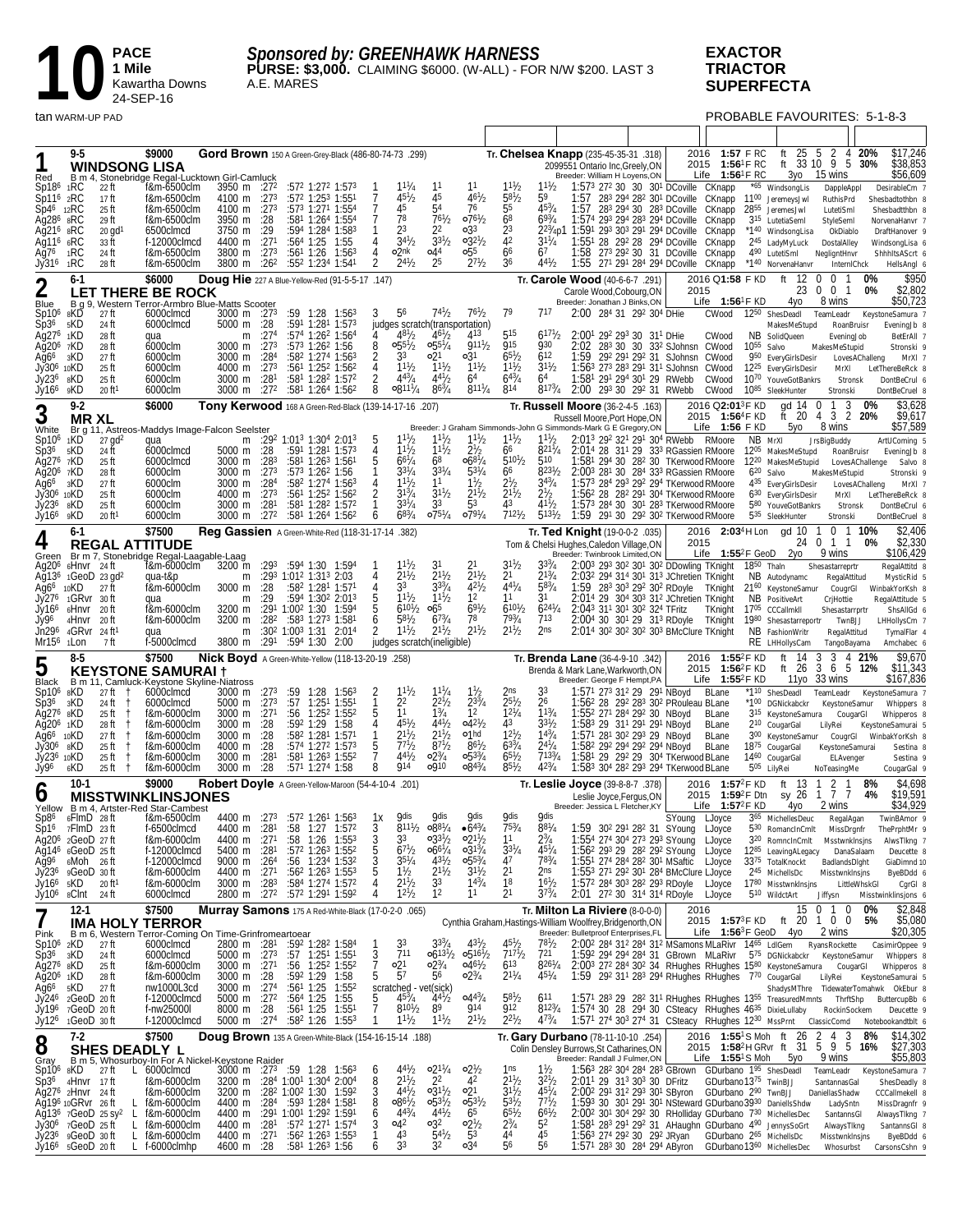# 10 PACE 1 Mile

Kawartha Downs 24-SEP-16

tan WARM-UP PAD

**Sponsored by: GREENHAWK HARNESS**

**PURSE: $3,000.** CLAIMING $6000. (W-ALL) - FOR N/W $200. LAST 3 A.E. MARES

**EXACTOR TRIACTOR SUPERFECTA**

PROBABLE FAVOURITES: 5-1-8-3

---

## 1 — WINDSONG LISA (Red) 9-5 — $9000

**Gord Brown** 150 A Green-Grey-Black (486-80-74-73 .299) — **Tr. Chelsea Knapp** (235-45-35-31 .318)

B m 4, Stonebridge Regal-Lucktown Girl-Camluck — 2099551 Ontario Inc,Greely,ON — Breeder: William H Loyens,ON

2016 1:57 F RC ft 25 5 2 4 20% $17,246 · 2015 1:56¹F RC ft 33 10 9 5 30% $38,853 · Life 1:56¹F RC 3yo 15 wins $56,609

| | | | | | | | | | | | | | | | | | | | |
|---|---|---|---|---|---|---|---|---|---|---|---|---|---|---|---|---|---|---|---|
| Sp18⁶ 1RC | 22 ft | f&m-6500clm | 3950 m | :27² | :57² 1:27² 1:57³ | 1 | 1¹¼ | 1¹ | 1¹ | 1¹½ | 1¹½ | 1:57³ 27² 30 30 30¹ DCoville | CKnapp | *65 | WindsongLis | DappleAppl | DesirableCm 7 |
| Sp11⁶ 2RC | 17 ft | f&m-6500clm | 4100 m | :27³ | :57² 1:25³ 1:55¹ | 7 | 4⁵½ | 4⁵ | 4⁶½ | 5⁸½ | 5⁹ | 1:57 28³ 29⁴ 28² 30¹ DCoville | CKnapp | 11⁰⁰ | JeremeysJwl | RuthisPrd | Shesbadtothbn 8 |
| Sp4⁶ 12RC | 25 ft | f&m-6500clm | 4100 m | :27³ | :57³ 1:27¹ 1:55⁴ | 7 | 4⁵ | 5⁴ | 7⁶ | 5⁵ | 4⁵¾ | 1:57 28³ 29⁴ 30 28³ DCoville | CKnapp | 28⁵⁵ | JeremeysJwl | LutetiSml | Shesbadtthbn 8 |
| Ag28⁶ 8RC | 29 ft | f&m-6500clm | 3950 m | :28 | :58¹ 1:26⁴ 1:55⁴ | 7 | 7⁸ | 7⁶½ | o7⁶½ | 6⁸ | 6⁹¾ | 1:57⁴ 29³ 29⁴ 28³ 29⁴ DCoville | CKnapp | 3¹⁵ | LutetiaSeml | StyleSeml | NorvenaHanvr 7 |
| Ag21⁶ 6RC | 20 gd¹ | 6500clmcd | 3750 m | :29 | :59⁴ 1:28⁴ 1:58³ | 1 | 2³ | 2² | o3³ | 2³ | 2²¾ap1 | 1:59¹ 29³ 30³ 29¹ 29⁴ DCoville | CKnapp | *1⁴⁰ | WindsongLisa | OkDiablo | DraftHanover 9 |
| Ag11⁶ 6RC | 33 ft | f-12000clmcd | 4400 m | :27¹ | :56⁴ 1:25 1:55 | 4 | 3⁴½ | 3³½ | o3²½ | 4² | 3¹¼ | 1:55¹ 28 29² 28 29⁴ DCoville | CKnapp | 2⁴⁵ | LadyMyLuck | DostalAlley | WindsongLisa 6 |
| Ag7⁶ 1RC | 24 ft | f&m-6500clm | 3800 m | :27³ | :56¹ 1:26 1:56³ | 4 | o2ⁿᵏ | o4⁴ | o5⁵ | 6⁶ | 6⁷ | 1:58 27³ 29² 30 31 DCoville | CKnapp | 4⁹⁰ | LutetiSml | NeglgntHnvr | ShhhItsAScrt 6 |
| Jy31⁶ 1RC | 28 ft | f&m-6500clm | 3800 m | :26² | :55² 1:23⁴ 1:54¹ | 2 | 2⁴½ | 2⁵ | 2⁷½ | 3⁶ | 4⁴½ | 1:55 27¹ 29¹ 28⁴ 29⁴ DCoville | CKnapp | *1⁴⁰ | NorvenaHanvr | InternlChck | HellsAngl 6 |

## 2 — LET THERE BE ROCK (Blue) 6-1 — $6000

**Doug Hie** 227 A Blue-Yellow-Red (91-5-5-17 .147) — **Tr. Carole Wood** (40-6-6-7 .291)

B g 9, Western Terror-Armbro Blue-Matts Scooter — Carole Wood,Cobourg,ON — Breeder: Jonathan J Binks,ON

2016 Q1:58 F KD ft 12 0 0 1 0% $950 · 2015 23 0 0 1 0% $2,802 · Life 1:56¹F RC 4yo 8 wins $50,723

| | | | | | | | | | | | | | | | | | | | |
|---|---|---|---|---|---|---|---|---|---|---|---|---|---|---|---|---|---|---|---|
| Sp10⁶ 8KD | 27 ft | 6000clmcd | 3000 m | :27³ | :59 1:28 1:56³ | 3 | 5⁶ | 7⁴½ | 7⁶½ | 7⁹ | 7¹⁷ | 2:00 28⁴ 31 29² 30⁴ DHie | CWood | 12⁵⁰ | ShesDeadl | TeamLeadr | KeystoneSamura 7 |
| Sp3⁶ 5KD | 24 ft | 6000clmcd | 5000 m | :28 | :59¹ 1:28¹ 1:57³ | judges scratch(transportation) | | | | | | | | | MakesMeStupd | RoanBruisr | EveningJb 8 |
| Ag27⁶ 1KD | 28 ft | qua | m | :27⁴ | :57⁴ 1:26² 1:56⁴ | 4 | 4⁸½ | 4⁶½ | 4¹³ | 5¹⁵ | 6¹⁷½ | 2:00¹ 29² 29³ 30 31¹ DHie | CWood | NB | SolidQueen | EveningJob | BetErAll 7 |
| Ag20⁶ 7KD | 28 ft | 6000clm | 3000 m | :27³ | :57³ 1:26² 1:56 | 8 | o5⁵½ | o5⁵¼ | 9¹¹½ | 9¹⁵ | 9³⁰ | 2:02 28³ 30 30 33² SJohnsn | CWood | 10⁵⁵ | Salvo | MakesMeStupid | Stronski 9 |
| Ag6⁶ 3KD | 27 ft | 6000clm | 3000 m | :28⁴ | :58² 1:27⁴ 1:56³ | 2 | 3³ | o2¹ | o3¹ | 6⁵½ | 6¹² | 1:59 29² 29¹ 29² 31 SJohnsn | CWood | 9⁵⁰ | EveryGirlsDesir | LovesAChalleng | MrXl 7 |
| Jy30⁶ 10KD | 25 ft | 6000clm | 4000 m | :27³ | :56¹ 1:25² 1:56² | 4 | 1¹½ | 1¹½ | 1¹½ | 1¹½ | 3¹½ | 1:56³ 27³ 28³ 29¹ 31¹ SJohnsn | CWood | 12²⁵ | EveryGirlsDesir | MrXl | LetThereBeRck 8 |
| Jy23⁶ 6KD | 25 ft | 6000clm | 3000 m | :28¹ | :58¹ 1:28² 1:57² | 2 | 4⁴¾ | 4⁴½ | 6⁴ | 6⁴¾ | 6⁴ | 1:58¹ 29¹ 29⁴ 30¹ 29 RWebb | CWood | 10⁷⁰ | YouveGotBankrs | Stronsk | DontBeCrul 6 |
| Jy16⁶ 9KD | 20 ft¹ | 6000clm | 3000 m | :27² | :58¹ 1:26⁴ 1:56² | 8 | o8¹¹¼ | 8⁶¾ | 8¹¹¼ | 8¹⁴ | 8¹⁷¾ | 2:00 29³ 30 29² 31 RWebb | CWood | 10⁸⁵ | SleekHunter | Stronski | DontBeCruel 8 |

## 3 — MR XL (White) 9-2 — $6000

**Tony Kerwood** 168 A Green-Red-Black (139-14-17-16 .207) — **Tr. Russell Moore** (36-2-4-5 .163)

Br g 11, Astreos-Maddys Image-Falcon Seelster — Russell Moore,Port Hope,ON — Breeder: J Graham Simmonds-John G Simmonds-Mark G E Gregory,ON

2016 Q2:01³F KD gd 14 0 1 3 0% $3,628 · 2015 1:56⁴F KD ft 20 4 3 2 20% $9,617 · Life 1:56 F KD 5yo 8 wins $57,589

| | | | | | | | | | | | | | | | | | | | |
|---|---|---|---|---|---|---|---|---|---|---|---|---|---|---|---|---|---|---|---|
| Sp10⁶ 1KD | 27 gd² | qua | m | :29² | 1:01³ 1:30⁴ 2:01³ | 5 | 1¹½ | 1¹½ | 1¹½ | 1¹½ | 1¹½ | 2:01³ 29² 32¹ 29¹ 30⁴ RWebb | RMoore | NB | MrXl | JrsBigBuddy | ArtUComing 5 |
| Sp3⁶ 5KD | 24 ft | 6000clmcd | 5000 m | :28 | :59¹ 1:28¹ 1:57³ | 4 | 1¹½ | 1¹½ | 2½ | 6⁶ | 8²¹¼ | 2:01⁴ 28 31¹ 29 33³ RGassien | RMoore | 12⁰⁵ | MakesMeStupd | RoanBruisr | EveningJb 8 |
| Ag27⁶ 7KD | 25 ft | 6000clmcd | 3000 m | :28³ | :58¹ 1:26³ 1:56¹ | 5 | 6⁶¼ | 6⁸ | o6⁸¼ | 5¹⁰½ | 5¹⁰ | 1:58¹ 29⁴ 30 28² 30 TKerwood | RMoore | 12²⁰ | MakesMeStupid | LovesAChallenge | Salvo 8 |
| Ag20⁶ 7KD | 28 ft | 6000clm | 3000 m | :27³ | :57³ 1:26² 1:56 | 1 | 3³¼ | 3³¼ | 5³¼ | 6⁸ | 8²³½ | 2:00³ 28¹ 30 28⁴ 33³ RGassien | RMoore | 6²⁰ | Salvo | MakesMeStupid | Stronski 9 |
| Ag6⁶ 3KD | 27 ft | 6000clm | 3000 m | :28⁴ | :58² 1:27⁴ 1:56³ | 4 | 1¹½ | 1¹ | 1½ | 2½ | 3⁴¾ | 1:57³ 28⁴ 29³ 29² 29⁴ TKerwood | RMoore | 4³⁵ | EveryGirlsDesir | LovesAChalleng | MrXl 7 |
| Jy30⁶ 10KD | 25 ft | 6000clm | 4000 m | :27³ | :56¹ 1:25² 1:56² | 2 | 3¹½ | 3¹½ | 2¹½ | 2¹½ | 2½ | 1:56² 28 28² 29¹ 30⁴ TKerwood | RMoore | 6³⁰ | EveryGirlsDesir | MrXl | LetThereBeRck 8 |
| Jy23⁶ 6KD | 25 ft | 6000clm | 3000 m | :28¹ | :58¹ 1:28² 1:57² | 1 | 3³¼ | 3³ | 5³ | 4³ | 4¹½ | 1:57³ 28⁴ 30 30¹ 28³ TKerwood | RMoore | 5⁸⁰ | YouveGotBankrs | Stronsk | DontBeCrul 6 |
| Jy16⁶ 9KD | 20 ft¹ | 6000clm | 3000 m | :27² | :58¹ 1:26⁴ 1:56² | 6 | 6⁸¾ | o7⁵¼ | o7⁹¼ | 7¹²½ | 5¹³½ | 1:59 29¹ 30 29² 30² TKerwood | RMoore | 5³⁵ | SleekHunter | Stronski | DontBeCruel 8 |

## 4 — REGAL ATTITUDE (Green) 6-1 — $7500

**Reg Gassien** A Green-White-Red (118-31-17-14 .382) — **Tr. Ted Knight** (19-0-0-2 .035)

Br m 7, Stonebridge Regal-Laagable-Laag — Tom & Chelsi Hughes,Caledon Village,ON — Breeder: Twinbrook Limited,ON

2016 2:03⁴H Lon gd 10 1 0 1 10% $2,406 · 2015 24 0 1 1 0% $2,330 · Life 1:55²F GeoD 2yo 9 wins $106,429

| | | | | | | | | | | | | | | | | | | | |
|---|---|---|---|---|---|---|---|---|---|---|---|---|---|---|---|---|---|---|---|
| Ag20⁶ 6Hnvr | 24 ft | f&m-6000clm | 3200 m | :29³ | :59⁴ 1:30 1:59⁴ | 1 | 1¹½ | 3¹ | 2¹ | 3¹½ | 3³¾ | 2:00³ 29³ 30² 30¹ 30² DDowling | TKnight | 18⁵⁰ | Thaln | Shesastarreprtr | RegalAttitd 8 |
| Ag13⁶ 1GeoD | 23 gd² | qua-t&p | m | :29³ | 1:01² 1:31³ 2:03 | 4 | 2¹½ | 2¹½ | 2¹½ | 2¹ | 2¹¾ | 2:03² 29⁴ 31⁴ 30¹ 31³ JChretien | TKnight | NB | Autodynamc | RegalAttitud | MysticRid 5 |
| Ag6⁶ 10KD | 27 ft | f&m-6000clm | 3000 m | :28 | :58² 1:28¹ 1:57¹ | 4 | 3³ | 3³¾ | 4²½ | 4⁴¼ | 5⁸¾ | 1:59 28³ 30³ 29² 30² RDoyle | TKnight | 21⁶⁰ | KeystoneSamur | CougrGl | WinbakYorKsh 8 |
| Jy27⁶ 1GRvr | 30 ft | qua | m | :29 | :59⁴ 1:30² 2:01³ | 5 | 1¹½ | 1¹½ | 1² | 1¹ | 3¹ | 2:01⁴ 29 30⁴ 30³ 31² JChretien | TKnight | NB | PositiveArt | CrjHottie | RegalAttitude 5 |
| Jy16⁶ 6Hnvr | 20 ft | f&m-6000clm | 3200 m | :29¹ | 1:00² 1:30 1:59⁴ | 5 | 6¹⁰½ | o6⁵ | 6⁹½ | 6⁶ | 6¹⁰½ | 2:04³ 31¹ 30¹ 30² 32⁴ TFritz | TKnight | 17⁰⁵ | CCCallmkll | Shesastarrprtr | ShsAllGd 6 |
| Jy9⁶ 4Hnvr | 20 ft | f&m-6000clm | 3200 m | :29² | :58³ 1:27³ 1:58¹ | 6 | 5⁸½ | 6⁷¾ | 7⁸ | 7⁹¾ | 7¹³ | 2:00⁴ 30 30¹ 29 31³ RDoyle | TKnight | 19⁸⁰ | Shesastarreportr | TwnBJJ | LHHollysCm 7 |
| Jn29⁶ 4GRvr | 24 ft¹ | qua | m | :30² | 1:00³ 1:31 2:01⁴ | 2 | 1¹½ | 2¹½ | 2¹½ | 2¹½ | 2ⁿˢ | 2:01⁴ 30² 30² 30² 30³ BMcClure | TKnight | NB | FashionWritr | RegalAttitud | TymalFlar 4 |
| Mr15⁶ 1Lon | 7 ft | f-5000clmcd | 3800 m | :29¹ | :59⁴ 1:30 2:00 | judges scratch(ineligible) | | | | | | | | | RE | LHHollysCam | TangoBayama | Amchabec 6 |

## 5 — KEYSTONE SAMURAI † (Black) 8-5 — $7500

**Nick Boyd** A Green-White-Yellow (118-13-20-19 .258) — **Tr. Brenda Lane** (36-4-9-10 .342)

B m 11, Camluck-Keystone Skyline-Niatross — Brenda & Mark Lane,Warkworth,ON — Breeder: George F Hempt,PA

2016 1:55²F KD ft 14 3 3 4 21% $9,670 · 2015 1:56²F KD ft 26 3 6 5 12% $11,343 · Life 1:55²F KD 11yo 33 wins $167,836

| | | | | | | | | | | | | | | | | | | | |
|---|---|---|---|---|---|---|---|---|---|---|---|---|---|---|---|---|---|---|---|
| Sp10⁶ 8KD | 27 ft † | 6000clmcd | 3000 m | :27³ | :59 1:28 1:56³ | 2 | 1¹½ | 1¹¼ | 1½ | 2ⁿˢ | 3³ | 1:57¹ 27³ 31² 29 28⁴ NBoyd | BLane | *1¹⁰ | ShesDeadl | TeamLeadr | KeystoneSamura 7 |
| Sp3⁶ 3KD | 24 ft † | 6000clmcd | 5000 m | :27³ | :57 1:25¹ 1:55¹ | 1 | 2² | 2²½ | 2³¾ | 2⁵½ | 2⁶ | 1:56² 28 29² 28³ 30² PRouleau | BLane | *1⁰⁰ | DGNickabckr | KeystoneSamur | Whippers 8 |
| Ag27⁶ 8KD | 25 ft † | f&m-6000clm | 3000 m | :27¹ | :56 1:25² 1:55² | 5 | 1¹ | 1¾ | 1² | 1²¼ | 1¹¾ | 1:55² 27¹ 28⁴ 29² 30 NBoyd | BLane | 3¹⁵ | KeystoneSamura | CougarGl | Whipperos 8 |
| Ag20⁶ 1KD | 28 ft † | f&m-6000clm | 3000 m | :28 | :59² 1:29 1:58 | 4 | 4⁵½ | 4⁴½ | o4²½ | 4³ | 3³½ | 1:58³ 29 31¹ 29¹ 29¹ NBoyd | BLane | 2¹⁰ | CougarGal | LilyRei | KeystoneSamurai 5 |
| Ag6⁶ 10KD | 27 ft † | f&m-6000clm | 3000 m | :28 | :58² 1:28¹ 1:57¹ | 5 | 2¹½ | 2¹½ | o1hd | 1²½ | 1²½ | 1:57¹ 28¹ 30² 29³ 29 NBoyd | BLane | 3⁰⁰ | KeystoneSamur | CougrGl | WinbakYorKsh 8 |
| Jy30⁶ 6KD | 25 ft † | f&m-6000clm | 4000 m | :28 | :57⁴ 1:27² 1:57³ | 5 | 7⁷½ | 8⁷½ | 8⁶½ | 6³¾ | 2⁴¼ | 1:58² 30² 29⁴ 29² 29⁴ NBoyd | BLane | 18⁷⁵ | CougarGal | KeystoneSamurai | Sestina 8 |
| Jy23⁶ 10KD | 25 ft † | f&m-6000clm | 3000 m | :28¹ | :58¹ 1:26³ 1:55² | 7 | 4⁴½ | o2³¼ | o5³¾ | 6⁵½ | 7¹³¾ | 1:58¹ 29 29² 29 30⁴ TKerwood | BLane | 14⁶⁰ | CougarGal | ELAvenger | Sestina 9 |
| Jy9⁶ 6KD | 25 ft † | f&m-6000clm | 3000 m | :28 | :57¹ 1:27⁴ 1:58 | 8 | 9¹⁴ | o9¹⁰ | o8⁴¾ | 8⁵½ | 4²¾ | 1:58³ 30⁴ 28² 29³ 29⁴ TKerwood | BLane | 5⁰⁵ | LilyRei | NoTeasingMe | CougarGal 9 |

## 6 — MISSTWINKLINSJONES (Yellow) 10-1 — $9000

**Robert Doyle** A Green-Yellow-Maroon (54-4-10-4 .201) — **Tr. Leslie Joyce** (39-8-8-7 .378)

B m 4, Artster-Red Star-Cambest — Leslie Joyce,Fergus,ON — Breeder: Jessica L Fletcher,KY

2016 1:57²F KD ft 13 1 2 1 8% $4,698 · 2015 1:59²F Dtn sy 26 1 7 7 4% $19,591 · Life 1:57²F KD 4yo 2 wins $34,929

| | | | | | | | | | | | | | | | | | | | |
|---|---|---|---|---|---|---|---|---|---|---|---|---|---|---|---|---|---|---|---|
| Sp8⁶ 6FlmD | 28 ft | f&m-6500clm | 4400 m | :27³ | :57² 1:26¹ 1:56³ | 1x | 9dis | 9dis | 9dis | 9dis | 9dis | | SYoung LJoyce | 3⁶⁵ | MichellesDeuc | RegalAgan | TwinBAmor 9 |
| Sp1⁶ 7FlmD | 23 ft | f-6500clmcd | 4400 m | :28¹ | :58 1:27 1:57² | 3 | 8¹¹½ | o8⁸¼ | •6⁴¾ | 7⁵¾ | 8⁸¼ | 1:59 30² 29¹ 28² 31 SYoung | LJoyce | 5³⁰ | RomancInCmlt | MissDrgnfr | ThePrphtMr 9 |
| Ag20⁶ 2GeoD | 27 ft | f&m-6000clm | 4400 m | :27¹ | :58 1:26 1:55³ | 3 | 3³ | o3³½ | o2¹½ | 1¹ | 2¾ | 1:55⁴ 27⁴ 30⁴ 27³ 29³ SYoung | LJoyce | 3²⁰ | RomncInCmlt | MsstwnklnsJns | AlwsTlkng 7 |
| Ag14⁶ 6GeoD | 25 ft | f-12000clmcd | 5400 m | :28¹ | :57² 1:26³ 1:55² | 5 | 6⁷½ | o6⁶¼ | o3¹¾ | 3³¼ | 4⁵¼ | 1:56² 29³ 29 28² 29² SYoung | LJoyce | 12⁸⁵ | LeavingALegacy | DanaSalaam | Deucette 8 |
| Ag9⁶ 6Moh | 26 ft | f-12000clmcd | 9000 m | :26⁴ | :56 1:23⁴ 1:53² | 8 | 3⁵¼ | 4³½ | o5⁵¾ | 4⁷ | 7⁸¾ | 1:55¹ 27⁴ 28⁴ 28¹ 30¹ MSaftic | LJoyce | 33⁷⁵ | TotalKnockt | BadlandsDlght | GiaDimnd 10 |
| Jy23⁶ 9GeoD | 30 ft | f&m-6000clm | 4400 m | :27¹ | :56² 1:26³ 1:55³ | 5 | 1½ | 2¹½ | 3¹½ | 2¹ | 2ⁿˢ | 1:55³ 27¹ 29² 30¹ 28⁴ BMcClure | LJoyce | 2⁴⁵ | MichellsDc | MisstwnklnsJns | ByeBDdd 6 |
| Jy16⁶ 5KD | 20 ft¹ | f&m-6000clm | 3000 m | :28³ | :58⁴ 1:27⁴ 1:57² | 4 | 2¹½ | 3³ | 1⁴¾ | 1⁸ | 1⁶½ | 1:57² 28³ 30³ 28² 29³ RDoyle | LJoyce | 17⁸⁰ | MisstwnkInsjns | LittleWhskGl | CgrGl 8 |
| Jy10⁶ 8Clnt | 24 ft | 6000clmcd | 2800 m | :27² | :57² 1:29¹ 1:59² | 4 | 1²½ | 1² | 1¹ | 2¹ | 3⁷¾ | 2:01 27² 30 31⁴ 31⁴ RDoyle | LJoyce | 5¹⁰ | WildctArt | Jiffysn | Misstwinklinsjons 6 |

## 7 — IMA HOLY TERROR (Pink) 12-1 — $7500

**Murray Samons** 175 A Red-White-Black (17-0-2-0 .065) — **Tr. Milton La Riviere** (8-0-0-0)

B m 6, Western Terror-Coming On Time-Grinfromeartoear — Cynthia Graham,Hastings-William Woolfrey,Bridgenorth,ON — Breeder: Bulletproof Enterprises,FL

2016 15 0 1 0 0% $2,848 · 2015 1:57³F KD ft 20 1 0 0 5% $5,080 · Life 1:56³F GeoD 4yo 2 wins $20,305

| | | | | | | | | | | | | | | | | | | | |
|---|---|---|---|---|---|---|---|---|---|---|---|---|---|---|---|---|---|---|---|
| Sp10⁶ 2KD | 27 ft | 6000clmcd | 2800 m | :28¹ | :59² 1:28² 1:58⁴ | 1 | 3³ | 3³¾ | 4³½ | 4⁵½ | 7⁸½ | 2:00² 28⁴ 31² 28⁴ 31² MSamons | MLaRivr | 14⁶⁵ | LdlGem | RyansRockette | CasimirOppee 9 |
| Sp3⁶ 3KD | 24 ft | 6000clmcd | 5000 m | :27³ | :57 1:25¹ 1:55¹ | 3 | 7¹¹ | o6¹³½ | o5¹⁶½ | 7¹⁷½ | 7²¹ | 1:59² 29⁴ 29⁴ 28⁴ 31 GBrown | MLaRivr | 5⁷⁵ | DGNickabckr | KeystoneSamur | Whippers 8 |
| Ag27⁶ 8KD | 25 ft | f&m-6000clm | 3000 m | :27¹ | :56 1:25² 1:55² | 7 | o2¹ | o2³¼ | o4⁶½ | 6¹³ | 8²⁶¼ | 2:00³ 27² 28⁴ 30² 34 RHughes | RHughes | 15⁸⁰ | KeystoneSamura | CougarGl | Whipperos 8 |
| Ag20⁶ 1KD | 28 ft | f&m-6000clm | 3000 m | :28 | :59² 1:29 1:58 | 5 | 5⁷ | 5⁶ | o2³¾ | 2¹¼ | 4⁵¼ | 1:59 29² 31¹ 28³ 29⁴ RHughes | RHughes | 7⁷⁰ | CougarGal | LilyRei | KeystoneSamurai 5 |
| Ag6⁶ 5KD | 27 ft | nw1000L3cd | 3000 m | :27⁴ | :56¹ 1:25 1:55² | scratched - vet(sick) | | | | | | | | | ShadysMThre | TidewaterTomahwk | OkEbur 8 |
| Jy24⁶ 2GeoD | 20 ft | f-12000clmcd | 5000 m | :27² | :56⁴ 1:25 1:55 | 5 | 4⁵¾ | 4⁴½ | o4⁴¾ | 5⁸½ | 6¹¹ | 1:57¹ 28³ 29 28² 31¹ RHughes | RHughes | 13⁵⁵ | TreasuredMmnts | ThrftShp | ButtercupBb 6 |
| Jy19⁶ 7GeoD | 20 ft | f-nw25000l | 8000 m | :28 | :56¹ 1:25¹ 1:55¹ | 7 | 8¹⁰½ | 8⁹ | 9¹⁴ | 9¹² | 8¹²¾ | 1:57⁴ 30 28 29⁴ 30 CSteacy | RHughes | 46³⁵ | DixieLullaby | RockinSockem | Deucette 9 |
| Jy12⁶ 1GeoD | 30 ft | f-12000clmcd | 5000 m | :27⁴ | :58² 1:26 1:55³ | 1 | 1¹½ | 1¹½ | 2¹½ | 2²½ | 4⁷¾ | 1:57¹ 27⁴ 30³ 27⁴ 31 CSteacy | RHughes | 12³⁰ | MssPrnt | ClassicComd | Notebookandtblt 6 |

## 8 — SHES DEADLY L (Gray) 7-2 — $7500

**Doug Brown** 135 A Green-White-Black (154-16-15-14 .188) — **Tr. Gary Durbano** (78-11-10-10 .254)

B m 5, Whosurboy-In For A Nickel-Keystone Raider — Colin Dessley Burrows,St Catharines,ON — Breeder: Randall J Fulmer,ON

2016 1:55¹S Moh ft 26 2 4 3 8% $14,302 · 2015 1:58²H GRvr ft 31 5 9 5 16% $27,303 · Life 1:55¹S Moh 5yo 9 wins $55,803

| | | | | | | | | | | | | | | | | | | | |
|---|---|---|---|---|---|---|---|---|---|---|---|---|---|---|---|---|---|---|---|
| Sp10⁶ 8KD | 27 ft L | 6000clmcd | 3000 m | :27³ | :59 1:28 1:56³ | 6 | 4⁴½ | o2¹¼ | o2½ | 1ⁿˢ | 1½ | 1:56³ 28² 30⁴ 28⁴ 28³ GBrown | GDurbano | 1⁹⁵ | ShesDeadl | TeamLeadr | KeystoneSamura 7 |
| Sp3⁶ 4Hnvr | 17 ft L | f&m-6000clm | 3200 m | :28⁴ | 1:00¹ 1:30⁴ 2:00⁴ | 8 | 2¹½ | 2² | 4² | 2¹½ | 3²½ | 2:01¹ 29 31³ 30³ 30 DFritz | GDurbano | 13⁷⁵ | TwinBJJ | SantannasGal | ShesDeadly 8 |
| Ag27⁶ 3Hnvr | 24 ft L | f&m-6000clm | 3200 m | :28² | 1:00² 1:30 1:59² | 3 | 4⁴½ | o3¹½ | o2¹ | 3¹½ | 4⁵¾ | 2:00² 29¹ 31² 29³ 30¹ SBryon | GDurbano | 2⁹⁰ | TwnBJJ | DaniellasShadw | CCCallmekell 8 |
| Ag19⁶ 10GRvr | 26 ft L | f&m-6000clm | 4400 m | :28⁴ | :59³ 1:28⁴ 1:58¹ | 8 | o8⁶½ | o5³½ | o5³½ | 5³½ | 7⁷½ | 1:59³ 30 30¹ 29¹ 30 NSteward | GDurbano | 39³⁰ | DaniellsShdw | LadySntn | MissDragnfr 9 |
| Ag13⁶ 7GeoD | 25 sy² L | f&m-6000clm | 4400 m | :29¹ | 1:00¹ 1:29² 1:59¹ | 6 | 4⁴¾ | 4⁴½ | 6⁵ | 6⁵½ | 6⁶½ | 2:00² 30¹ 30⁴ 29² 29⁴ RHolliday | GDurbano | 7³⁰ | MichellesDec | SantannsGl | AlwaysTlkng 7 |
| Jy30⁶ 7GeoD | 25 ft L | f&m-6000clm | 4400 m | :28¹ | :57² 1:27¹ 1:57⁴ | 3 | o4² | o3² | o2½ | 2¾ | 5² | 1:58¹ 28³ 29¹ 29² 31 AHaughn | GDurbano | 4⁹⁰ | JennysSoGrt | AlwaysTlkng | SantannsGl 8 |
| Jy23⁶ 9GeoD | 30 ft L | f&m-6000clm | 4400 m | :27¹ | :56² 1:26³ 1:55³ | 1 | 4³ | 5⁴½ | 5³ | 4⁴ | 4⁵ | 1:56³ 27⁴ 29² 30 29² JRyan | GDurbano | 2⁶⁵ | MichellsDc | MisstwnkInsjns | ByeBDdd 6 |
| Jy16⁶ 5GeoD | 20 ft L | f-6000clmhp | 4600 m | :28 | :58¹ 1:26³ 1:56 | 6 | 3³ | 3² | o3⁴ | 5⁶ | 5⁶ | 1:57¹ 28³ 30 28⁴ 29⁴ AByron | GDurbano | 13⁶⁰ | MichellesDec | Whosurbst | CarsonsCshn 9 |